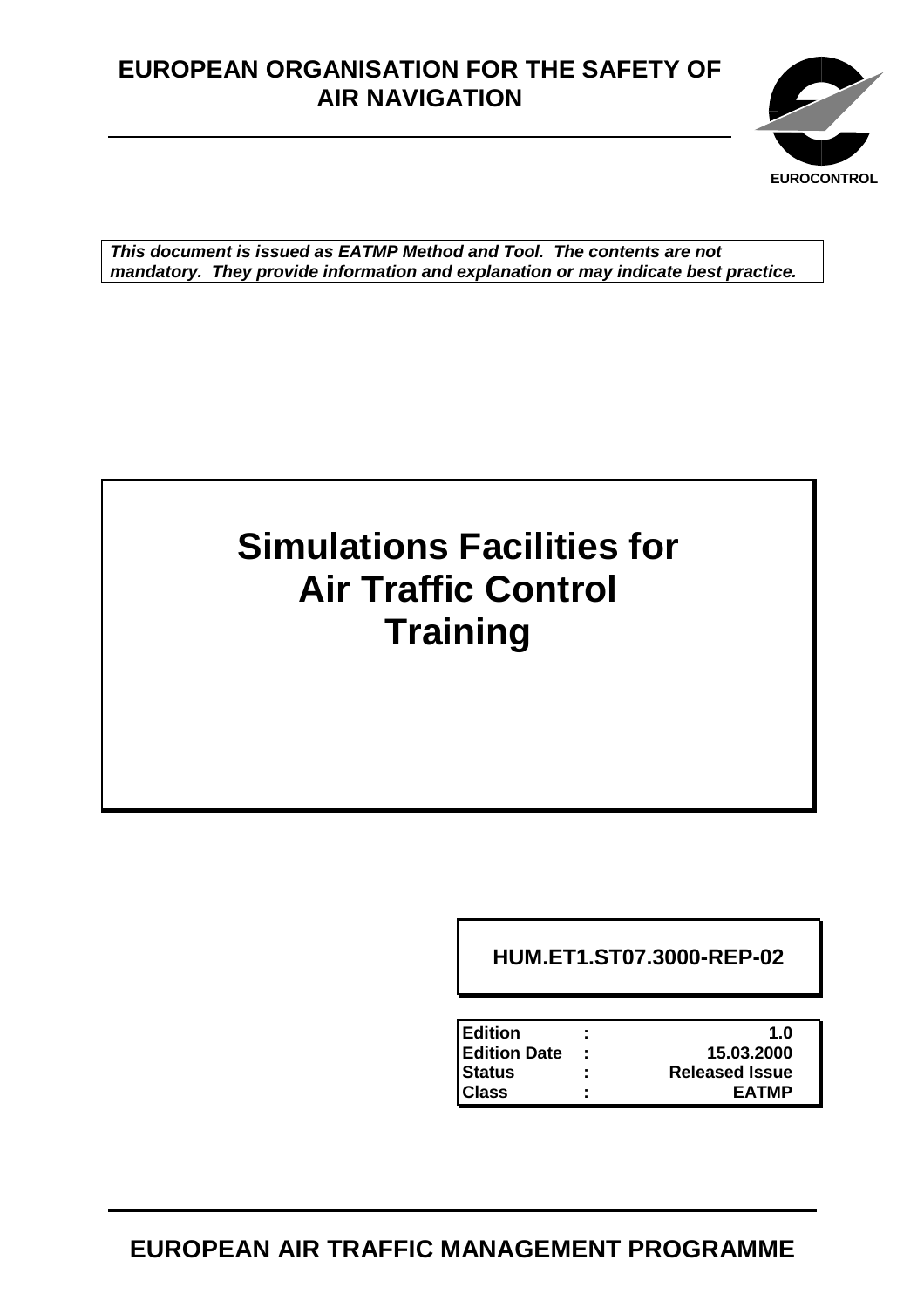**EUROPEAN ORGANISATION FOR THE SAFETY OF AIR NAVIGATION**

**EUROCONTROL**

***This document is issued as EATMP Method and Tool. The contents are not mandatory. They provide information and explanation or may indicate best practice.***

# Simulations Facilities for Air Traffic Control Training

**HUM.ET1.ST07.3000-REP-02**

| | | |
|---|---|---|
| **Edition** | **:** | **1.0** |
| **Edition Date** | **:** | **15.03.2000** |
| **Status** | **:** | **Released Issue** |
| **Class** | **:** | **EATMP** |

**EUROPEAN AIR TRAFFIC MANAGEMENT PROGRAMME**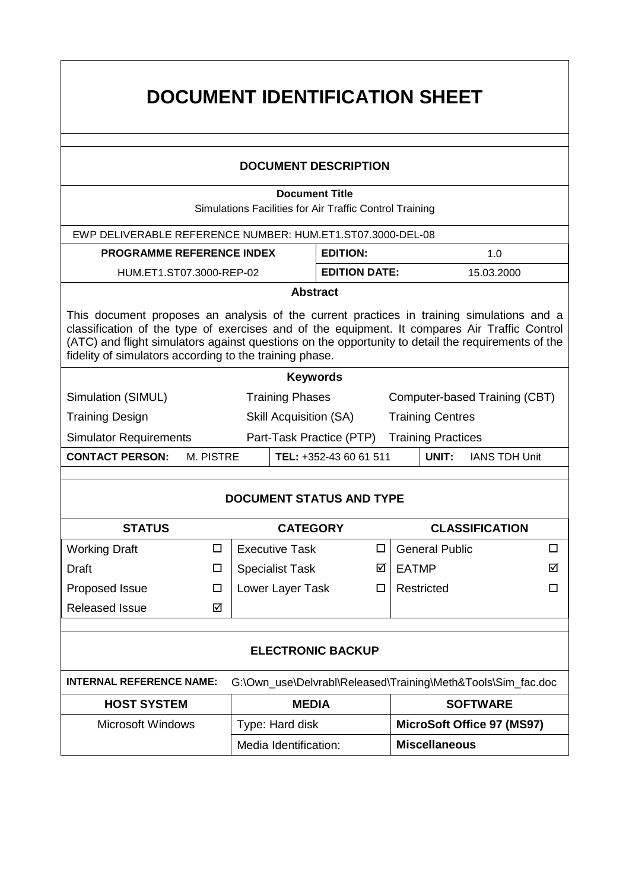# DOCUMENT IDENTIFICATION SHEET

## DOCUMENT DESCRIPTION

**Document Title**

Simulations Facilities for Air Traffic Control Training

| EWP DELIVERABLE REFERENCE NUMBER: HUM.ET1.ST07.3000-DEL-08 | | |
|---|---|---|
| **PROGRAMME REFERENCE INDEX** | **EDITION:** | 1.0 |
| HUM.ET1.ST07.3000-REP-02 | **EDITION DATE:** | 15.03.2000 |

**Abstract**

This document proposes an analysis of the current practices in training simulations and a classification of the type of exercises and of the equipment. It compares Air Traffic Control (ATC) and flight simulators against questions on the opportunity to detail the requirements of the fidelity of simulators according to the training phase.

**Keywords**

| | | |
|---|---|---|
| Simulation (SIMUL) | Training Phases | Computer-based Training (CBT) |
| Training Design | Skill Acquisition (SA) | Training Centres |
| Simulator Requirements | Part-Task Practice (PTP) | Training Practices |

| **CONTACT PERSON:** M. PISTRE | **TEL:** +352-43 60 61 511 | **UNIT:** IANS TDH Unit |
|---|---|---|

## DOCUMENT STATUS AND TYPE

| STATUS | | CATEGORY | | CLASSIFICATION | |
|---|---|---|---|---|---|
| Working Draft | ☐ | Executive Task | ☐ | General Public | ☐ |
| Draft | ☐ | Specialist Task | ☑ | EATMP | ☑ |
| Proposed Issue | ☐ | Lower Layer Task | ☐ | Restricted | ☐ |
| Released Issue | ☑ | | | | |

## ELECTRONIC BACKUP

**INTERNAL REFERENCE NAME:** G:\Own_use\Delvrabl\Released\Training\Meth&Tools\Sim_fac.doc

| HOST SYSTEM | MEDIA | SOFTWARE |
|---|---|---|
| Microsoft Windows | Type: Hard disk | **MicroSoft Office 97 (MS97)** |
| | Media Identification: | **Miscellaneous** |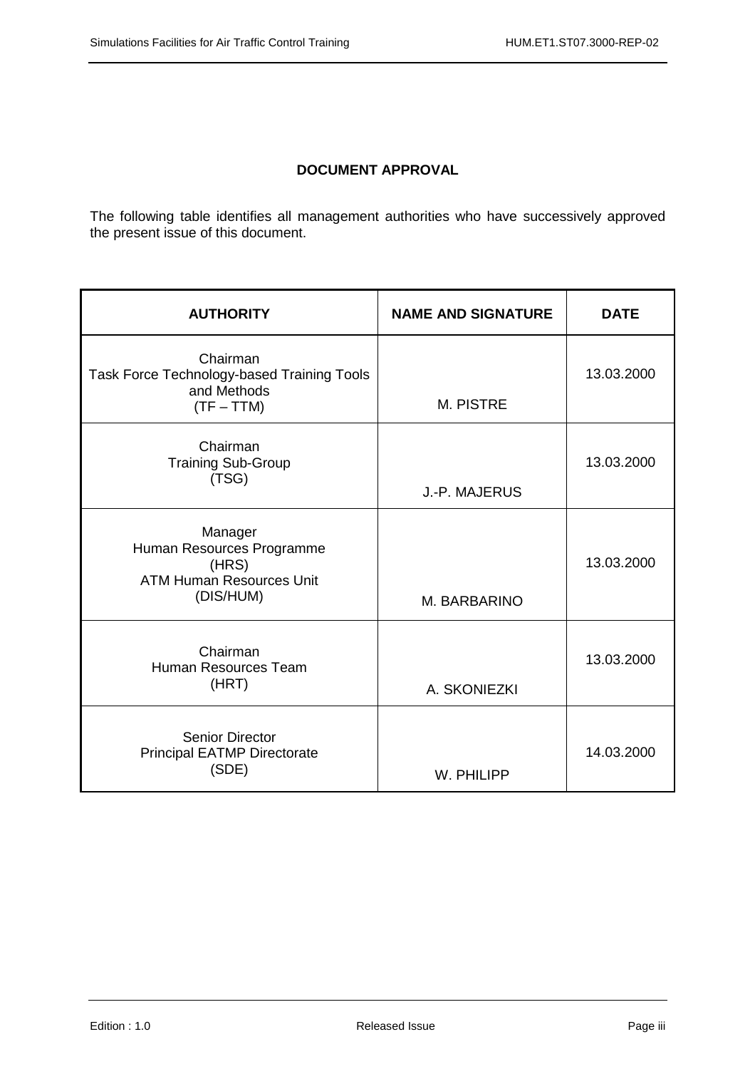**DOCUMENT APPROVAL**

The following table identifies all management authorities who have successively approved the present issue of this document.

| AUTHORITY | NAME AND SIGNATURE | DATE |
| --- | --- | --- |
| Chairman<br>Task Force Technology-based Training Tools and Methods<br>(TF – TTM) | M. PISTRE | 13.03.2000 |
| Chairman<br>Training Sub-Group<br>(TSG) | J.-P. MAJERUS | 13.03.2000 |
| Manager<br>Human Resources Programme<br>(HRS)<br>ATM Human Resources Unit<br>(DIS/HUM) | M. BARBARINO | 13.03.2000 |
| Chairman<br>Human Resources Team<br>(HRT) | A. SKONIEZKI | 13.03.2000 |
| Senior Director<br>Principal EATMP Directorate<br>(SDE) | W. PHILIPP | 14.03.2000 |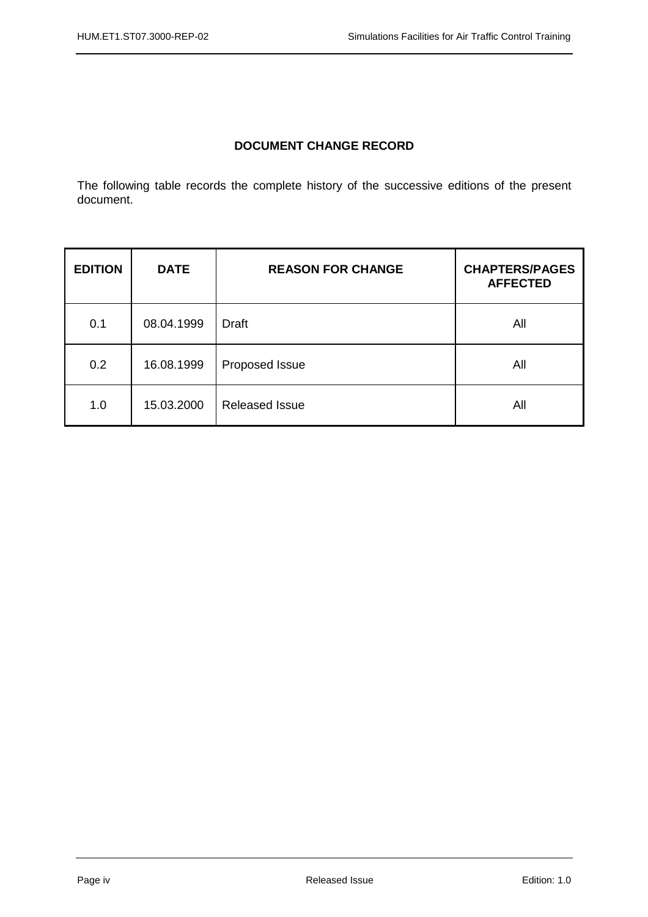## DOCUMENT CHANGE RECORD

The following table records the complete history of the successive editions of the present document.

| EDITION | DATE | REASON FOR CHANGE | CHAPTERS/PAGES AFFECTED |
|---|---|---|---|
| 0.1 | 08.04.1999 | Draft | All |
| 0.2 | 16.08.1999 | Proposed Issue | All |
| 1.0 | 15.03.2000 | Released Issue | All |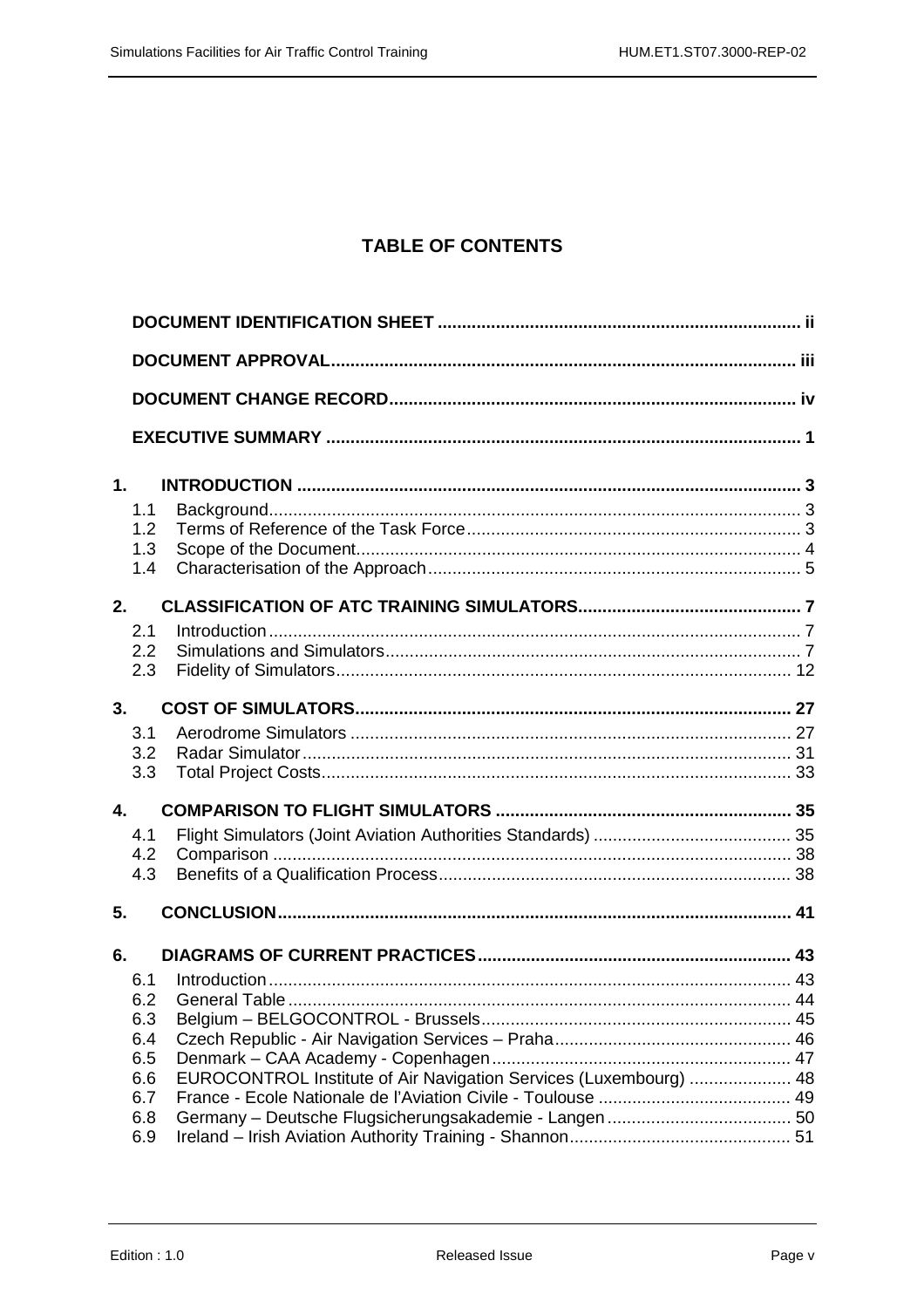# TABLE OF CONTENTS

**DOCUMENT IDENTIFICATION SHEET** ........................................................................... ii

**DOCUMENT APPROVAL**................................................................................................ iii

**DOCUMENT CHANGE RECORD**.................................................................................... iv

**EXECUTIVE SUMMARY** ................................................................................................. 1

**1. INTRODUCTION** ........................................................................................................ 3

- 1.1 Background............................................................................................................ 3
- 1.2 Terms of Reference of the Task Force.................................................................... 3
- 1.3 Scope of the Document........................................................................................... 4
- 1.4 Characterisation of the Approach............................................................................ 5

**2. CLASSIFICATION OF ATC TRAINING SIMULATORS**.............................................. 7

- 2.1 Introduction............................................................................................................. 7
- 2.2 Simulations and Simulators..................................................................................... 7
- 2.3 Fidelity of Simulators............................................................................................. 12

**3. COST OF SIMULATORS**......................................................................................... 27

- 3.1 Aerodrome Simulators .......................................................................................... 27
- 3.2 Radar Simulator.................................................................................................... 31
- 3.3 Total Project Costs................................................................................................ 33

**4. COMPARISON TO FLIGHT SIMULATORS** ............................................................ 35

- 4.1 Flight Simulators (Joint Aviation Authorities Standards) ......................................... 35
- 4.2 Comparison .......................................................................................................... 38
- 4.3 Benefits of a Qualification Process......................................................................... 38

**5. CONCLUSION**.......................................................................................................... 41

**6. DIAGRAMS OF CURRENT PRACTICES**................................................................ 43

- 6.1 Introduction........................................................................................................... 43
- 6.2 General Table ....................................................................................................... 44
- 6.3 Belgium – BELGOCONTROL - Brussels................................................................ 45
- 6.4 Czech Republic - Air Navigation Services – Praha................................................. 46
- 6.5 Denmark – CAA Academy - Copenhagen............................................................. 47
- 6.6 EUROCONTROL Institute of Air Navigation Services (Luxembourg) ..................... 48
- 6.7 France - Ecole Nationale de l'Aviation Civile - Toulouse ........................................ 49
- 6.8 Germany – Deutsche Flugsicherungsakademie - Langen...................................... 50
- 6.9 Ireland – Irish Aviation Authority Training - Shannon............................................. 51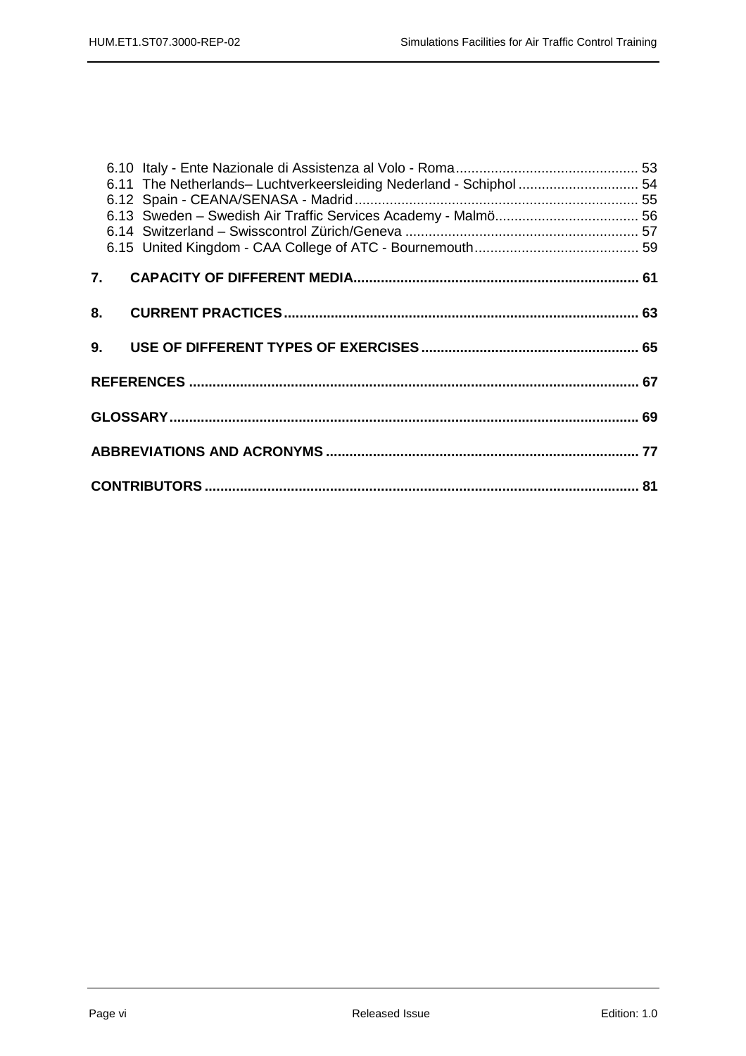6.10 Italy - Ente Nazionale di Assistenza al Volo - Roma ..... 53
6.11 The Netherlands– Luchtverkeersleiding Nederland - Schiphol ..... 54
6.12 Spain - CEANA/SENASA - Madrid ..... 55
6.13 Sweden – Swedish Air Traffic Services Academy - Malmö ..... 56
6.14 Switzerland – Swisscontrol Zürich/Geneva ..... 57
6.15 United Kingdom - CAA College of ATC - Bournemouth ..... 59

**7. CAPACITY OF DIFFERENT MEDIA ..... 61**

**8. CURRENT PRACTICES ..... 63**

**9. USE OF DIFFERENT TYPES OF EXERCISES ..... 65**

**REFERENCES ..... 67**

**GLOSSARY ..... 69**

**ABBREVIATIONS AND ACRONYMS ..... 77**

**CONTRIBUTORS ..... 81**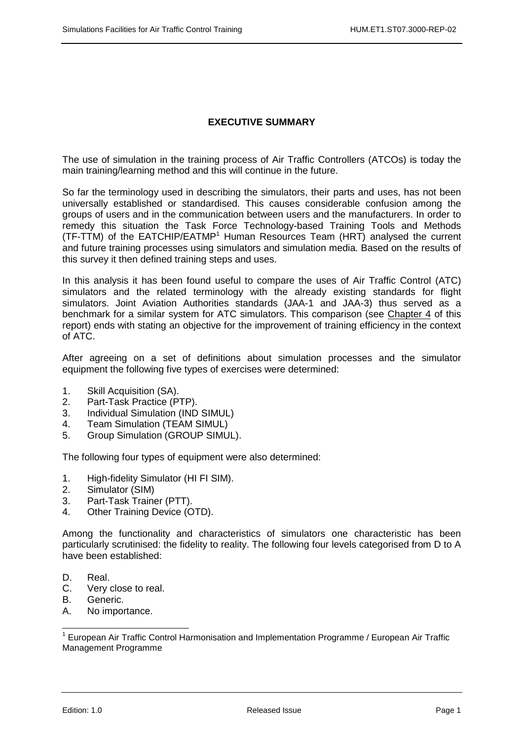# EXECUTIVE SUMMARY

The use of simulation in the training process of Air Traffic Controllers (ATCOs) is today the main training/learning method and this will continue in the future.

So far the terminology used in describing the simulators, their parts and uses, has not been universally established or standardised. This causes considerable confusion among the groups of users and in the communication between users and the manufacturers. In order to remedy this situation the Task Force Technology-based Training Tools and Methods (TF-TTM) of the EATCHIP/EATMP[1] Human Resources Team (HRT) analysed the current and future training processes using simulators and simulation media. Based on the results of this survey it then defined training steps and uses.

In this analysis it has been found useful to compare the uses of Air Traffic Control (ATC) simulators and the related terminology with the already existing standards for flight simulators. Joint Aviation Authorities standards (JAA-1 and JAA-3) thus served as a benchmark for a similar system for ATC simulators. This comparison (see Chapter 4 of this report) ends with stating an objective for the improvement of training efficiency in the context of ATC.

After agreeing on a set of definitions about simulation processes and the simulator equipment the following five types of exercises were determined:

1. Skill Acquisition (SA).
2. Part-Task Practice (PTP).
3. Individual Simulation (IND SIMUL)
4. Team Simulation (TEAM SIMUL)
5. Group Simulation (GROUP SIMUL).

The following four types of equipment were also determined:

1. High-fidelity Simulator (HI FI SIM).
2. Simulator (SIM)
3. Part-Task Trainer (PTT).
4. Other Training Device (OTD).

Among the functionality and characteristics of simulators one characteristic has been particularly scrutinised: the fidelity to reality. The following four levels categorised from D to A have been established:

D. Real.
C. Very close to real.
B. Generic.
A. No importance.

[1] European Air Traffic Control Harmonisation and Implementation Programme / European Air Traffic Management Programme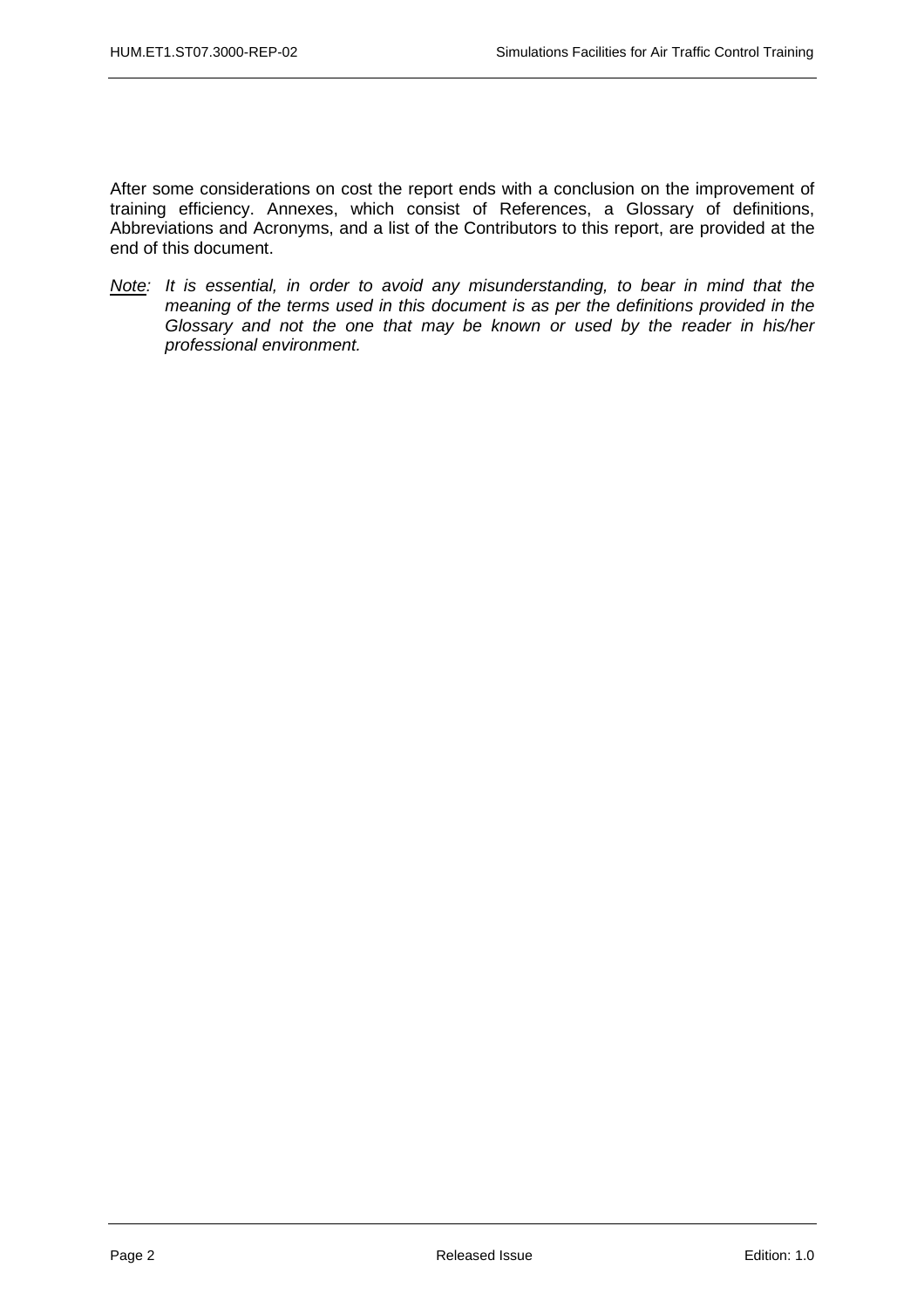After some considerations on cost the report ends with a conclusion on the improvement of training efficiency. Annexes, which consist of References, a Glossary of definitions, Abbreviations and Acronyms, and a list of the Contributors to this report, are provided at the end of this document.

*Note: It is essential, in order to avoid any misunderstanding, to bear in mind that the meaning of the terms used in this document is as per the definitions provided in the Glossary and not the one that may be known or used by the reader in his/her professional environment.*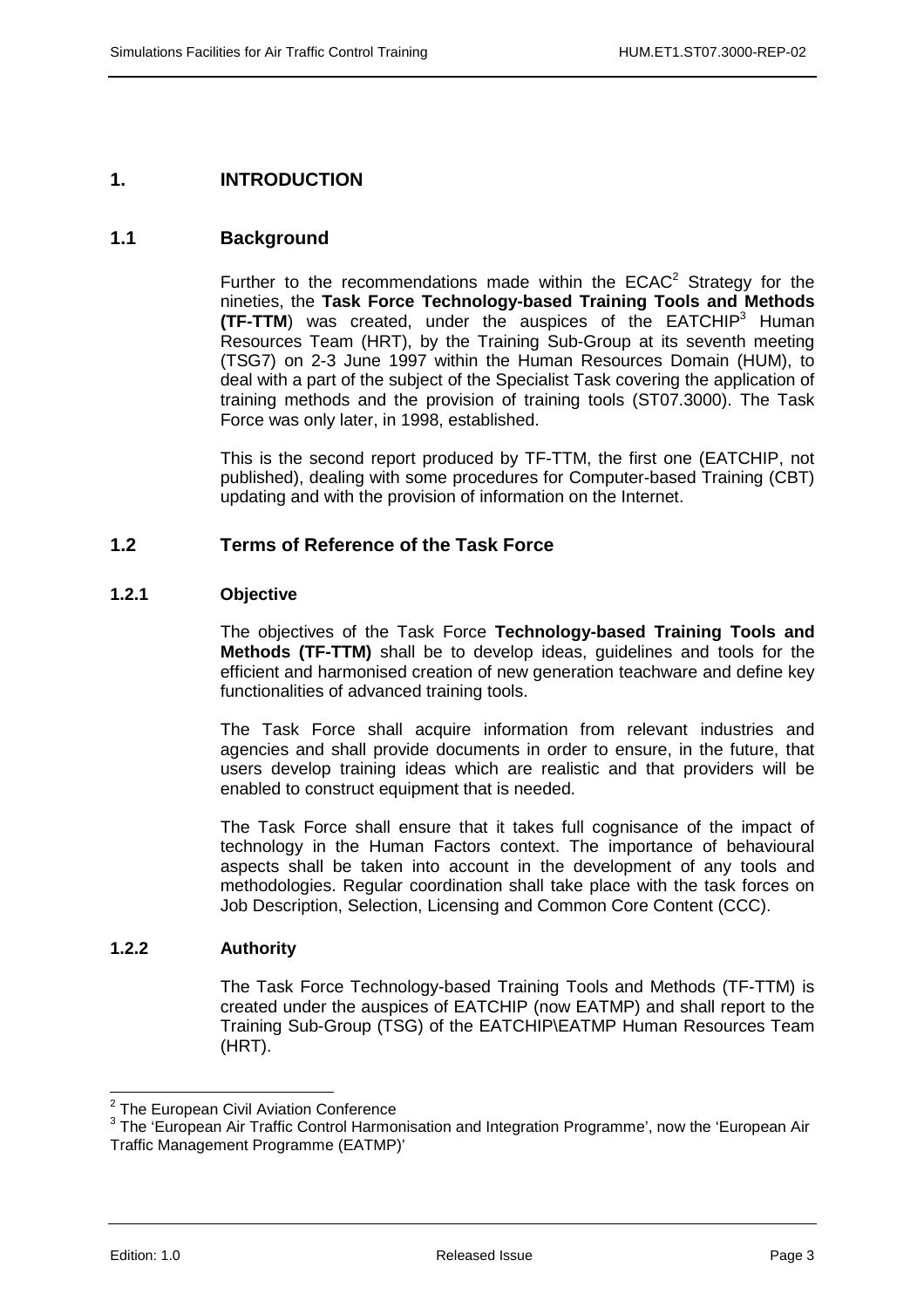# 1. INTRODUCTION

## 1.1 Background

Further to the recommendations made within the ECAC[2] Strategy for the nineties, the **Task Force Technology-based Training Tools and Methods (TF-TTM**) was created, under the auspices of the EATCHIP[3] Human Resources Team (HRT), by the Training Sub-Group at its seventh meeting (TSG7) on 2-3 June 1997 within the Human Resources Domain (HUM), to deal with a part of the subject of the Specialist Task covering the application of training methods and the provision of training tools (ST07.3000). The Task Force was only later, in 1998, established.

This is the second report produced by TF-TTM, the first one (EATCHIP, not published), dealing with some procedures for Computer-based Training (CBT) updating and with the provision of information on the Internet.

## 1.2 Terms of Reference of the Task Force

### 1.2.1 Objective

The objectives of the Task Force **Technology-based Training Tools and Methods (TF-TTM)** shall be to develop ideas, guidelines and tools for the efficient and harmonised creation of new generation teachware and define key functionalities of advanced training tools.

The Task Force shall acquire information from relevant industries and agencies and shall provide documents in order to ensure, in the future, that users develop training ideas which are realistic and that providers will be enabled to construct equipment that is needed.

The Task Force shall ensure that it takes full cognisance of the impact of technology in the Human Factors context. The importance of behavioural aspects shall be taken into account in the development of any tools and methodologies. Regular coordination shall take place with the task forces on Job Description, Selection, Licensing and Common Core Content (CCC).

### 1.2.2 Authority

The Task Force Technology-based Training Tools and Methods (TF-TTM) is created under the auspices of EATCHIP (now EATMP) and shall report to the Training Sub-Group (TSG) of the EATCHIP\EATMP Human Resources Team (HRT).

---

[2] The European Civil Aviation Conference

[3] The 'European Air Traffic Control Harmonisation and Integration Programme', now the 'European Air Traffic Management Programme (EATMP)'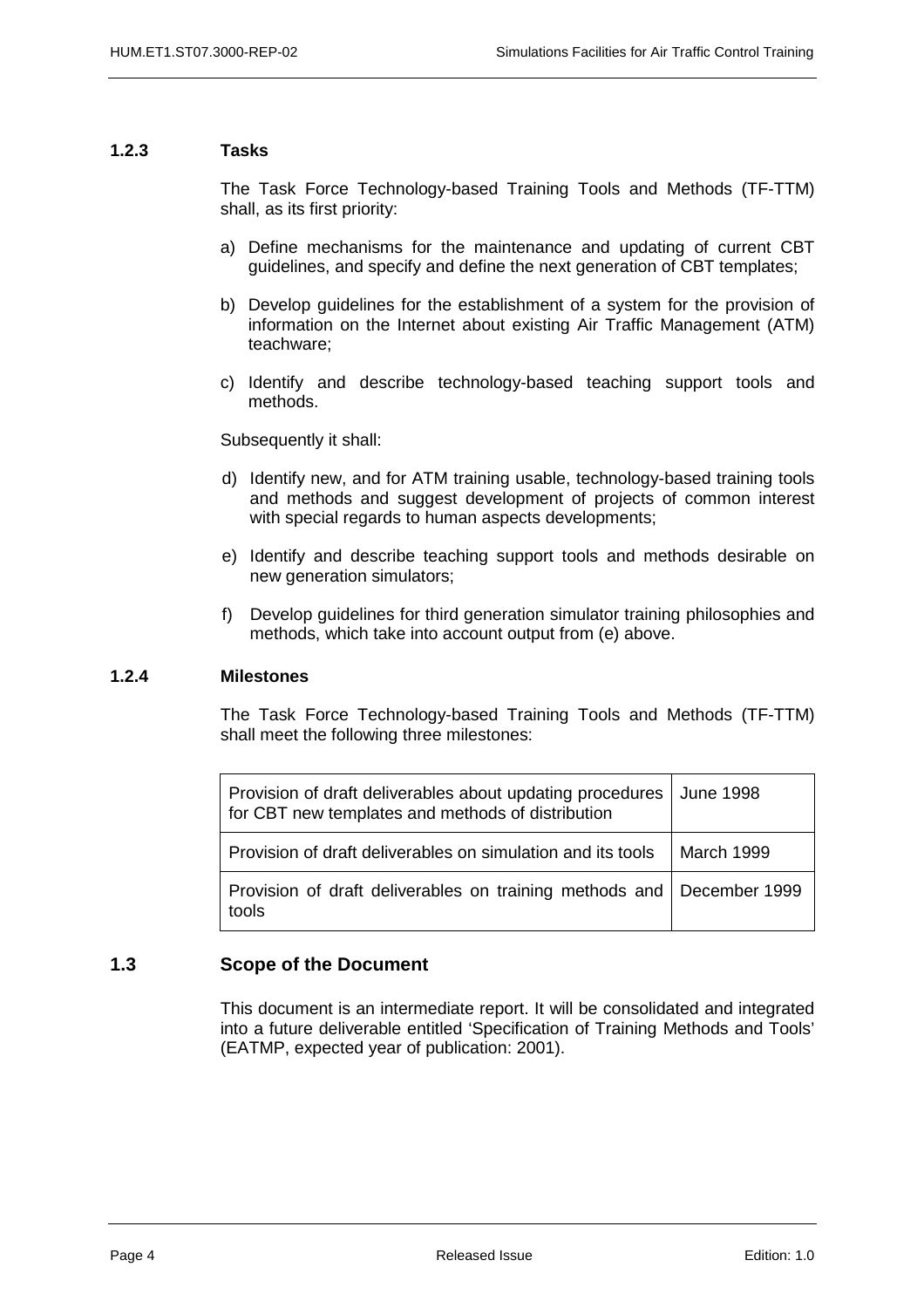#### 1.2.3 Tasks

The Task Force Technology-based Training Tools and Methods (TF-TTM) shall, as its first priority:

a) Define mechanisms for the maintenance and updating of current CBT guidelines, and specify and define the next generation of CBT templates;

b) Develop guidelines for the establishment of a system for the provision of information on the Internet about existing Air Traffic Management (ATM) teachware;

c) Identify and describe technology-based teaching support tools and methods.

Subsequently it shall:

d) Identify new, and for ATM training usable, technology-based training tools and methods and suggest development of projects of common interest with special regards to human aspects developments;

e) Identify and describe teaching support tools and methods desirable on new generation simulators;

f) Develop guidelines for third generation simulator training philosophies and methods, which take into account output from (e) above.

#### 1.2.4 Milestones

The Task Force Technology-based Training Tools and Methods (TF-TTM) shall meet the following three milestones:

| | |
|---|---|
| Provision of draft deliverables about updating procedures for CBT new templates and methods of distribution | June 1998 |
| Provision of draft deliverables on simulation and its tools | March 1999 |
| Provision of draft deliverables on training methods and tools | December 1999 |

### 1.3 Scope of the Document

This document is an intermediate report. It will be consolidated and integrated into a future deliverable entitled 'Specification of Training Methods and Tools' (EATMP, expected year of publication: 2001).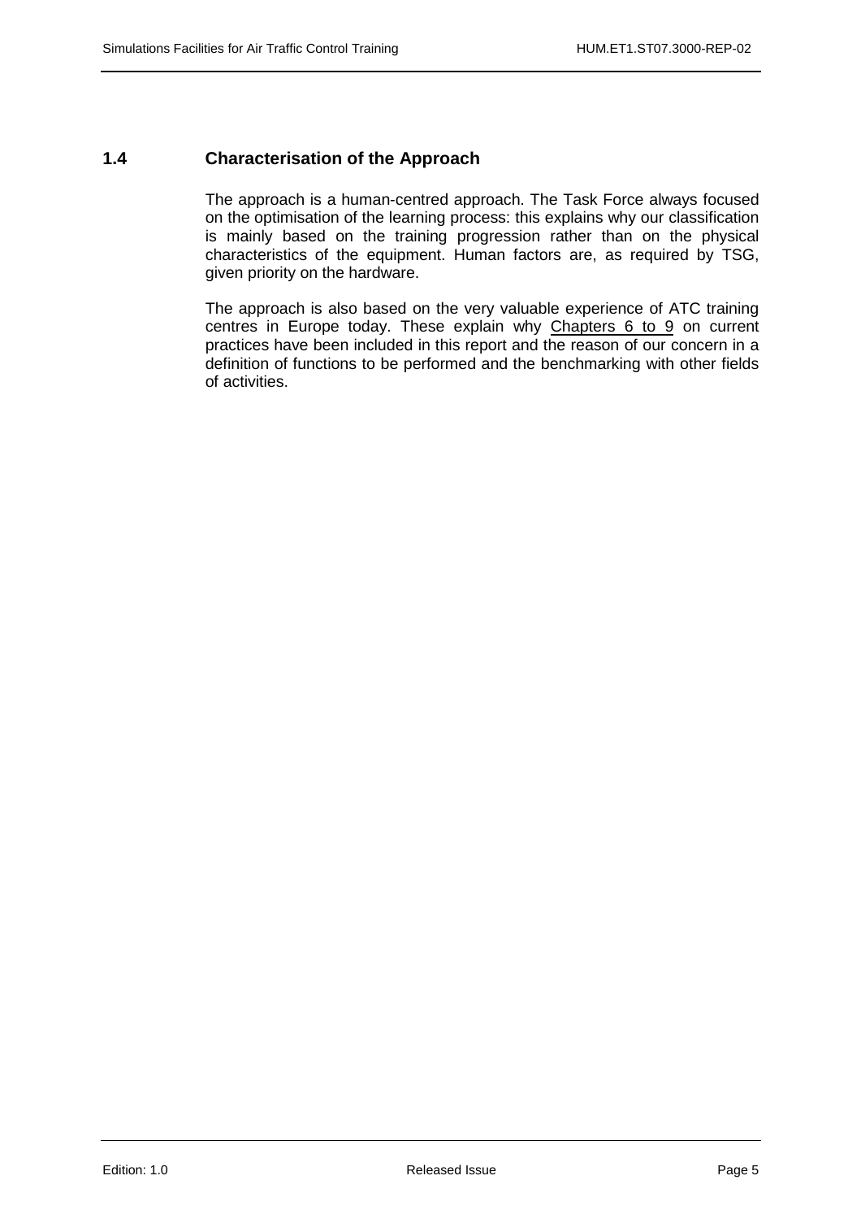## 1.4 Characterisation of the Approach

The approach is a human-centred approach. The Task Force always focused on the optimisation of the learning process: this explains why our classification is mainly based on the training progression rather than on the physical characteristics of the equipment. Human factors are, as required by TSG, given priority on the hardware.

The approach is also based on the very valuable experience of ATC training centres in Europe today. These explain why Chapters 6 to 9 on current practices have been included in this report and the reason of our concern in a definition of functions to be performed and the benchmarking with other fields of activities.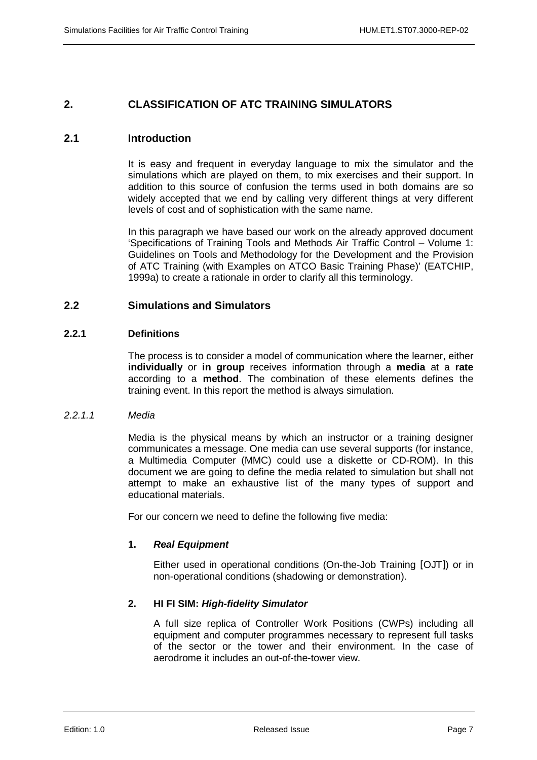# 2. CLASSIFICATION OF ATC TRAINING SIMULATORS

## 2.1 Introduction

It is easy and frequent in everyday language to mix the simulator and the simulations which are played on them, to mix exercises and their support. In addition to this source of confusion the terms used in both domains are so widely accepted that we end by calling very different things at very different levels of cost and of sophistication with the same name.

In this paragraph we have based our work on the already approved document 'Specifications of Training Tools and Methods Air Traffic Control – Volume 1: Guidelines on Tools and Methodology for the Development and the Provision of ATC Training (with Examples on ATCO Basic Training Phase)' (EATCHIP, 1999a) to create a rationale in order to clarify all this terminology.

## 2.2 Simulations and Simulators

### 2.2.1 Definitions

The process is to consider a model of communication where the learner, either **individually** or **in group** receives information through a **media** at a **rate** according to a **method**. The combination of these elements defines the training event. In this report the method is always simulation.

#### *2.2.1.1 Media*

Media is the physical means by which an instructor or a training designer communicates a message. One media can use several supports (for instance, a Multimedia Computer (MMC) could use a diskette or CD-ROM). In this document we are going to define the media related to simulation but shall not attempt to make an exhaustive list of the many types of support and educational materials.

For our concern we need to define the following five media:

**1. *Real Equipment***

Either used in operational conditions (On-the-Job Training [OJT]) or in non-operational conditions (shadowing or demonstration).

**2. HI FI SIM: *High-fidelity Simulator***

A full size replica of Controller Work Positions (CWPs) including all equipment and computer programmes necessary to represent full tasks of the sector or the tower and their environment. In the case of aerodrome it includes an out-of-the-tower view.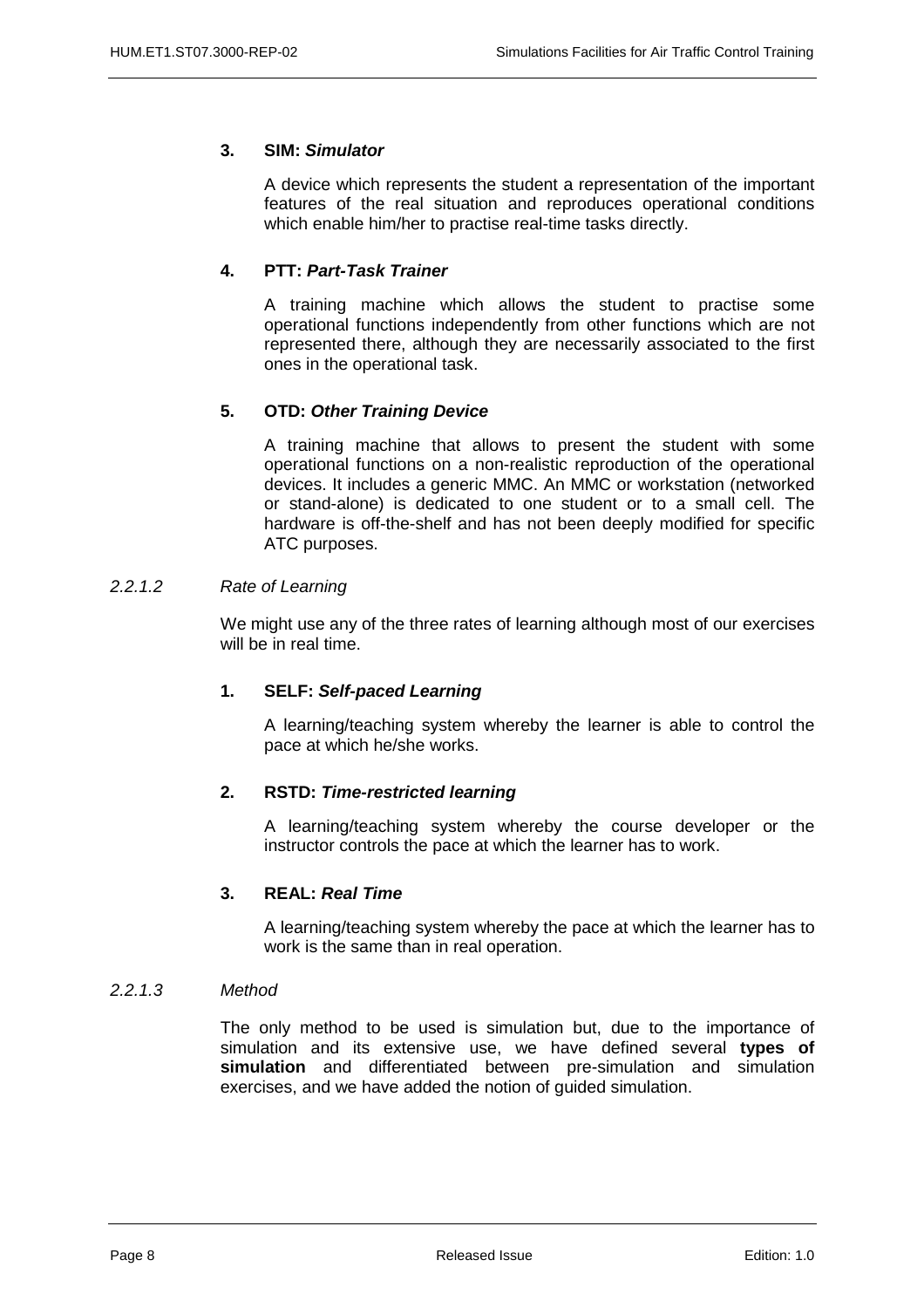**3. SIM: *Simulator***

A device which represents the student a representation of the important features of the real situation and reproduces operational conditions which enable him/her to practise real-time tasks directly.

**4. PTT: *Part-Task Trainer***

A training machine which allows the student to practise some operational functions independently from other functions which are not represented there, although they are necessarily associated to the first ones in the operational task.

**5. OTD: *Other Training Device***

A training machine that allows to present the student with some operational functions on a non-realistic reproduction of the operational devices. It includes a generic MMC. An MMC or workstation (networked or stand-alone) is dedicated to one student or to a small cell. The hardware is off-the-shelf and has not been deeply modified for specific ATC purposes.

#### *2.2.1.2 Rate of Learning*

We might use any of the three rates of learning although most of our exercises will be in real time.

**1. SELF: *Self-paced Learning***

A learning/teaching system whereby the learner is able to control the pace at which he/she works.

**2. RSTD: *Time-restricted learning***

A learning/teaching system whereby the course developer or the instructor controls the pace at which the learner has to work.

**3. REAL: *Real Time***

A learning/teaching system whereby the pace at which the learner has to work is the same than in real operation.

#### *2.2.1.3 Method*

The only method to be used is simulation but, due to the importance of simulation and its extensive use, we have defined several **types of simulation** and differentiated between pre-simulation and simulation exercises, and we have added the notion of guided simulation.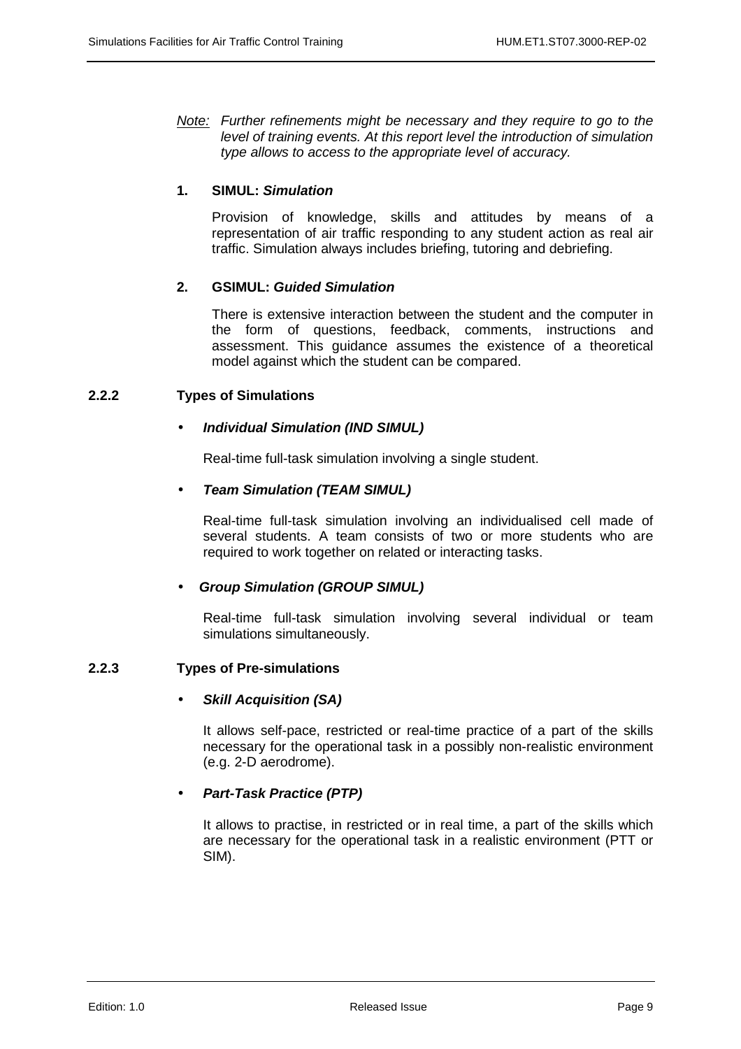*Note: Further refinements might be necessary and they require to go to the level of training events. At this report level the introduction of simulation type allows to access to the appropriate level of accuracy.*

**1. SIMUL: *Simulation***

Provision of knowledge, skills and attitudes by means of a representation of air traffic responding to any student action as real air traffic. Simulation always includes briefing, tutoring and debriefing.

**2. GSIMUL: *Guided Simulation***

There is extensive interaction between the student and the computer in the form of questions, feedback, comments, instructions and assessment. This guidance assumes the existence of a theoretical model against which the student can be compared.

### 2.2.2 Types of Simulations

- ***Individual Simulation (IND SIMUL)***

  Real-time full-task simulation involving a single student.

- ***Team Simulation (TEAM SIMUL)***

  Real-time full-task simulation involving an individualised cell made of several students. A team consists of two or more students who are required to work together on related or interacting tasks.

- ***Group Simulation (GROUP SIMUL)***

  Real-time full-task simulation involving several individual or team simulations simultaneously.

### 2.2.3 Types of Pre-simulations

- ***Skill Acquisition (SA)***

  It allows self-pace, restricted or real-time practice of a part of the skills necessary for the operational task in a possibly non-realistic environment (e.g. 2-D aerodrome).

- ***Part-Task Practice (PTP)***

  It allows to practise, in restricted or in real time, a part of the skills which are necessary for the operational task in a realistic environment (PTT or SIM).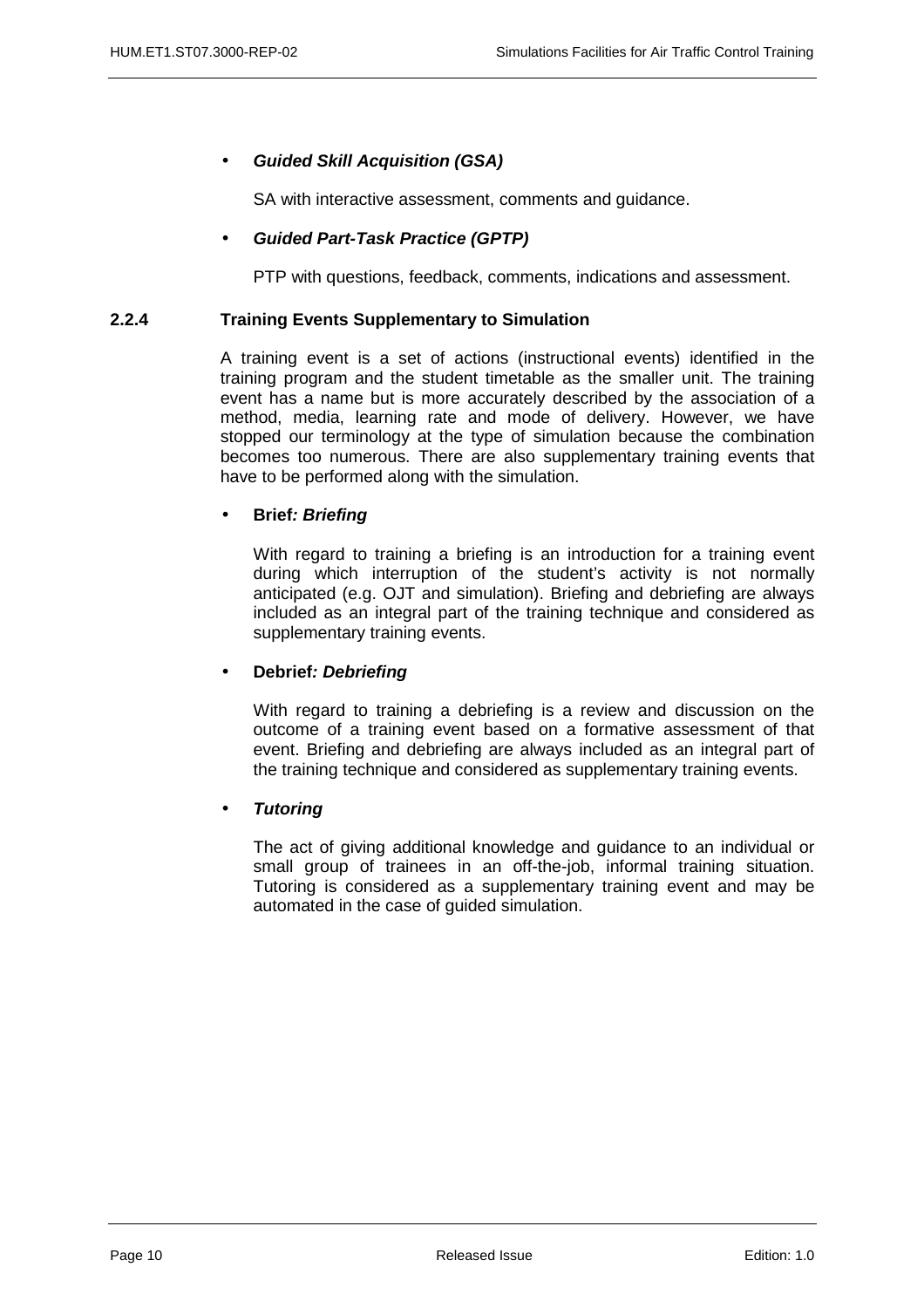- ***Guided Skill Acquisition (GSA)***

  SA with interactive assessment, comments and guidance.

- ***Guided Part-Task Practice (GPTP)***

  PTP with questions, feedback, comments, indications and assessment.

### 2.2.4 Training Events Supplementary to Simulation

A training event is a set of actions (instructional events) identified in the training program and the student timetable as the smaller unit. The training event has a name but is more accurately described by the association of a method, media, learning rate and mode of delivery. However, we have stopped our terminology at the type of simulation because the combination becomes too numerous. There are also supplementary training events that have to be performed along with the simulation.

- **Brief*: Briefing***

  With regard to training a briefing is an introduction for a training event during which interruption of the student's activity is not normally anticipated (e.g. OJT and simulation). Briefing and debriefing are always included as an integral part of the training technique and considered as supplementary training events.

- **Debrief*: Debriefing***

  With regard to training a debriefing is a review and discussion on the outcome of a training event based on a formative assessment of that event. Briefing and debriefing are always included as an integral part of the training technique and considered as supplementary training events.

- ***Tutoring***

  The act of giving additional knowledge and guidance to an individual or small group of trainees in an off-the-job, informal training situation. Tutoring is considered as a supplementary training event and may be automated in the case of guided simulation.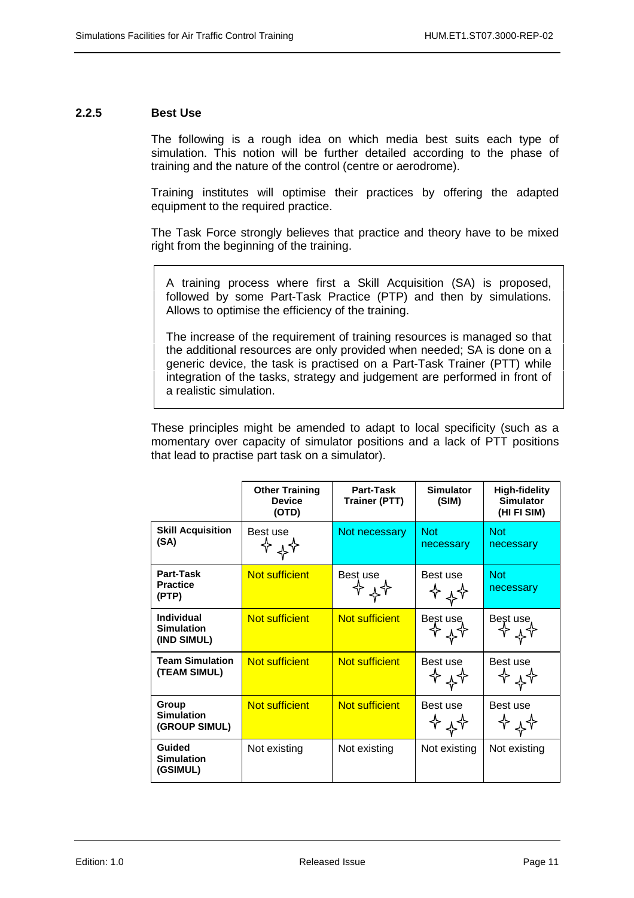### 2.2.5 Best Use

The following is a rough idea on which media best suits each type of simulation. This notion will be further detailed according to the phase of training and the nature of the control (centre or aerodrome).

Training institutes will optimise their practices by offering the adapted equipment to the required practice.

The Task Force strongly believes that practice and theory have to be mixed right from the beginning of the training.

> A training process where first a Skill Acquisition (SA) is proposed, followed by some Part-Task Practice (PTP) and then by simulations. Allows to optimise the efficiency of the training.
>
> The increase of the requirement of training resources is managed so that the additional resources are only provided when needed; SA is done on a generic device, the task is practised on a Part-Task Trainer (PTT) while integration of the tasks, strategy and judgement are performed in front of a realistic simulation.

These principles might be amended to adapt to local specificity (such as a momentary over capacity of simulator positions and a lack of PTT positions that lead to practise part task on a simulator).

| | **Other Training Device (OTD)** | **Part-Task Trainer (PTT)** | **Simulator (SIM)** | **High-fidelity Simulator (HI FI SIM)** |
|---|---|---|---|---|
| **Skill Acquisition (SA)** | Best use ✧✧✧ | Not necessary | Not necessary | Not necessary |
| **Part-Task Practice (PTP)** | Not sufficient | Best use ✧✧✧ | Best use ✧✧✧ | Not necessary |
| **Individual Simulation (IND SIMUL)** | Not sufficient | Not sufficient | Best use ✧✧✧ | Best use ✧✧✧ |
| **Team Simulation (TEAM SIMUL)** | Not sufficient | Not sufficient | Best use ✧✧✧ | Best use ✧✧✧ |
| **Group Simulation (GROUP SIMUL)** | Not sufficient | Not sufficient | Best use ✧✧✧ | Best use ✧✧✧ |
| **Guided Simulation (GSIMUL)** | Not existing | Not existing | Not existing | Not existing |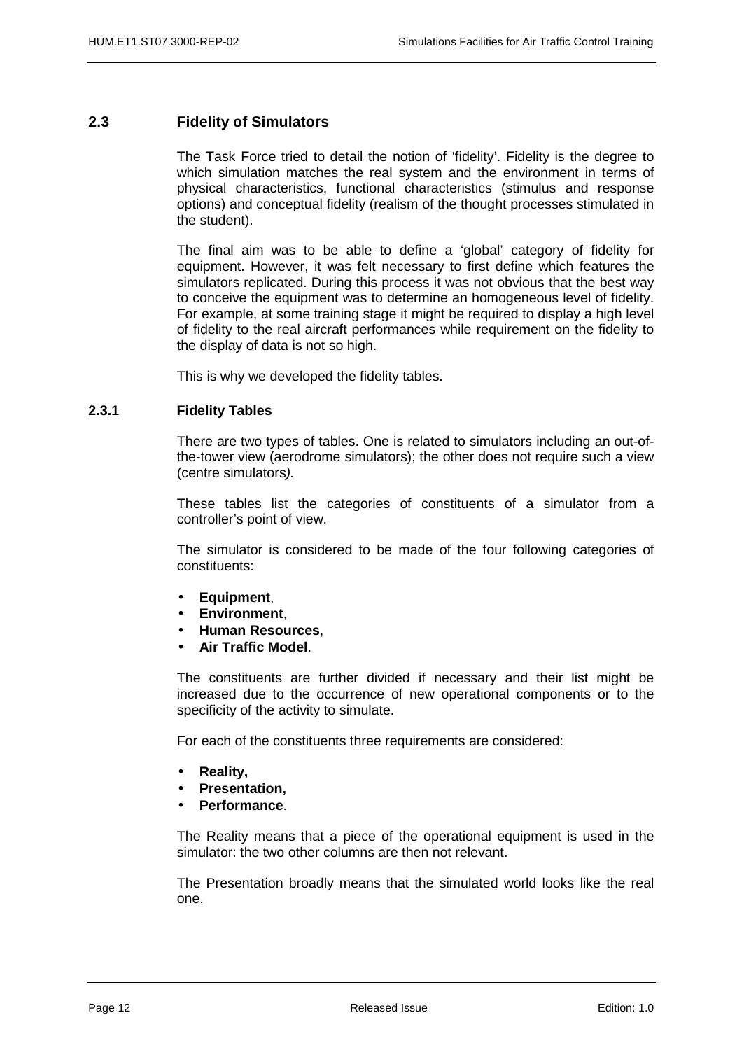## 2.3 Fidelity of Simulators

The Task Force tried to detail the notion of 'fidelity'. Fidelity is the degree to which simulation matches the real system and the environment in terms of physical characteristics, functional characteristics (stimulus and response options) and conceptual fidelity (realism of the thought processes stimulated in the student).

The final aim was to be able to define a 'global' category of fidelity for equipment. However, it was felt necessary to first define which features the simulators replicated. During this process it was not obvious that the best way to conceive the equipment was to determine an homogeneous level of fidelity. For example, at some training stage it might be required to display a high level of fidelity to the real aircraft performances while requirement on the fidelity to the display of data is not so high.

This is why we developed the fidelity tables.

### 2.3.1 Fidelity Tables

There are two types of tables. One is related to simulators including an out-of-the-tower view (aerodrome simulators); the other does not require such a view (centre simulators*).*

These tables list the categories of constituents of a simulator from a controller's point of view.

The simulator is considered to be made of the four following categories of constituents:

- **Equipment**,
- **Environment**,
- **Human Resources**,
- **Air Traffic Model**.

The constituents are further divided if necessary and their list might be increased due to the occurrence of new operational components or to the specificity of the activity to simulate.

For each of the constituents three requirements are considered:

- **Reality,**
- **Presentation,**
- **Performance**.

The Reality means that a piece of the operational equipment is used in the simulator: the two other columns are then not relevant.

The Presentation broadly means that the simulated world looks like the real one.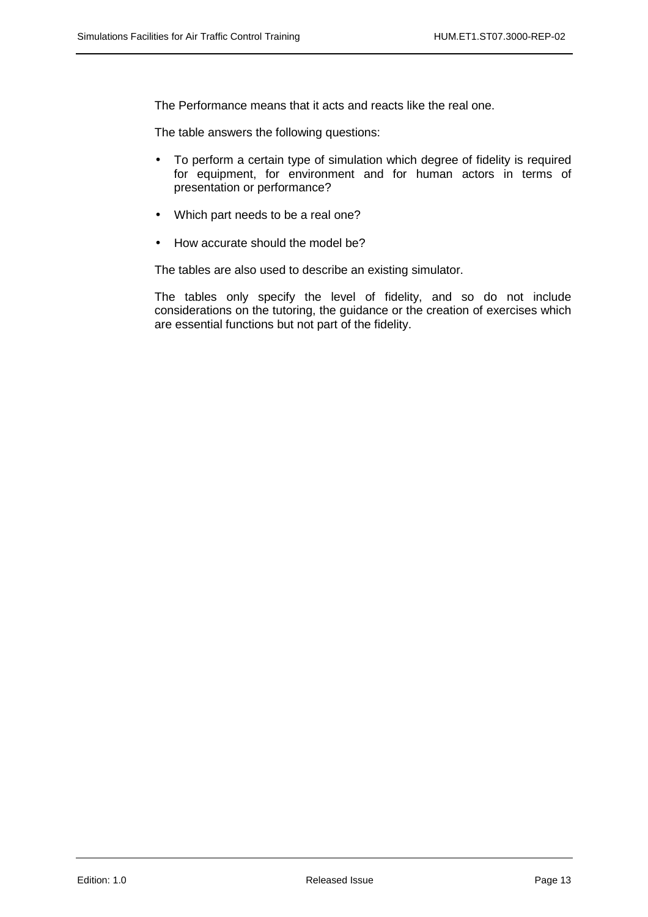The Performance means that it acts and reacts like the real one.

The table answers the following questions:

- To perform a certain type of simulation which degree of fidelity is required for equipment, for environment and for human actors in terms of presentation or performance?
- Which part needs to be a real one?
- How accurate should the model be?

The tables are also used to describe an existing simulator.

The tables only specify the level of fidelity, and so do not include considerations on the tutoring, the guidance or the creation of exercises which are essential functions but not part of the fidelity.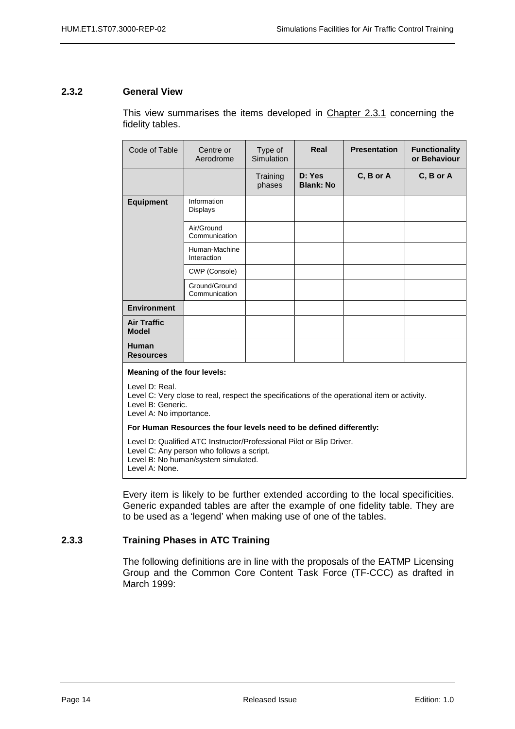### 2.3.2 General View

This view summarises the items developed in Chapter 2.3.1 concerning the fidelity tables.

| Code of Table | Centre or Aerodrome | Type of Simulation | **Real** | **Presentation** | **Functionality or Behaviour** |
|---|---|---|---|---|---|
| | | Training phases | **D: Yes Blank: No** | **C, B or A** | **C, B or A** |
| **Equipment** | Information Displays | | | | |
| | Air/Ground Communication | | | | |
| | Human-Machine Interaction | | | | |
| | CWP (Console) | | | | |
| | Ground/Ground Communication | | | | |
| **Environment** | | | | | |
| **Air Traffic Model** | | | | | |
| **Human Resources** | | | | | |

**Meaning of the four levels:**

Level D: Real.
Level C: Very close to real, respect the specifications of the operational item or activity.
Level B: Generic.
Level A: No importance.

**For Human Resources the four levels need to be defined differently:**

Level D: Qualified ATC Instructor/Professional Pilot or Blip Driver.
Level C: Any person who follows a script.
Level B: No human/system simulated.
Level A: None.

Every item is likely to be further extended according to the local specificities. Generic expanded tables are after the example of one fidelity table. They are to be used as a 'legend' when making use of one of the tables.

### 2.3.3 Training Phases in ATC Training

The following definitions are in line with the proposals of the EATMP Licensing Group and the Common Core Content Task Force (TF-CCC) as drafted in March 1999: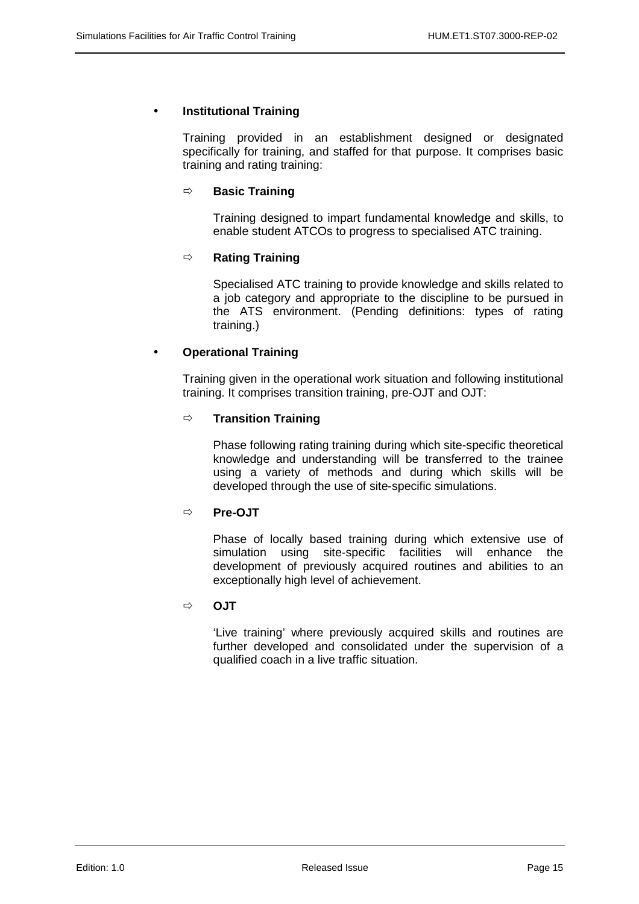- **Institutional Training**

  Training provided in an establishment designed or designated specifically for training, and staffed for that purpose. It comprises basic training and rating training:

  ⇨ **Basic Training**

  Training designed to impart fundamental knowledge and skills, to enable student ATCOs to progress to specialised ATC training.

  ⇨ **Rating Training**

  Specialised ATC training to provide knowledge and skills related to a job category and appropriate to the discipline to be pursued in the ATS environment. (Pending definitions: types of rating training.)

- **Operational Training**

  Training given in the operational work situation and following institutional training. It comprises transition training, pre-OJT and OJT:

  ⇨ **Transition Training**

  Phase following rating training during which site-specific theoretical knowledge and understanding will be transferred to the trainee using a variety of methods and during which skills will be developed through the use of site-specific simulations.

  ⇨ **Pre-OJT**

  Phase of locally based training during which extensive use of simulation using site-specific facilities will enhance the development of previously acquired routines and abilities to an exceptionally high level of achievement.

  ⇨ **OJT**

  'Live training' where previously acquired skills and routines are further developed and consolidated under the supervision of a qualified coach in a live traffic situation.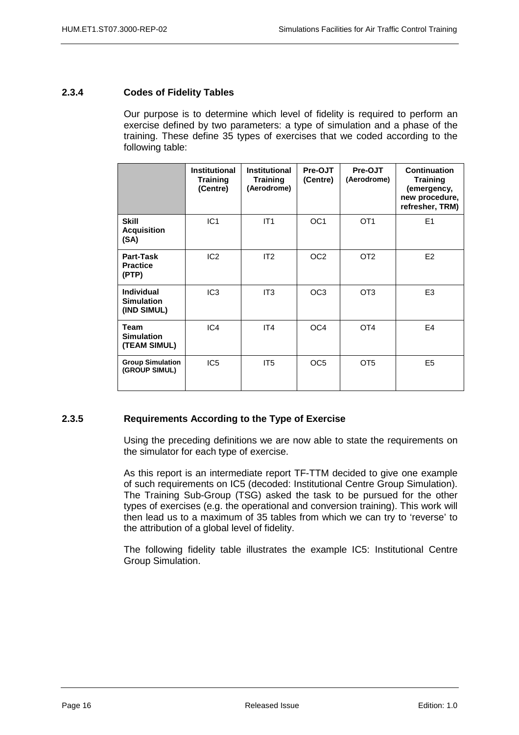### 2.3.4 Codes of Fidelity Tables

Our purpose is to determine which level of fidelity is required to perform an exercise defined by two parameters: a type of simulation and a phase of the training. These define 35 types of exercises that we coded according to the following table:

| | **Institutional Training (Centre)** | **Institutional Training (Aerodrome)** | **Pre-OJT (Centre)** | **Pre-OJT (Aerodrome)** | **Continuation Training (emergency, new procedure, refresher, TRM)** |
|---|---|---|---|---|---|
| **Skill Acquisition (SA)** | IC1 | IT1 | OC1 | OT1 | E1 |
| **Part-Task Practice (PTP)** | IC2 | IT2 | OC2 | OT2 | E2 |
| **Individual Simulation (IND SIMUL)** | IC3 | IT3 | OC3 | OT3 | E3 |
| **Team Simulation (TEAM SIMUL)** | IC4 | IT4 | OC4 | OT4 | E4 |
| **Group Simulation (GROUP SIMUL)** | IC5 | IT5 | OC5 | OT5 | E5 |

### 2.3.5 Requirements According to the Type of Exercise

Using the preceding definitions we are now able to state the requirements on the simulator for each type of exercise.

As this report is an intermediate report TF-TTM decided to give one example of such requirements on IC5 (decoded: Institutional Centre Group Simulation). The Training Sub-Group (TSG) asked the task to be pursued for the other types of exercises (e.g. the operational and conversion training). This work will then lead us to a maximum of 35 tables from which we can try to 'reverse' to the attribution of a global level of fidelity.

The following fidelity table illustrates the example IC5: Institutional Centre Group Simulation.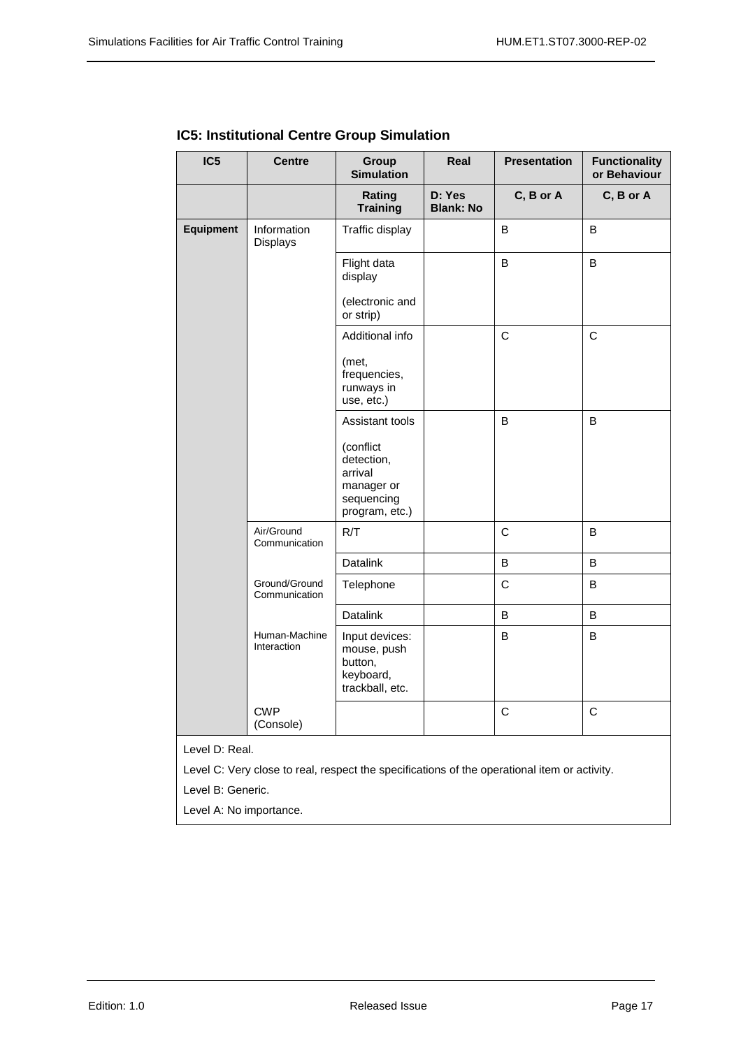### IC5: Institutional Centre Group Simulation

| IC5 | Centre | Group Simulation | Real | Presentation | Functionality or Behaviour |
|---|---|---|---|---|---|
| | | **Rating Training** | **D: Yes Blank: No** | **C, B or A** | **C, B or A** |
| **Equipment** | Information Displays | Traffic display | | B | B |
| | | Flight data display (electronic and or strip) | | B | B |
| | | Additional info (met, frequencies, runways in use, etc.) | | C | C |
| | | Assistant tools (conflict detection, arrival manager or sequencing program, etc.) | | B | B |
| | Air/Ground Communication | R/T | | C | B |
| | | Datalink | | B | B |
| | Ground/Ground Communication | Telephone | | C | B |
| | | Datalink | | B | B |
| | Human-Machine Interaction | Input devices: mouse, push button, keyboard, trackball, etc. | | B | B |
| | CWP (Console) | | | C | C |

Level D: Real.

Level C: Very close to real, respect the specifications of the operational item or activity.

Level B: Generic.

Level A: No importance.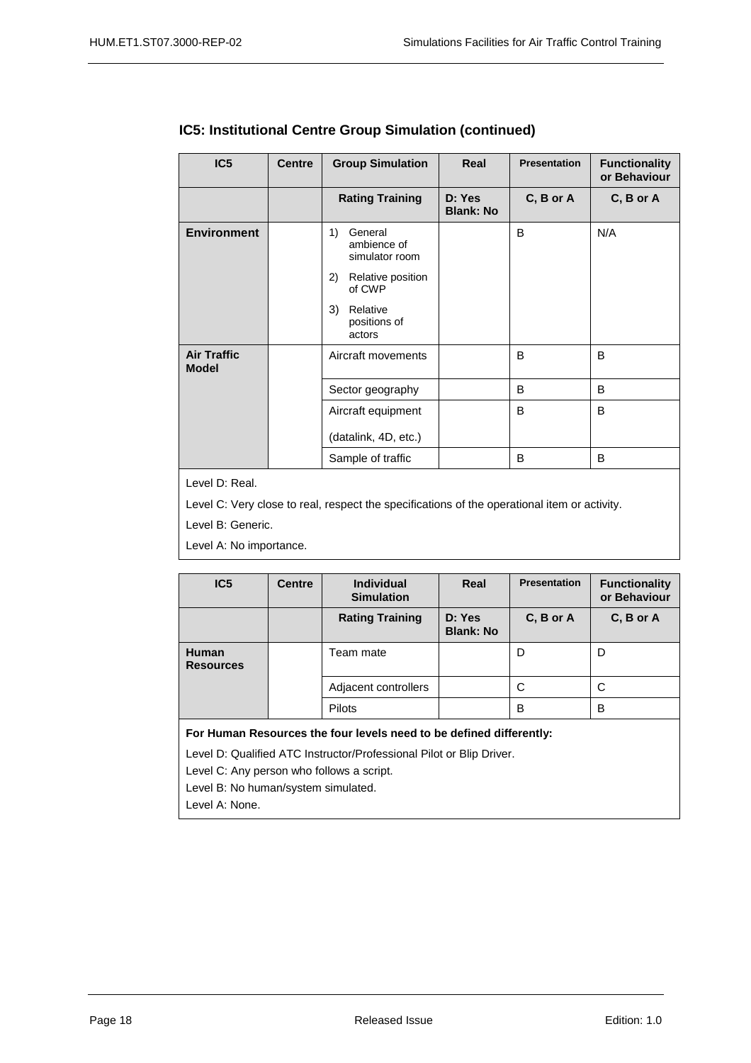## IC5: Institutional Centre Group Simulation (continued)

| IC5 | Centre | Group Simulation | Real | Presentation | Functionality or Behaviour |
|---|---|---|---|---|---|
| | | **Rating Training** | **D: Yes Blank: No** | **C, B or A** | **C, B or A** |
| **Environment** | | 1) General ambience of simulator room<br>2) Relative position of CWP<br>3) Relative positions of actors | | B | N/A |
| **Air Traffic Model** | | Aircraft movements | | B | B |
| | | Sector geography | | B | B |
| | | Aircraft equipment (datalink, 4D, etc.) | | B | B |
| | | Sample of traffic | | B | B |

Level D: Real.

Level C: Very close to real, respect the specifications of the operational item or activity.

Level B: Generic.

Level A: No importance.

| IC5 | Centre | Individual Simulation | Real | Presentation | Functionality or Behaviour |
|---|---|---|---|---|---|
| | | **Rating Training** | **D: Yes Blank: No** | **C, B or A** | **C, B or A** |
| **Human Resources** | | Team mate | | D | D |
| | | Adjacent controllers | | C | C |
| | | Pilots | | B | B |

**For Human Resources the four levels need to be defined differently:**

Level D: Qualified ATC Instructor/Professional Pilot or Blip Driver.

Level C: Any person who follows a script.

Level B: No human/system simulated.

Level A: None.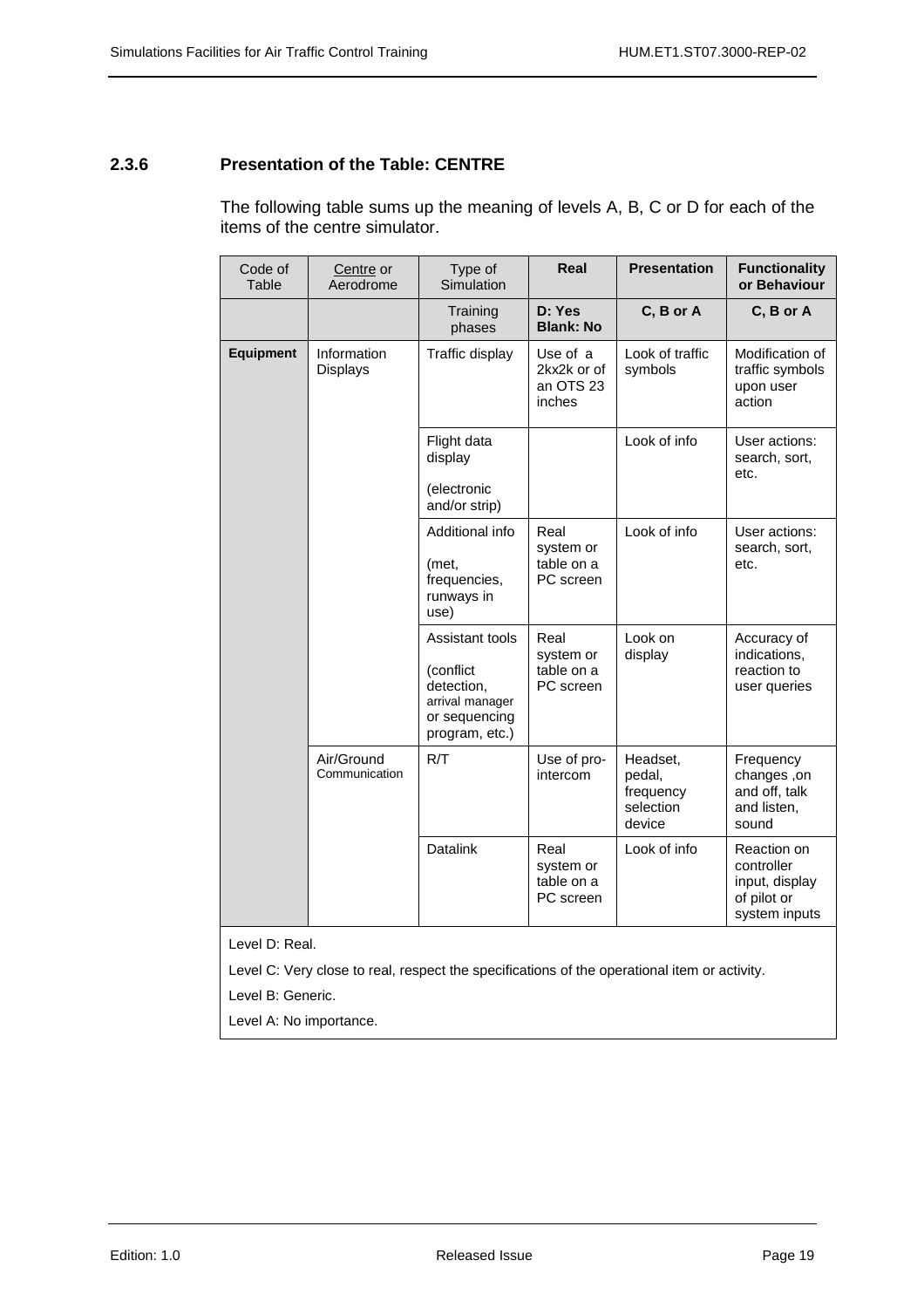### 2.3.6 Presentation of the Table: CENTRE

The following table sums up the meaning of levels A, B, C or D for each of the items of the centre simulator.

| Code of Table | Centre or Aerodrome | Type of Simulation | **Real** | **Presentation** | **Functionality or Behaviour** |
|---|---|---|---|---|---|
| | | Training phases | **D: Yes Blank: No** | **C, B or A** | **C, B or A** |
| **Equipment** | Information Displays | Traffic display | Use of a 2kx2k or of an OTS 23 inches | Look of traffic symbols | Modification of traffic symbols upon user action |
| | | Flight data display (electronic and/or strip) | | Look of info | User actions: search, sort, etc. |
| | | Additional info (met, frequencies, runways in use) | Real system or table on a PC screen | Look of info | User actions: search, sort, etc. |
| | | Assistant tools (conflict detection, arrival manager or sequencing program, etc.) | Real system or table on a PC screen | Look on display | Accuracy of indications, reaction to user queries |
| | Air/Ground Communication | R/T | Use of pro-intercom | Headset, pedal, frequency selection device | Frequency changes ,on and off, talk and listen, sound |
| | | Datalink | Real system or table on a PC screen | Look of info | Reaction on controller input, display of pilot or system inputs |

Level D: Real.

Level C: Very close to real, respect the specifications of the operational item or activity.

Level B: Generic.

Level A: No importance.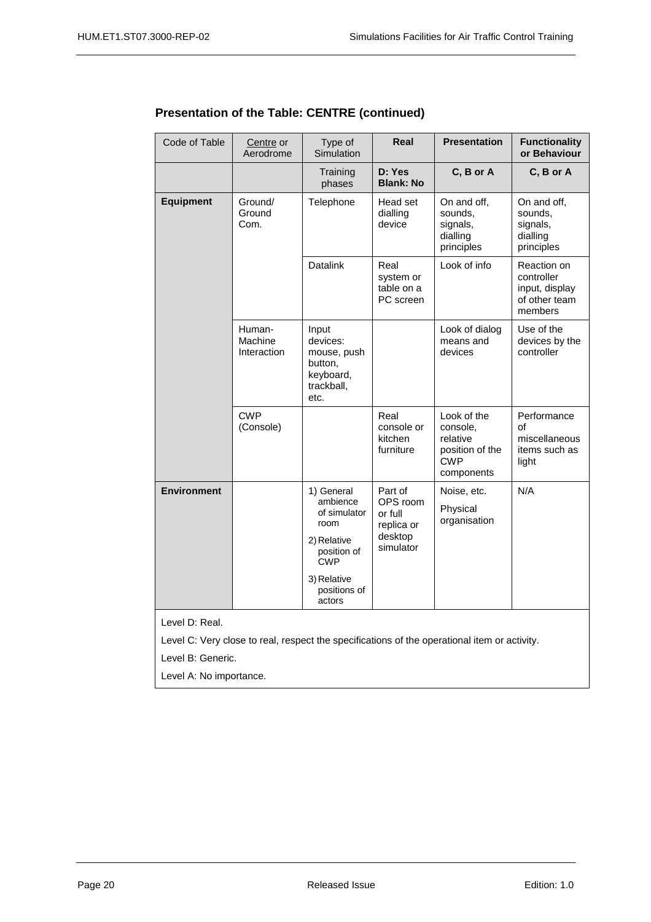## Presentation of the Table: CENTRE (continued)

| Code of Table | Centre or Aerodrome | Type of Simulation | **Real** | **Presentation** | **Functionality or Behaviour** |
|---|---|---|---|---|---|
| | | Training phases | **D: Yes Blank: No** | **C, B or A** | **C, B or A** |
| **Equipment** | Ground/ Ground Com. | Telephone | Head set dialling device | On and off, sounds, signals, dialling principles | On and off, sounds, signals, dialling principles |
| | | Datalink | Real system or table on a PC screen | Look of info | Reaction on controller input, display of other team members |
| | Human-Machine Interaction | Input devices: mouse, push button, keyboard, trackball, etc. | | Look of dialog means and devices | Use of the devices by the controller |
| | CWP (Console) | | Real console or kitchen furniture | Look of the console, relative position of the CWP components | Performance of miscellaneous items such as light |
| **Environment** | | 1) General ambience of simulator room<br>2) Relative position of CWP<br>3) Relative positions of actors | Part of OPS room or full replica or desktop simulator | Noise, etc.<br>Physical organisation | N/A |

Level D: Real.

Level C: Very close to real, respect the specifications of the operational item or activity.

Level B: Generic.

Level A: No importance.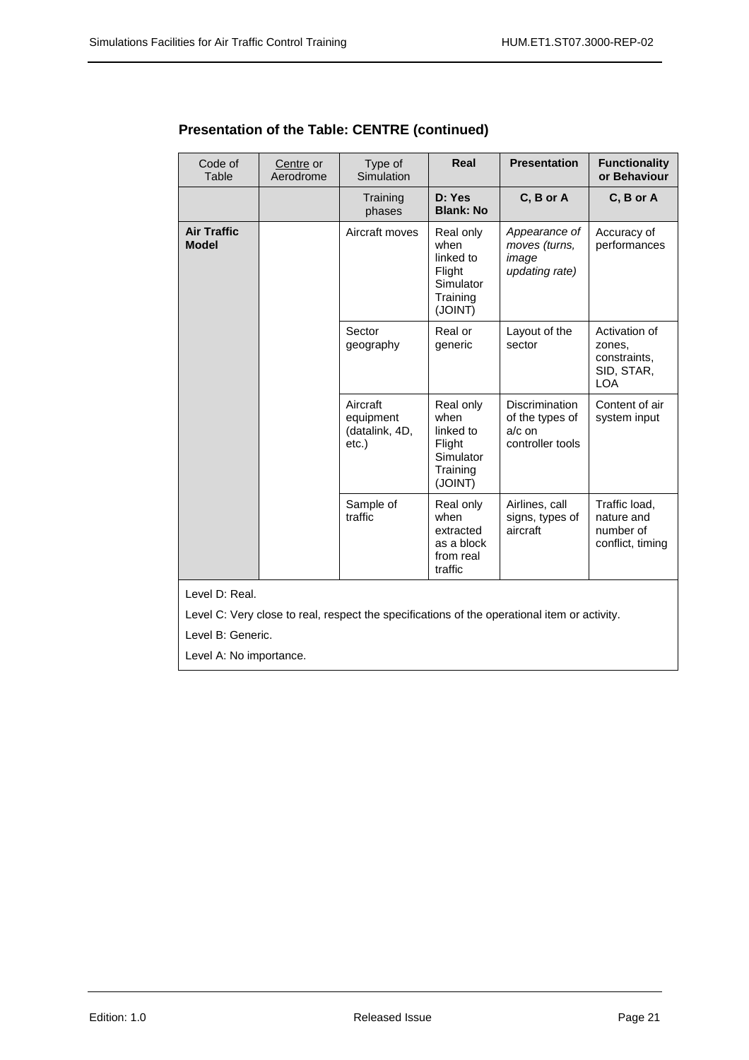### Presentation of the Table: CENTRE (continued)

| Code of Table | Centre or Aerodrome | Type of Simulation | **Real** | **Presentation** | **Functionality or Behaviour** |
|---|---|---|---|---|---|
| | | Training phases | **D: Yes Blank: No** | **C, B or A** | **C, B or A** |
| **Air Traffic Model** | | Aircraft moves | Real only when linked to Flight Simulator Training (JOINT) | *Appearance of moves (turns, image updating rate)* | Accuracy of performances |
| | | Sector geography | Real or generic | Layout of the sector | Activation of zones, constraints, SID, STAR, LOA |
| | | Aircraft equipment (datalink, 4D, etc.) | Real only when linked to Flight Simulator Training (JOINT) | Discrimination of the types of a/c on controller tools | Content of air system input |
| | | Sample of traffic | Real only when extracted as a block from real traffic | Airlines, call signs, types of aircraft | Traffic load, nature and number of conflict, timing |

Level D: Real.

Level C: Very close to real, respect the specifications of the operational item or activity.

Level B: Generic.

Level A: No importance.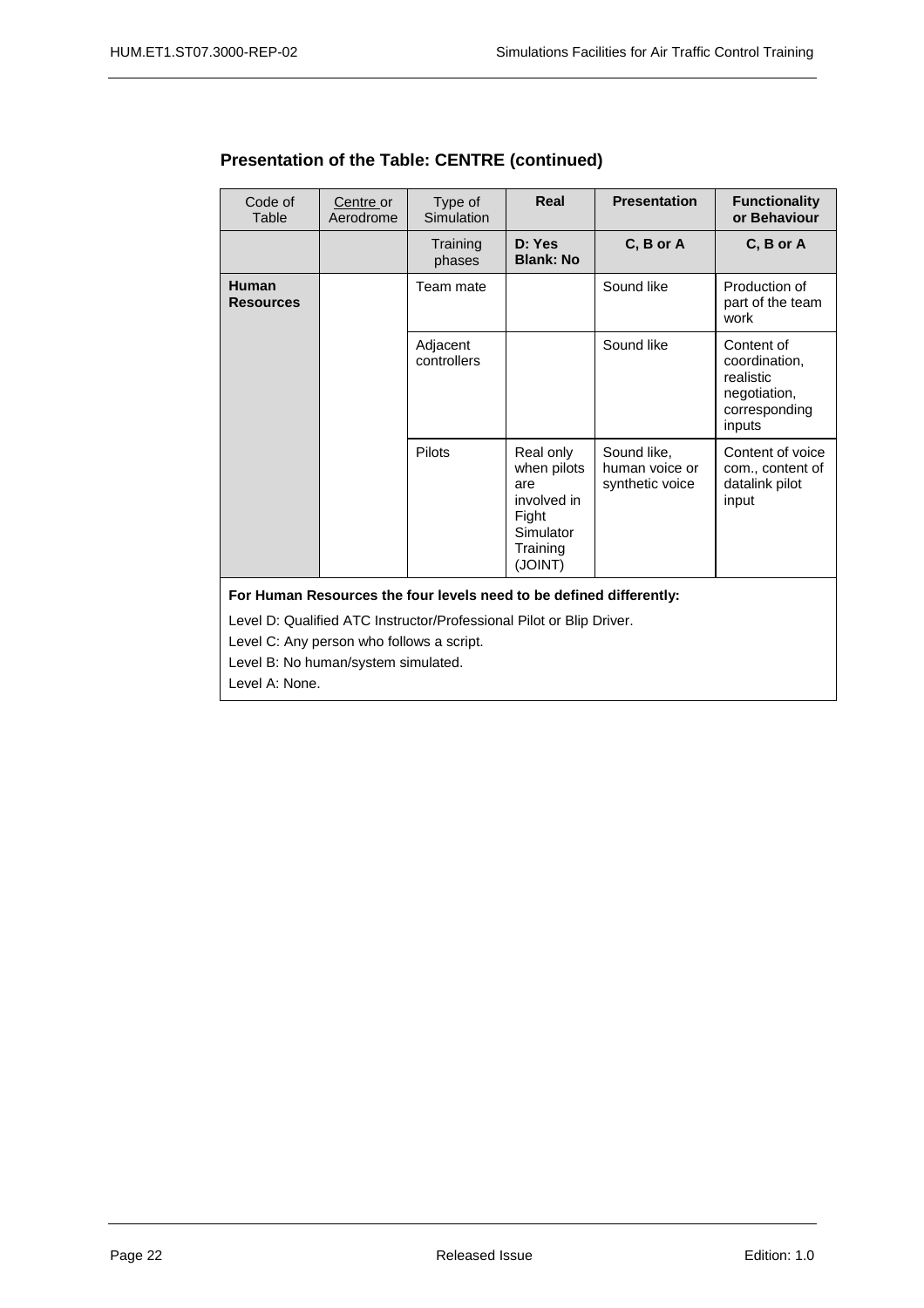## Presentation of the Table: CENTRE (continued)

| Code of Table | Centre or Aerodrome | Type of Simulation | **Real** | **Presentation** | **Functionality or Behaviour** |
|---|---|---|---|---|---|
| | | Training phases | **D: Yes Blank: No** | **C, B or A** | **C, B or A** |
| **Human Resources** | | Team mate | | Sound like | Production of part of the team work |
| | | Adjacent controllers | | Sound like | Content of coordination, realistic negotiation, corresponding inputs |
| | | Pilots | Real only when pilots are involved in Fight Simulator Training (JOINT) | Sound like, human voice or synthetic voice | Content of voice com., content of datalink pilot input |

**For Human Resources the four levels need to be defined differently:**

Level D: Qualified ATC Instructor/Professional Pilot or Blip Driver.

Level C: Any person who follows a script.

Level B: No human/system simulated.

Level A: None.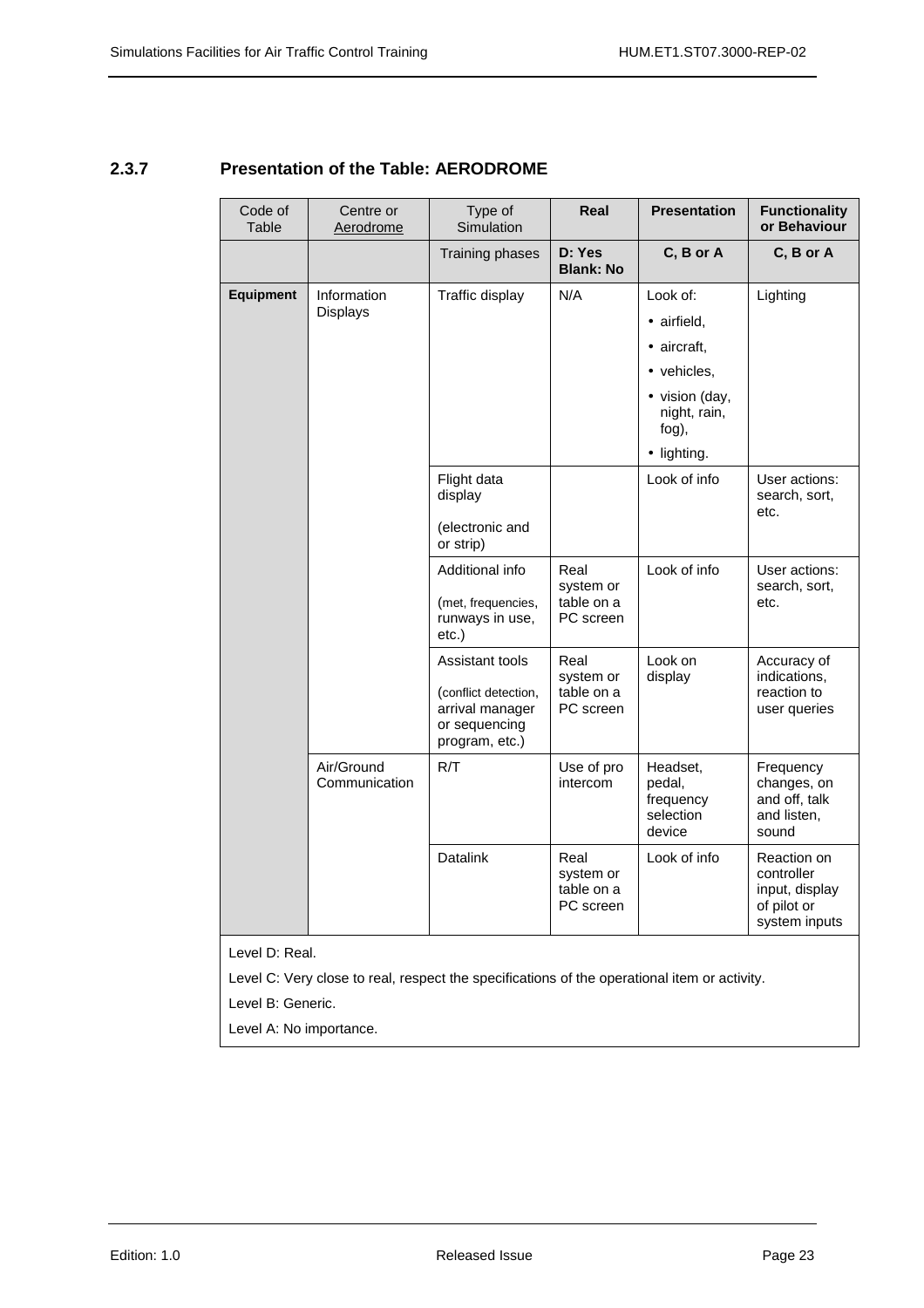### 2.3.7 Presentation of the Table: AERODROME

| Code of Table | Centre or Aerodrome | Type of Simulation | **Real** | **Presentation** | **Functionality or Behaviour** |
|---|---|---|---|---|---|
| | | Training phases | **D: Yes Blank: No** | **C, B or A** | **C, B or A** |
| **Equipment** | Information Displays | Traffic display | N/A | Look of: • airfield, • aircraft, • vehicles, • vision (day, night, rain, fog), • lighting. | Lighting |
| | | Flight data display (electronic and or strip) | | Look of info | User actions: search, sort, etc. |
| | | Additional info (met, frequencies, runways in use, etc.) | Real system or table on a PC screen | Look of info | User actions: search, sort, etc. |
| | | Assistant tools (conflict detection, arrival manager or sequencing program, etc.) | Real system or table on a PC screen | Look on display | Accuracy of indications, reaction to user queries |
| | Air/Ground Communication | R/T | Use of pro intercom | Headset, pedal, frequency selection device | Frequency changes, on and off, talk and listen, sound |
| | | Datalink | Real system or table on a PC screen | Look of info | Reaction on controller input, display of pilot or system inputs |

Level D: Real.

Level C: Very close to real, respect the specifications of the operational item or activity.

Level B: Generic.

Level A: No importance.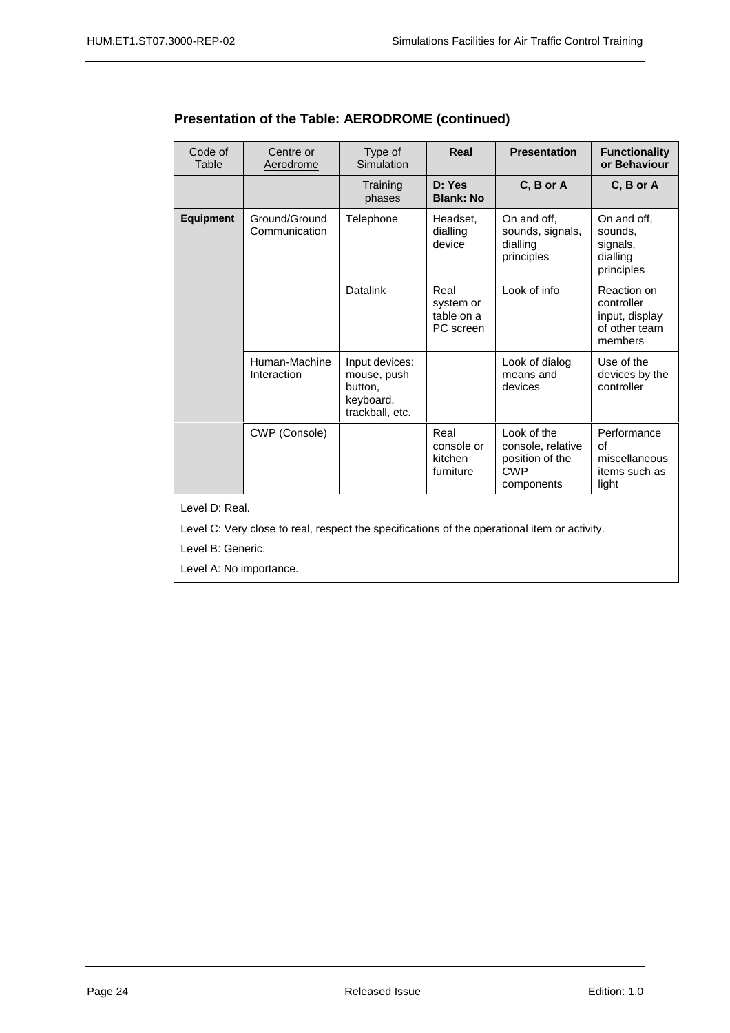## Presentation of the Table: AERODROME (continued)

| Code of Table | Centre or Aerodrome | Type of Simulation | **Real** | **Presentation** | **Functionality or Behaviour** |
|---|---|---|---|---|---|
| | | Training phases | **D: Yes Blank: No** | **C, B or A** | **C, B or A** |
| **Equipment** | Ground/Ground Communication | Telephone | Headset, dialling device | On and off, sounds, signals, dialling principles | On and off, sounds, signals, dialling principles |
| | | Datalink | Real system or table on a PC screen | Look of info | Reaction on controller input, display of other team members |
| | Human-Machine Interaction | Input devices: mouse, push button, keyboard, trackball, etc. | | Look of dialog means and devices | Use of the devices by the controller |
| | CWP (Console) | | Real console or kitchen furniture | Look of the console, relative position of the CWP components | Performance of miscellaneous items such as light |

Level D: Real.

Level C: Very close to real, respect the specifications of the operational item or activity.

Level B: Generic.

Level A: No importance.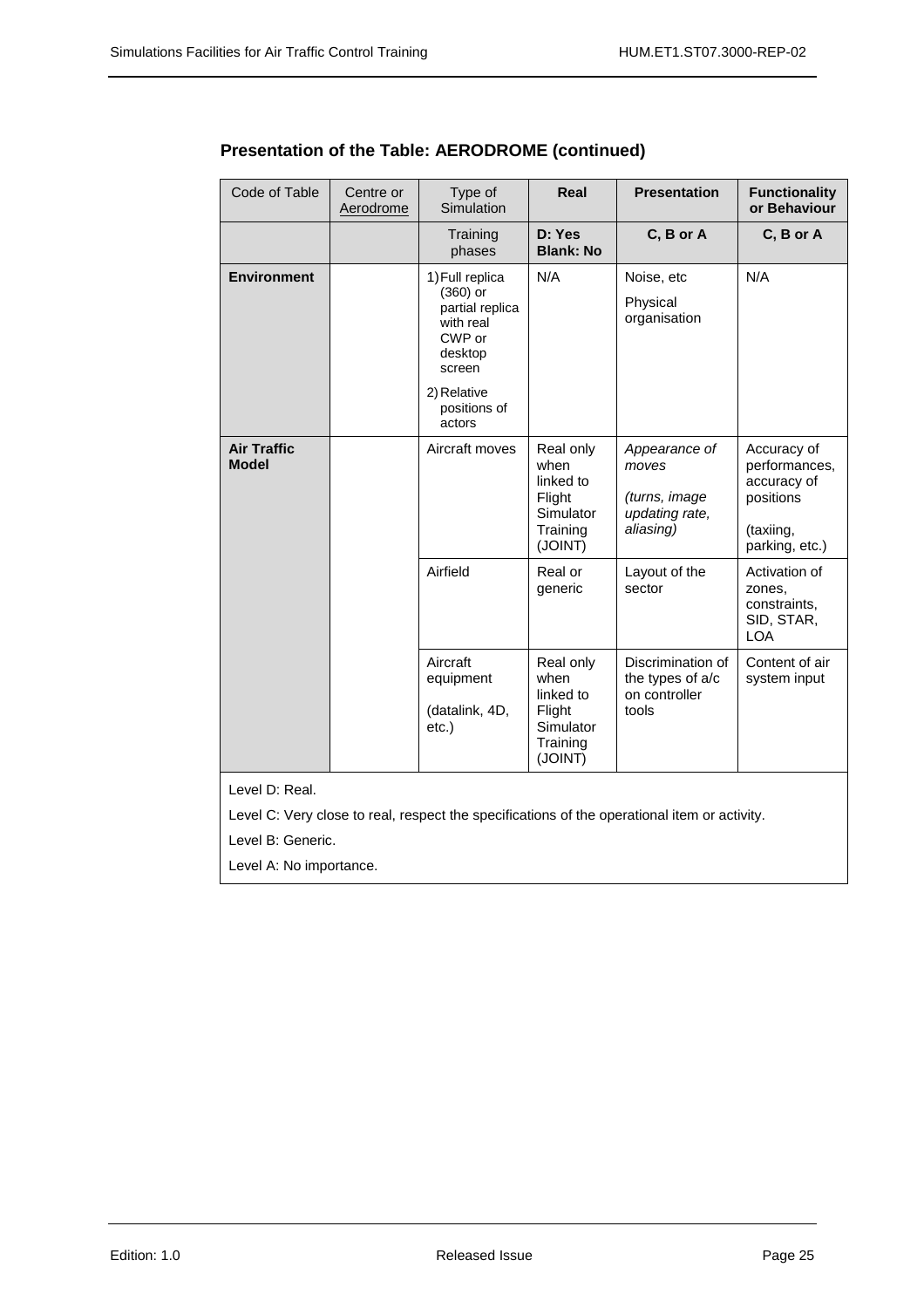### Presentation of the Table: AERODROME (continued)

| Code of Table | Centre or <u>Aerodrome</u> | Type of Simulation | **Real** | **Presentation** | **Functionality or Behaviour** |
|---|---|---|---|---|---|
| | | Training phases | **D: Yes Blank: No** | **C, B or A** | **C, B or A** |
| **Environment** | | 1) Full replica (360) or partial replica with real CWP or desktop screen<br>2) Relative positions of actors | N/A | Noise, etc<br>Physical organisation | N/A |
| **Air Traffic Model** | | Aircraft moves | Real only when linked to Flight Simulator Training (JOINT) | *Appearance of moves*<br>*(turns, image updating rate, aliasing)* | Accuracy of performances, accuracy of positions<br>(taxiing, parking, etc.) |
| | | Airfield | Real or generic | Layout of the sector | Activation of zones, constraints, SID, STAR, LOA |
| | | Aircraft equipment<br>(datalink, 4D, etc.) | Real only when linked to Flight Simulator Training (JOINT) | Discrimination of the types of a/c on controller tools | Content of air system input |

Level D: Real.

Level C: Very close to real, respect the specifications of the operational item or activity.

Level B: Generic.

Level A: No importance.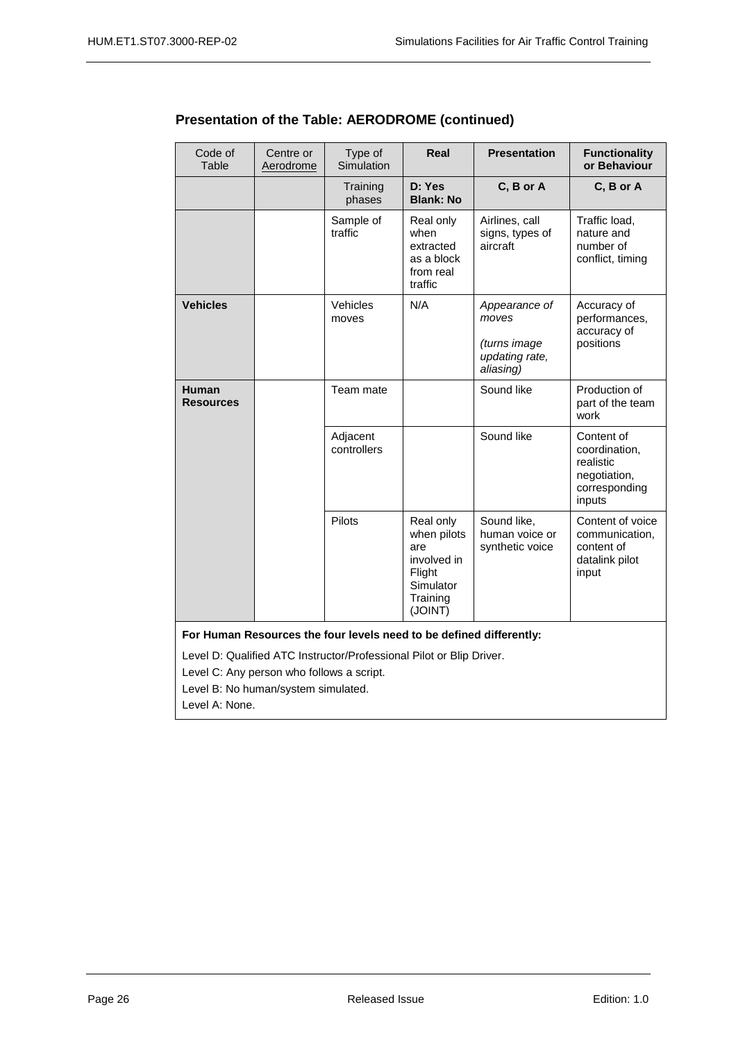## Presentation of the Table: AERODROME (continued)

| Code of Table | Centre or Aerodrome | Type of Simulation | Real | Presentation | Functionality or Behaviour |
|---|---|---|---|---|---|
| | | Training phases | **D: Yes Blank: No** | **C, B or A** | **C, B or A** |
| | | Sample of traffic | Real only when extracted as a block from real traffic | Airlines, call signs, types of aircraft | Traffic load, nature and number of conflict, timing |
| **Vehicles** | | Vehicles moves | N/A | *Appearance of moves* *(turns image updating rate, aliasing)* | Accuracy of performances, accuracy of positions |
| **Human Resources** | | Team mate | | Sound like | Production of part of the team work |
| | | Adjacent controllers | | Sound like | Content of coordination, realistic negotiation, corresponding inputs |
| | | Pilots | Real only when pilots are involved in Flight Simulator Training (JOINT) | Sound like, human voice or synthetic voice | Content of voice communication, content of datalink pilot input |

**For Human Resources the four levels need to be defined differently:**

Level D: Qualified ATC Instructor/Professional Pilot or Blip Driver.

Level C: Any person who follows a script.

Level B: No human/system simulated.

Level A: None.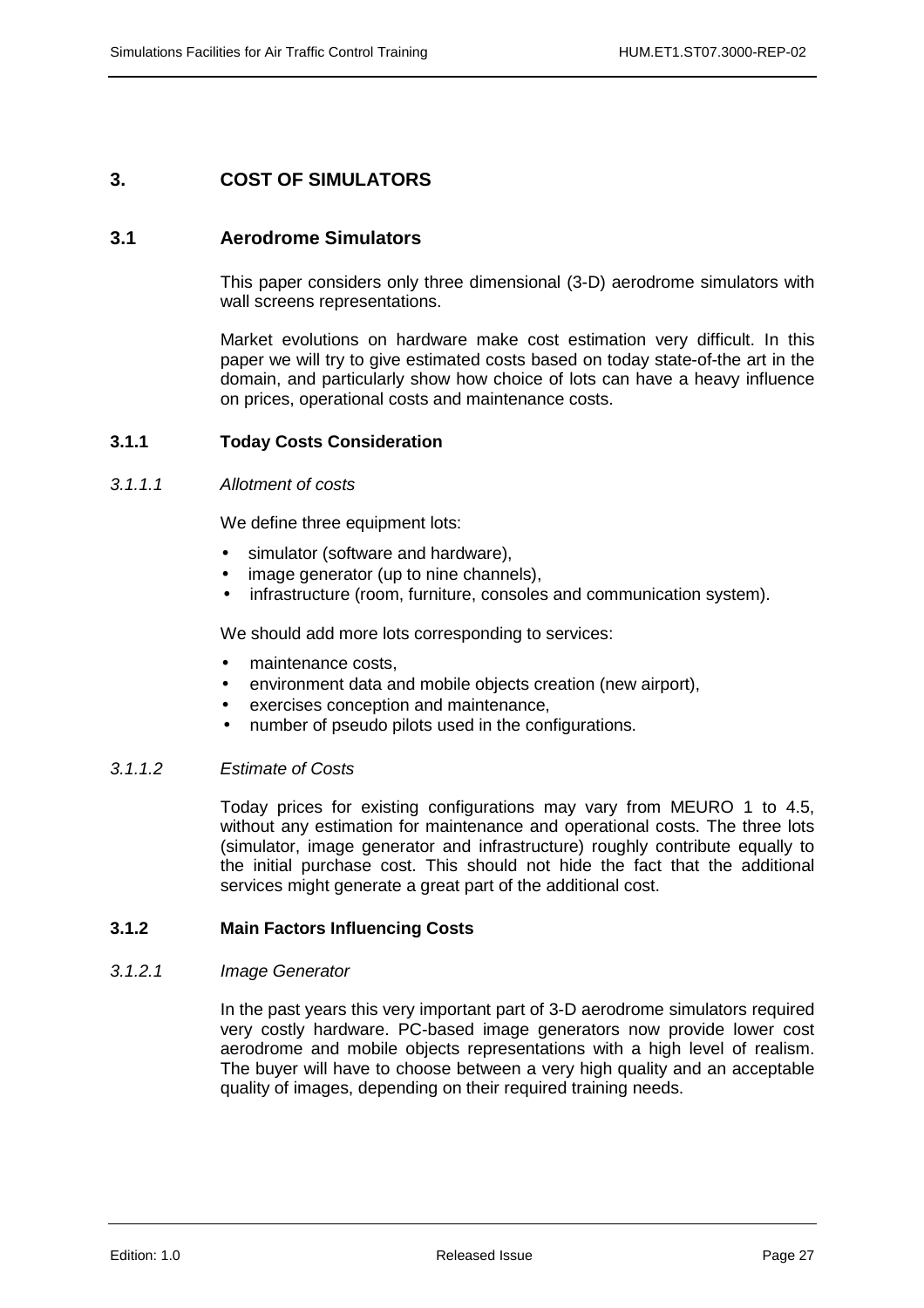# 3. COST OF SIMULATORS

## 3.1 Aerodrome Simulators

This paper considers only three dimensional (3-D) aerodrome simulators with wall screens representations.

Market evolutions on hardware make cost estimation very difficult. In this paper we will try to give estimated costs based on today state-of-the art in the domain, and particularly show how choice of lots can have a heavy influence on prices, operational costs and maintenance costs.

### 3.1.1 Today Costs Consideration

#### *3.1.1.1 Allotment of costs*

We define three equipment lots:

- simulator (software and hardware),
- image generator (up to nine channels),
- infrastructure (room, furniture, consoles and communication system).

We should add more lots corresponding to services:

- maintenance costs,
- environment data and mobile objects creation (new airport),
- exercises conception and maintenance,
- number of pseudo pilots used in the configurations.

#### *3.1.1.2 Estimate of Costs*

Today prices for existing configurations may vary from MEURO 1 to 4.5, without any estimation for maintenance and operational costs. The three lots (simulator, image generator and infrastructure) roughly contribute equally to the initial purchase cost. This should not hide the fact that the additional services might generate a great part of the additional cost.

### 3.1.2 Main Factors Influencing Costs

#### *3.1.2.1 Image Generator*

In the past years this very important part of 3-D aerodrome simulators required very costly hardware. PC-based image generators now provide lower cost aerodrome and mobile objects representations with a high level of realism. The buyer will have to choose between a very high quality and an acceptable quality of images, depending on their required training needs.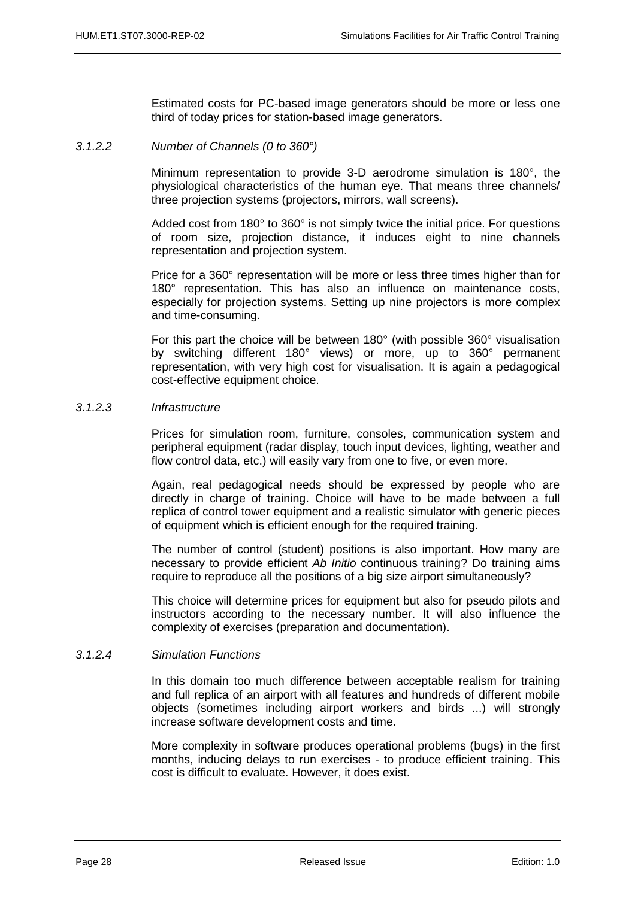Estimated costs for PC-based image generators should be more or less one third of today prices for station-based image generators.

#### *3.1.2.2 Number of Channels (0 to 360°)*

Minimum representation to provide 3-D aerodrome simulation is 180°, the physiological characteristics of the human eye. That means three channels/ three projection systems (projectors, mirrors, wall screens).

Added cost from 180° to 360° is not simply twice the initial price. For questions of room size, projection distance, it induces eight to nine channels representation and projection system.

Price for a 360° representation will be more or less three times higher than for 180° representation. This has also an influence on maintenance costs, especially for projection systems. Setting up nine projectors is more complex and time-consuming.

For this part the choice will be between 180° (with possible 360° visualisation by switching different 180° views) or more, up to 360° permanent representation, with very high cost for visualisation. It is again a pedagogical cost-effective equipment choice.

#### *3.1.2.3 Infrastructure*

Prices for simulation room, furniture, consoles, communication system and peripheral equipment (radar display, touch input devices, lighting, weather and flow control data, etc.) will easily vary from one to five, or even more.

Again, real pedagogical needs should be expressed by people who are directly in charge of training. Choice will have to be made between a full replica of control tower equipment and a realistic simulator with generic pieces of equipment which is efficient enough for the required training.

The number of control (student) positions is also important. How many are necessary to provide efficient *Ab Initio* continuous training? Do training aims require to reproduce all the positions of a big size airport simultaneously?

This choice will determine prices for equipment but also for pseudo pilots and instructors according to the necessary number. It will also influence the complexity of exercises (preparation and documentation).

#### *3.1.2.4 Simulation Functions*

In this domain too much difference between acceptable realism for training and full replica of an airport with all features and hundreds of different mobile objects (sometimes including airport workers and birds ...) will strongly increase software development costs and time.

More complexity in software produces operational problems (bugs) in the first months, inducing delays to run exercises - to produce efficient training. This cost is difficult to evaluate. However, it does exist.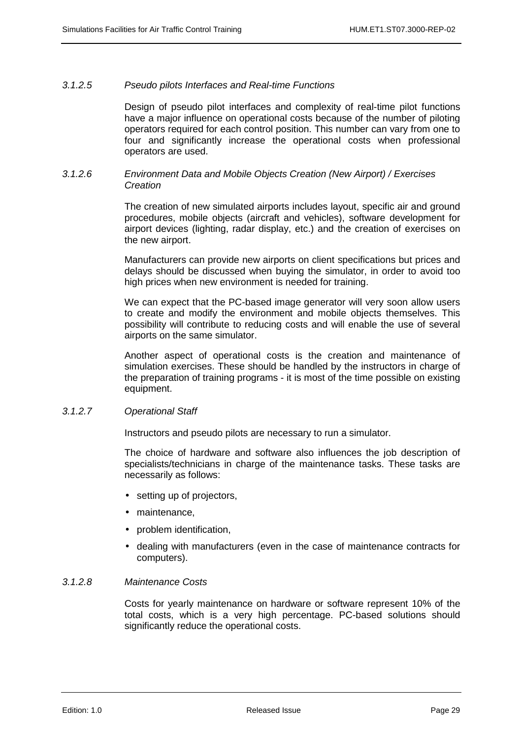#### *3.1.2.5 Pseudo pilots Interfaces and Real-time Functions*

Design of pseudo pilot interfaces and complexity of real-time pilot functions have a major influence on operational costs because of the number of piloting operators required for each control position. This number can vary from one to four and significantly increase the operational costs when professional operators are used.

#### *3.1.2.6 Environment Data and Mobile Objects Creation (New Airport) / Exercises Creation*

The creation of new simulated airports includes layout, specific air and ground procedures, mobile objects (aircraft and vehicles), software development for airport devices (lighting, radar display, etc.) and the creation of exercises on the new airport.

Manufacturers can provide new airports on client specifications but prices and delays should be discussed when buying the simulator, in order to avoid too high prices when new environment is needed for training.

We can expect that the PC-based image generator will very soon allow users to create and modify the environment and mobile objects themselves. This possibility will contribute to reducing costs and will enable the use of several airports on the same simulator.

Another aspect of operational costs is the creation and maintenance of simulation exercises. These should be handled by the instructors in charge of the preparation of training programs - it is most of the time possible on existing equipment.

#### *3.1.2.7 Operational Staff*

Instructors and pseudo pilots are necessary to run a simulator.

The choice of hardware and software also influences the job description of specialists/technicians in charge of the maintenance tasks. These tasks are necessarily as follows:

- setting up of projectors,
- maintenance,
- problem identification,
- dealing with manufacturers (even in the case of maintenance contracts for computers).

#### *3.1.2.8 Maintenance Costs*

Costs for yearly maintenance on hardware or software represent 10% of the total costs, which is a very high percentage. PC-based solutions should significantly reduce the operational costs.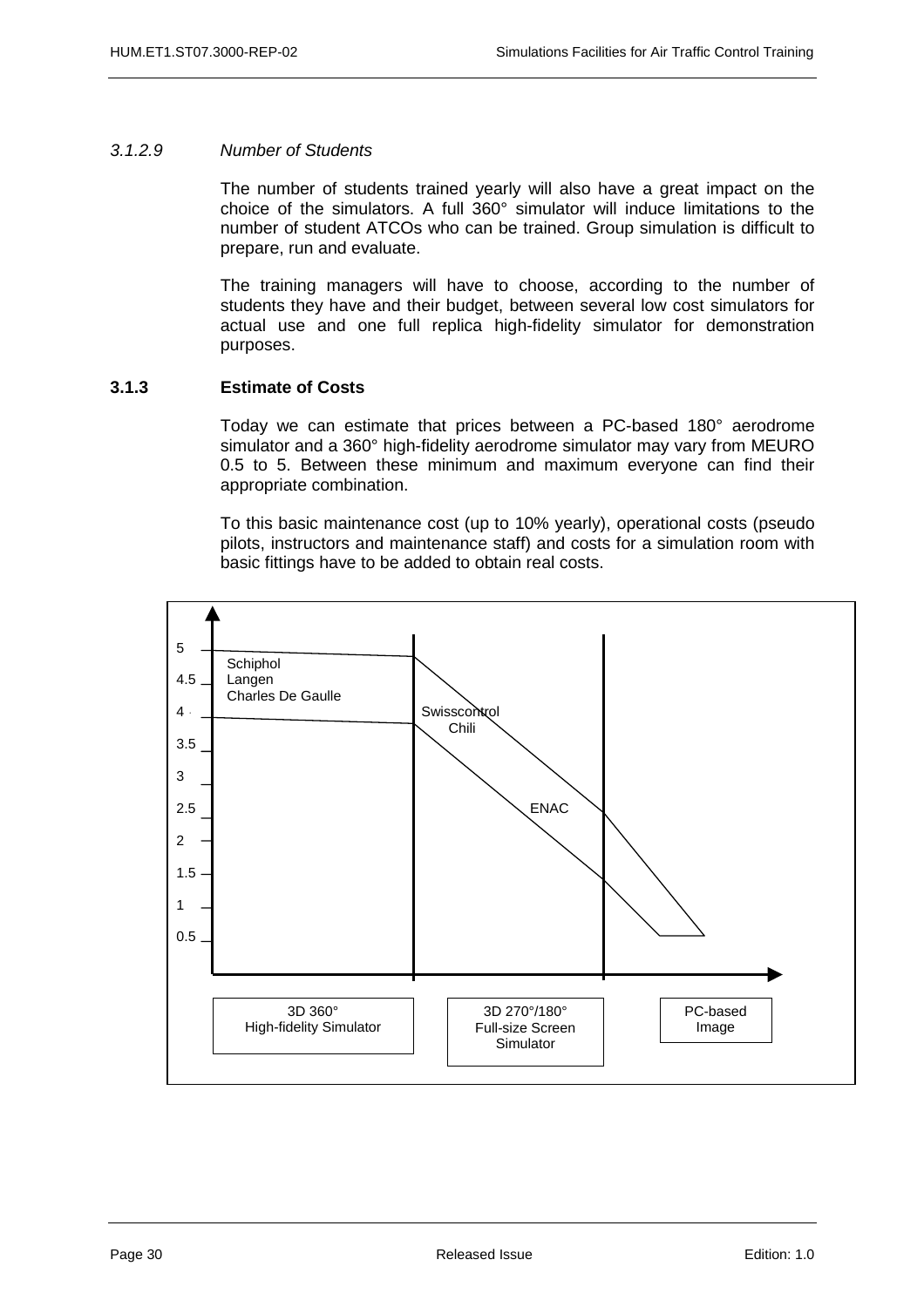### 3.1.2.9 *Number of Students*

The number of students trained yearly will also have a great impact on the choice of the simulators. A full 360° simulator will induce limitations to the number of student ATCOs who can be trained. Group simulation is difficult to prepare, run and evaluate.

The training managers will have to choose, according to the number of students they have and their budget, between several low cost simulators for actual use and one full replica high-fidelity simulator for demonstration purposes.

## 3.1.3 Estimate of Costs

Today we can estimate that prices between a PC-based 180° aerodrome simulator and a 360° high-fidelity aerodrome simulator may vary from MEURO 0.5 to 5. Between these minimum and maximum everyone can find their appropriate combination.

To this basic maintenance cost (up to 10% yearly), operational costs (pseudo pilots, instructors and maintenance staff) and costs for a simulation room with basic fittings have to be added to obtain real costs.

5
4.5
4
3.5
3
2.5
2
1.5
1
0.5

Schiphol
Langen
Charles De Gaulle

Swisscontrol
Chili

ENAC

3D 360°
High-fidelity Simulator

3D 270°/180°
Full-size Screen
Simulator

PC-based
Image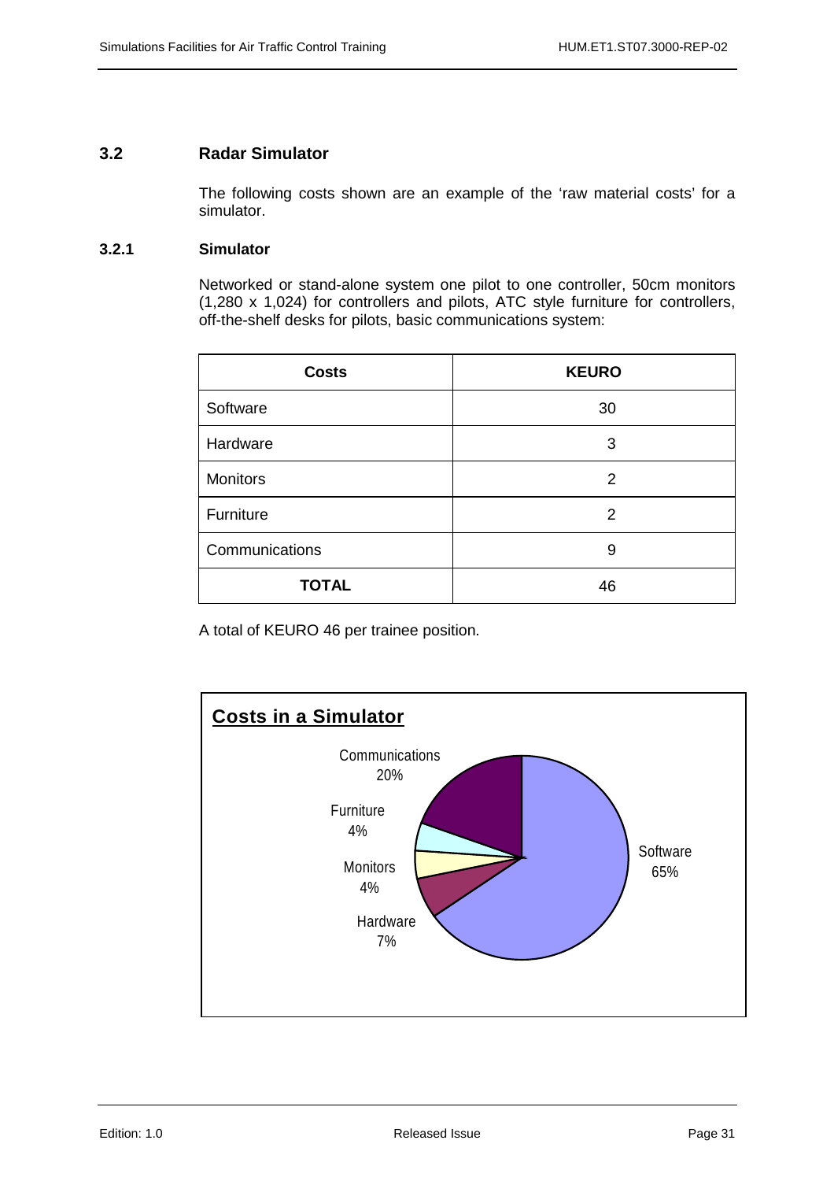## 3.2 Radar Simulator

The following costs shown are an example of the 'raw material costs' for a simulator.

### 3.2.1 Simulator

Networked or stand-alone system one pilot to one controller, 50cm monitors (1,280 x 1,024) for controllers and pilots, ATC style furniture for controllers, off-the-shelf desks for pilots, basic communications system:

| Costs | KEURO |
|---|---|
| Software | 30 |
| Hardware | 3 |
| Monitors | 2 |
| Furniture | 2 |
| Communications | 9 |
| **TOTAL** | 46 |

A total of KEURO 46 per trainee position.

**Costs in a Simulator**

Communications 20%

Furniture 4%

Monitors 4%

Hardware 7%

Software 65%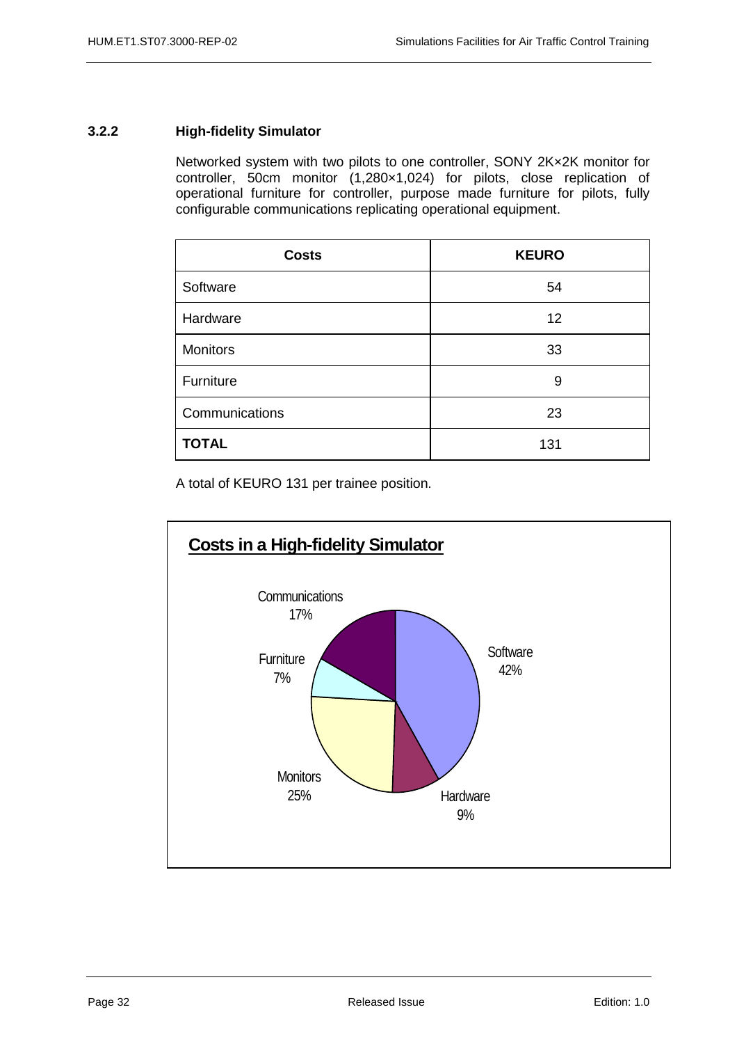### 3.2.2 High-fidelity Simulator

Networked system with two pilots to one controller, SONY 2K×2K monitor for controller, 50cm monitor (1,280×1,024) for pilots, close replication of operational furniture for controller, purpose made furniture for pilots, fully configurable communications replicating operational equipment.

| Costs | KEURO |
|---|---|
| Software | 54 |
| Hardware | 12 |
| Monitors | 33 |
| Furniture | 9 |
| Communications | 23 |
| **TOTAL** | 131 |

A total of KEURO 131 per trainee position.

**Costs in a High-fidelity Simulator**

Communications 17%
Furniture 7%
Software 42%
Monitors 25%
Hardware 9%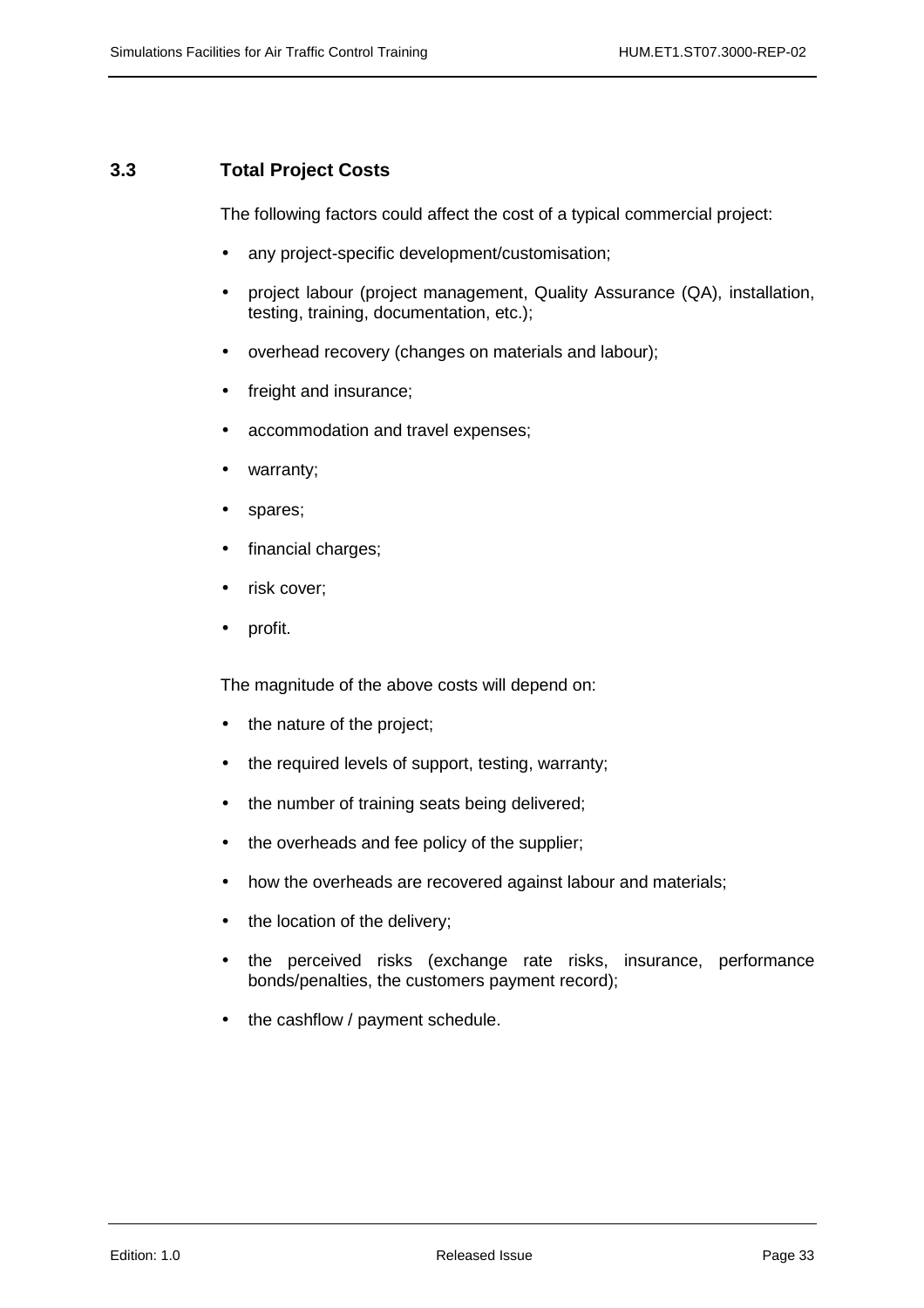## 3.3 Total Project Costs

The following factors could affect the cost of a typical commercial project:

- any project-specific development/customisation;
- project labour (project management, Quality Assurance (QA), installation, testing, training, documentation, etc.);
- overhead recovery (changes on materials and labour);
- freight and insurance;
- accommodation and travel expenses;
- warranty;
- spares;
- financial charges;
- risk cover;
- profit.

The magnitude of the above costs will depend on:

- the nature of the project;
- the required levels of support, testing, warranty;
- the number of training seats being delivered;
- the overheads and fee policy of the supplier;
- how the overheads are recovered against labour and materials;
- the location of the delivery;
- the perceived risks (exchange rate risks, insurance, performance bonds/penalties, the customers payment record);
- the cashflow / payment schedule.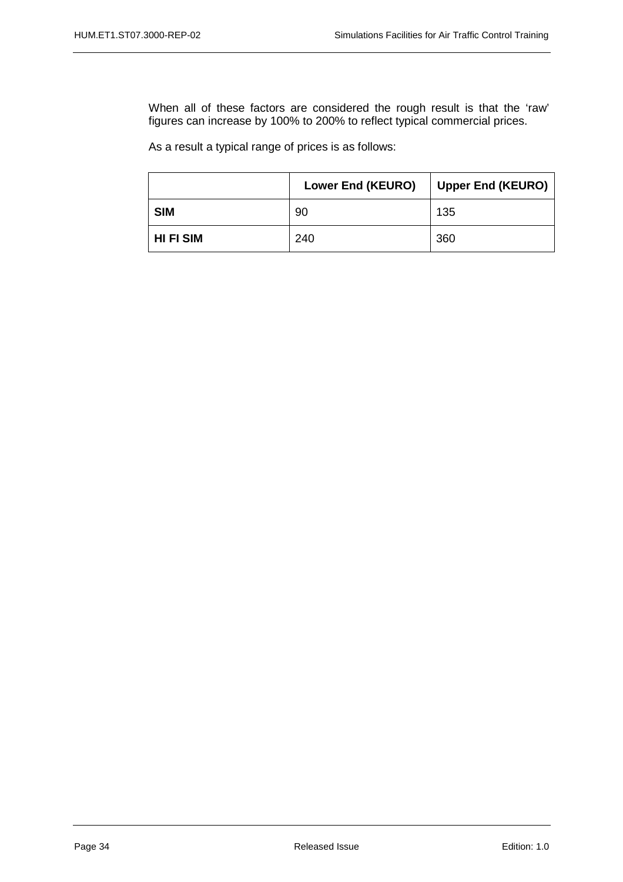When all of these factors are considered the rough result is that the ‘raw’ figures can increase by 100% to 200% to reflect typical commercial prices.

As a result a typical range of prices is as follows:

| | Lower End (KEURO) | Upper End (KEURO) |
|---|---|---|
| **SIM** | 90 | 135 |
| **HI FI SIM** | 240 | 360 |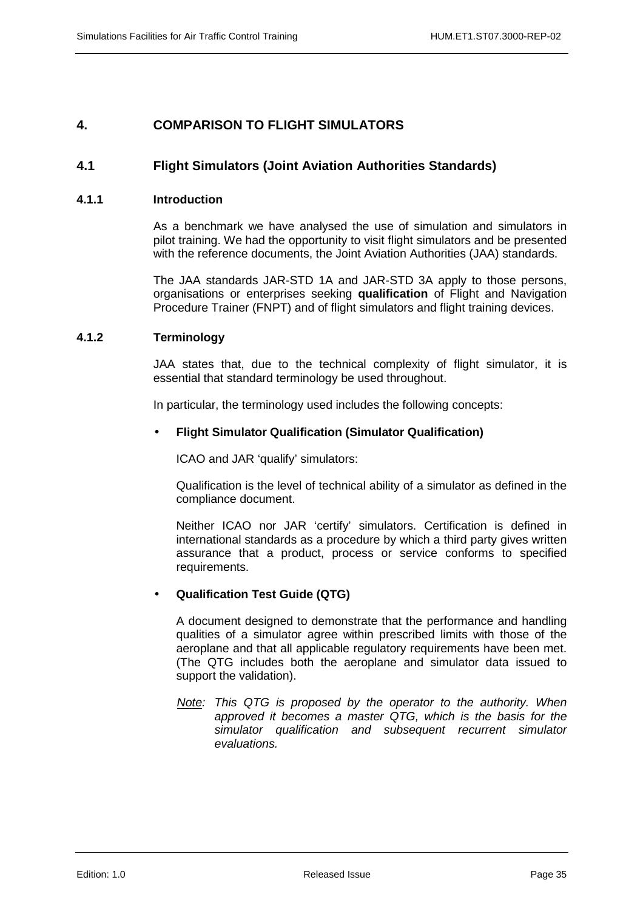# 4. COMPARISON TO FLIGHT SIMULATORS

## 4.1 Flight Simulators (Joint Aviation Authorities Standards)

### 4.1.1 Introduction

As a benchmark we have analysed the use of simulation and simulators in pilot training. We had the opportunity to visit flight simulators and be presented with the reference documents, the Joint Aviation Authorities (JAA) standards.

The JAA standards JAR-STD 1A and JAR-STD 3A apply to those persons, organisations or enterprises seeking **qualification** of Flight and Navigation Procedure Trainer (FNPT) and of flight simulators and flight training devices.

### 4.1.2 Terminology

JAA states that, due to the technical complexity of flight simulator, it is essential that standard terminology be used throughout.

In particular, the terminology used includes the following concepts:

- **Flight Simulator Qualification (Simulator Qualification)**

  ICAO and JAR 'qualify' simulators:

  Qualification is the level of technical ability of a simulator as defined in the compliance document.

  Neither ICAO nor JAR 'certify' simulators. Certification is defined in international standards as a procedure by which a third party gives written assurance that a product, process or service conforms to specified requirements.

- **Qualification Test Guide (QTG)**

  A document designed to demonstrate that the performance and handling qualities of a simulator agree within prescribed limits with those of the aeroplane and that all applicable regulatory requirements have been met. (The QTG includes both the aeroplane and simulator data issued to support the validation).

  *Note: This QTG is proposed by the operator to the authority. When approved it becomes a master QTG, which is the basis for the simulator qualification and subsequent recurrent simulator evaluations.*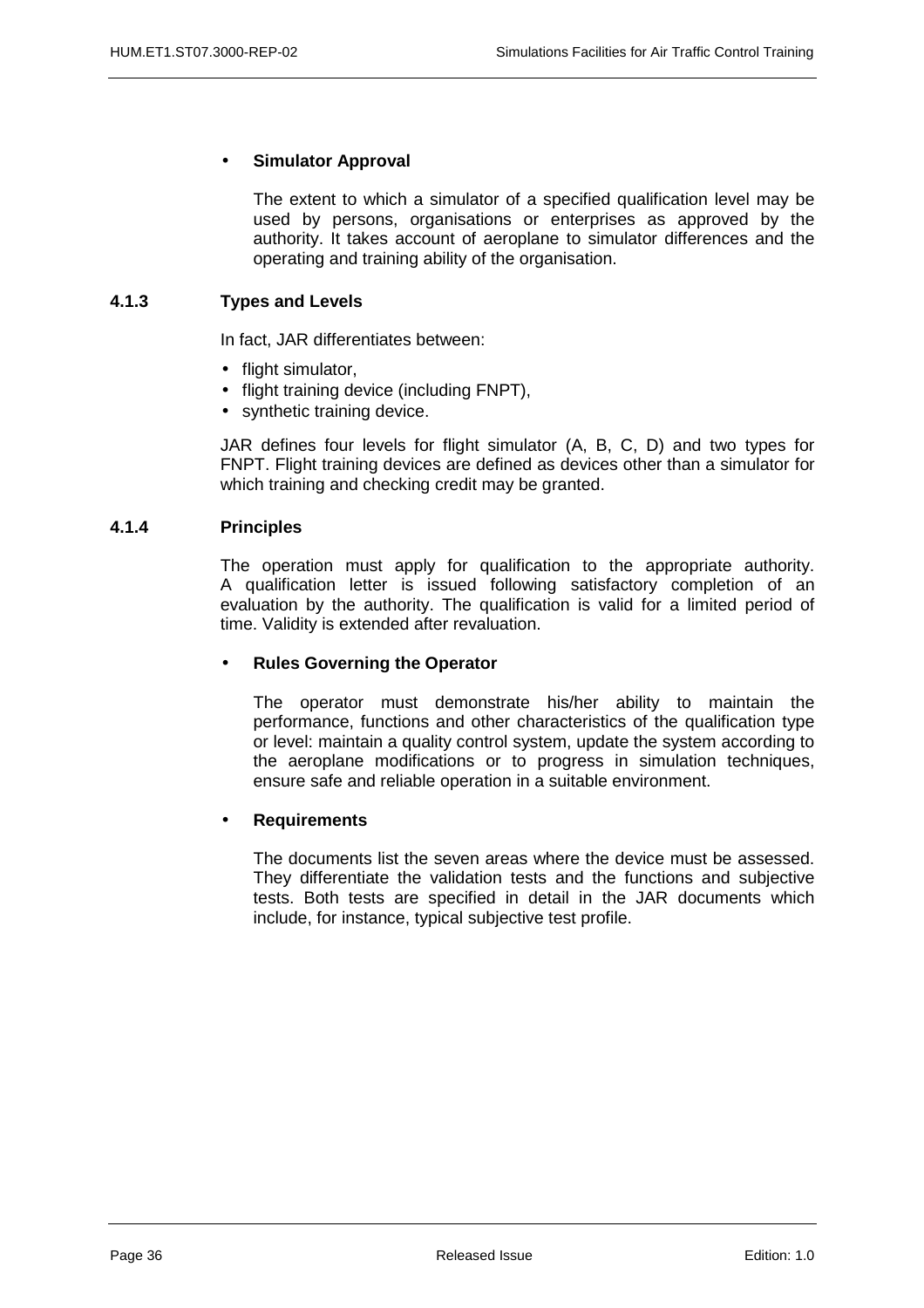- **Simulator Approval**

  The extent to which a simulator of a specified qualification level may be used by persons, organisations or enterprises as approved by the authority. It takes account of aeroplane to simulator differences and the operating and training ability of the organisation.

### 4.1.3 Types and Levels

In fact, JAR differentiates between:

- flight simulator,
- flight training device (including FNPT),
- synthetic training device.

JAR defines four levels for flight simulator (A, B, C, D) and two types for FNPT. Flight training devices are defined as devices other than a simulator for which training and checking credit may be granted.

### 4.1.4 Principles

The operation must apply for qualification to the appropriate authority. A qualification letter is issued following satisfactory completion of an evaluation by the authority. The qualification is valid for a limited period of time. Validity is extended after revaluation.

- **Rules Governing the Operator**

  The operator must demonstrate his/her ability to maintain the performance, functions and other characteristics of the qualification type or level: maintain a quality control system, update the system according to the aeroplane modifications or to progress in simulation techniques, ensure safe and reliable operation in a suitable environment.

- **Requirements**

  The documents list the seven areas where the device must be assessed. They differentiate the validation tests and the functions and subjective tests. Both tests are specified in detail in the JAR documents which include, for instance, typical subjective test profile.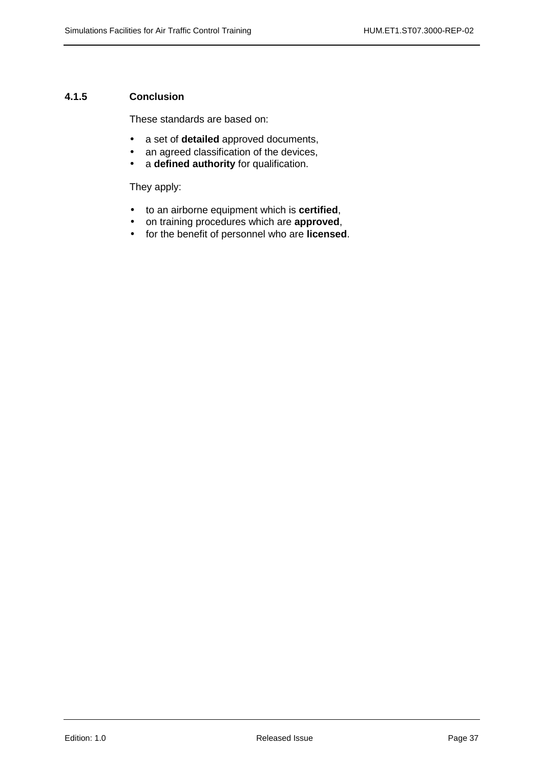### 4.1.5 Conclusion

These standards are based on:

- a set of **detailed** approved documents,
- an agreed classification of the devices,
- a **defined authority** for qualification.

They apply:

- to an airborne equipment which is **certified**,
- on training procedures which are **approved**,
- for the benefit of personnel who are **licensed**.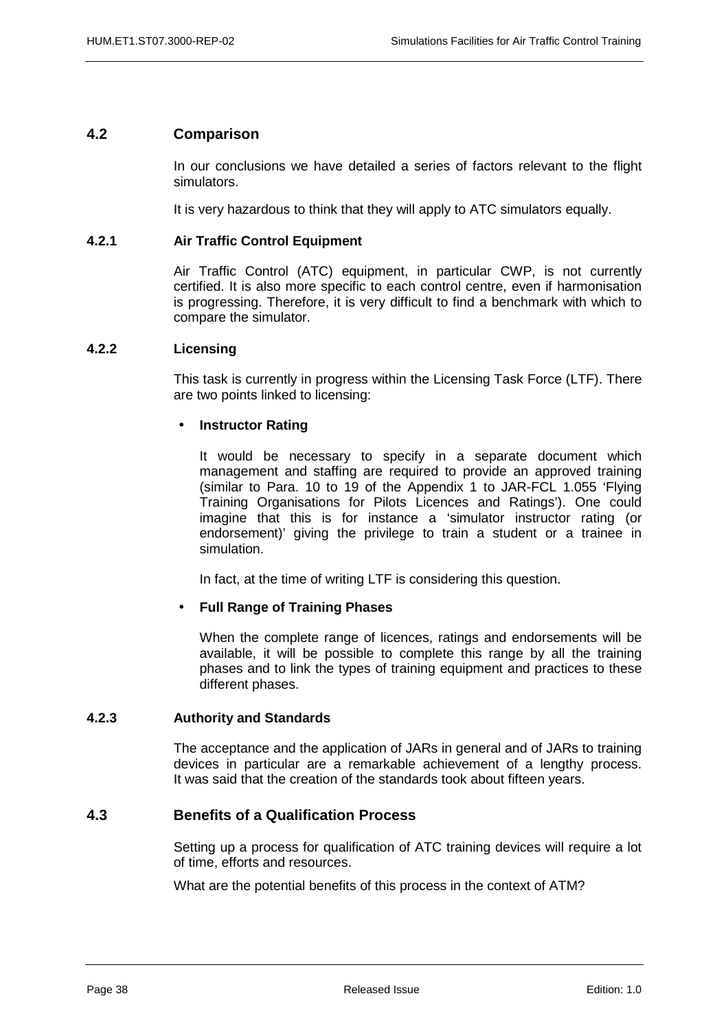## 4.2 Comparison

In our conclusions we have detailed a series of factors relevant to the flight simulators.

It is very hazardous to think that they will apply to ATC simulators equally.

### 4.2.1 Air Traffic Control Equipment

Air Traffic Control (ATC) equipment, in particular CWP, is not currently certified. It is also more specific to each control centre, even if harmonisation is progressing. Therefore, it is very difficult to find a benchmark with which to compare the simulator.

### 4.2.2 Licensing

This task is currently in progress within the Licensing Task Force (LTF). There are two points linked to licensing:

- **Instructor Rating**

  It would be necessary to specify in a separate document which management and staffing are required to provide an approved training (similar to Para. 10 to 19 of the Appendix 1 to JAR-FCL 1.055 'Flying Training Organisations for Pilots Licences and Ratings'). One could imagine that this is for instance a 'simulator instructor rating (or endorsement)' giving the privilege to train a student or a trainee in simulation.

  In fact, at the time of writing LTF is considering this question.

- **Full Range of Training Phases**

  When the complete range of licences, ratings and endorsements will be available, it will be possible to complete this range by all the training phases and to link the types of training equipment and practices to these different phases.

### 4.2.3 Authority and Standards

The acceptance and the application of JARs in general and of JARs to training devices in particular are a remarkable achievement of a lengthy process. It was said that the creation of the standards took about fifteen years.

## 4.3 Benefits of a Qualification Process

Setting up a process for qualification of ATC training devices will require a lot of time, efforts and resources.

What are the potential benefits of this process in the context of ATM?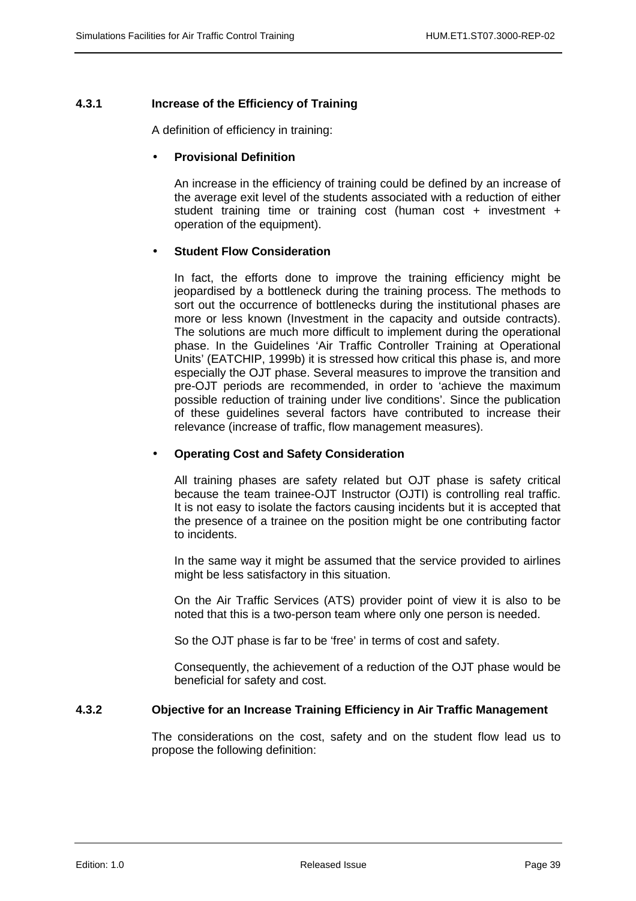### 4.3.1 Increase of the Efficiency of Training

A definition of efficiency in training:

- **Provisional Definition**

  An increase in the efficiency of training could be defined by an increase of the average exit level of the students associated with a reduction of either student training time or training cost (human cost + investment + operation of the equipment).

- **Student Flow Consideration**

  In fact, the efforts done to improve the training efficiency might be jeopardised by a bottleneck during the training process. The methods to sort out the occurrence of bottlenecks during the institutional phases are more or less known (Investment in the capacity and outside contracts). The solutions are much more difficult to implement during the operational phase. In the Guidelines 'Air Traffic Controller Training at Operational Units' (EATCHIP, 1999b) it is stressed how critical this phase is, and more especially the OJT phase. Several measures to improve the transition and pre-OJT periods are recommended, in order to 'achieve the maximum possible reduction of training under live conditions'. Since the publication of these guidelines several factors have contributed to increase their relevance (increase of traffic, flow management measures).

- **Operating Cost and Safety Consideration**

  All training phases are safety related but OJT phase is safety critical because the team trainee-OJT Instructor (OJTI) is controlling real traffic. It is not easy to isolate the factors causing incidents but it is accepted that the presence of a trainee on the position might be one contributing factor to incidents.

  In the same way it might be assumed that the service provided to airlines might be less satisfactory in this situation.

  On the Air Traffic Services (ATS) provider point of view it is also to be noted that this is a two-person team where only one person is needed.

  So the OJT phase is far to be 'free' in terms of cost and safety.

  Consequently, the achievement of a reduction of the OJT phase would be beneficial for safety and cost.

### 4.3.2 Objective for an Increase Training Efficiency in Air Traffic Management

The considerations on the cost, safety and on the student flow lead us to propose the following definition: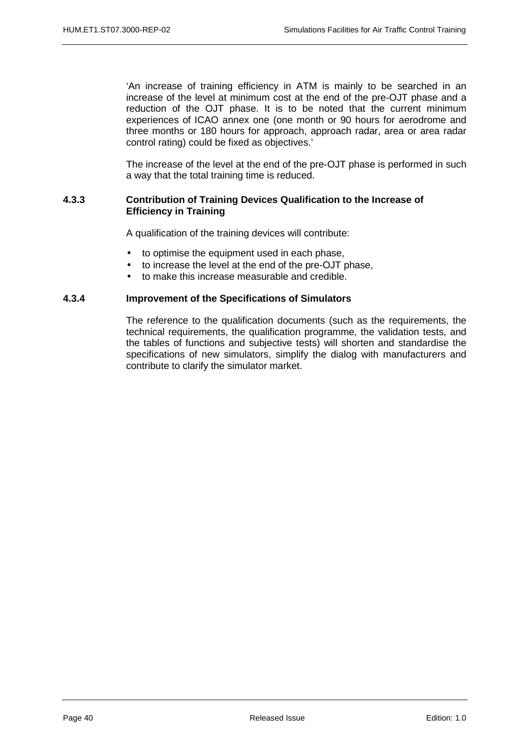'An increase of training efficiency in ATM is mainly to be searched in an increase of the level at minimum cost at the end of the pre-OJT phase and a reduction of the OJT phase. It is to be noted that the current minimum experiences of ICAO annex one (one month or 90 hours for aerodrome and three months or 180 hours for approach, approach radar, area or area radar control rating) could be fixed as objectives.'

The increase of the level at the end of the pre-OJT phase is performed in such a way that the total training time is reduced.

### 4.3.3 Contribution of Training Devices Qualification to the Increase of Efficiency in Training

A qualification of the training devices will contribute:

- to optimise the equipment used in each phase,
- to increase the level at the end of the pre-OJT phase,
- to make this increase measurable and credible.

### 4.3.4 Improvement of the Specifications of Simulators

The reference to the qualification documents (such as the requirements, the technical requirements, the qualification programme, the validation tests, and the tables of functions and subjective tests) will shorten and standardise the specifications of new simulators, simplify the dialog with manufacturers and contribute to clarify the simulator market.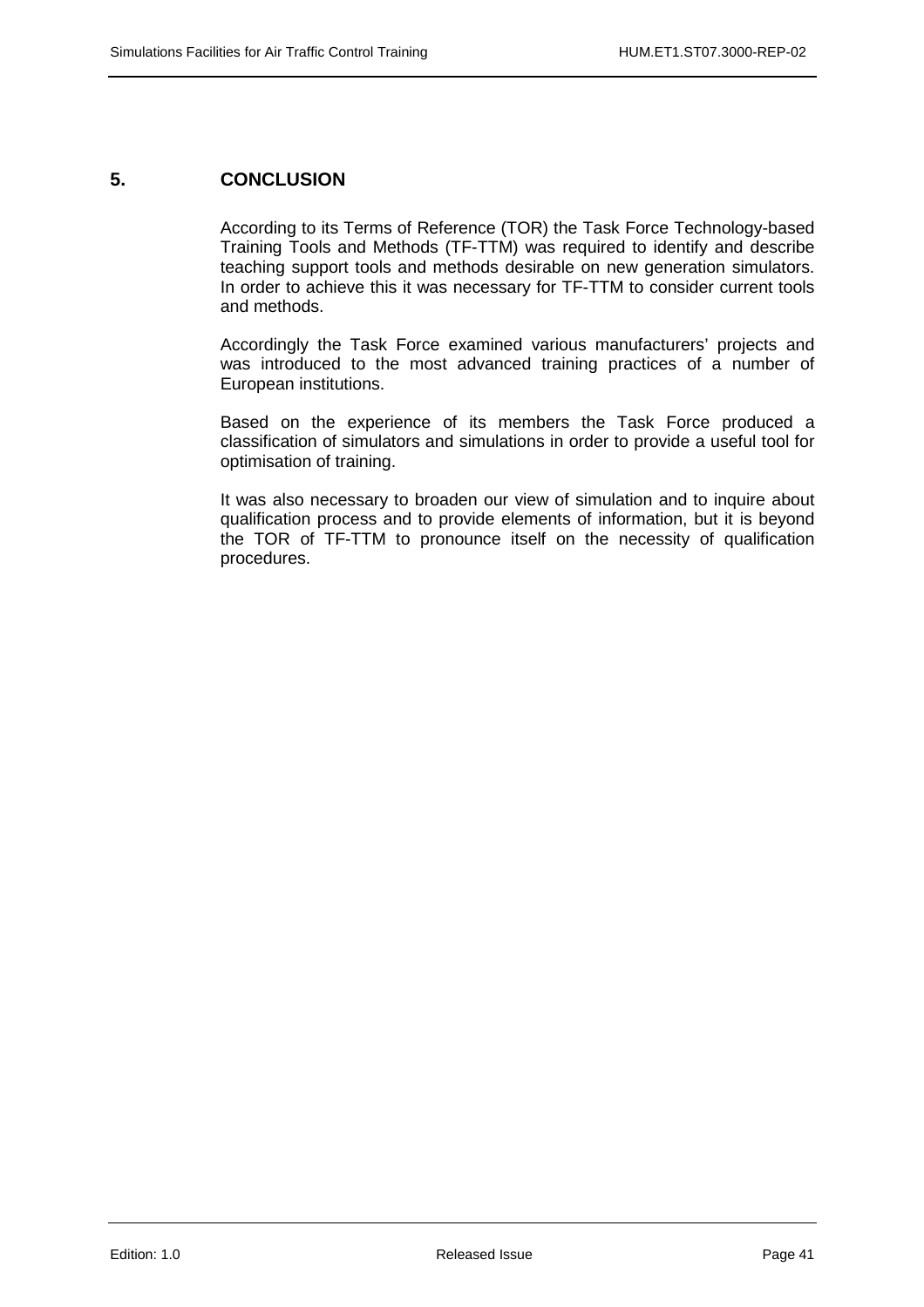# 5. CONCLUSION

According to its Terms of Reference (TOR) the Task Force Technology-based Training Tools and Methods (TF-TTM) was required to identify and describe teaching support tools and methods desirable on new generation simulators. In order to achieve this it was necessary for TF-TTM to consider current tools and methods.

Accordingly the Task Force examined various manufacturers' projects and was introduced to the most advanced training practices of a number of European institutions.

Based on the experience of its members the Task Force produced a classification of simulators and simulations in order to provide a useful tool for optimisation of training.

It was also necessary to broaden our view of simulation and to inquire about qualification process and to provide elements of information, but it is beyond the TOR of TF-TTM to pronounce itself on the necessity of qualification procedures.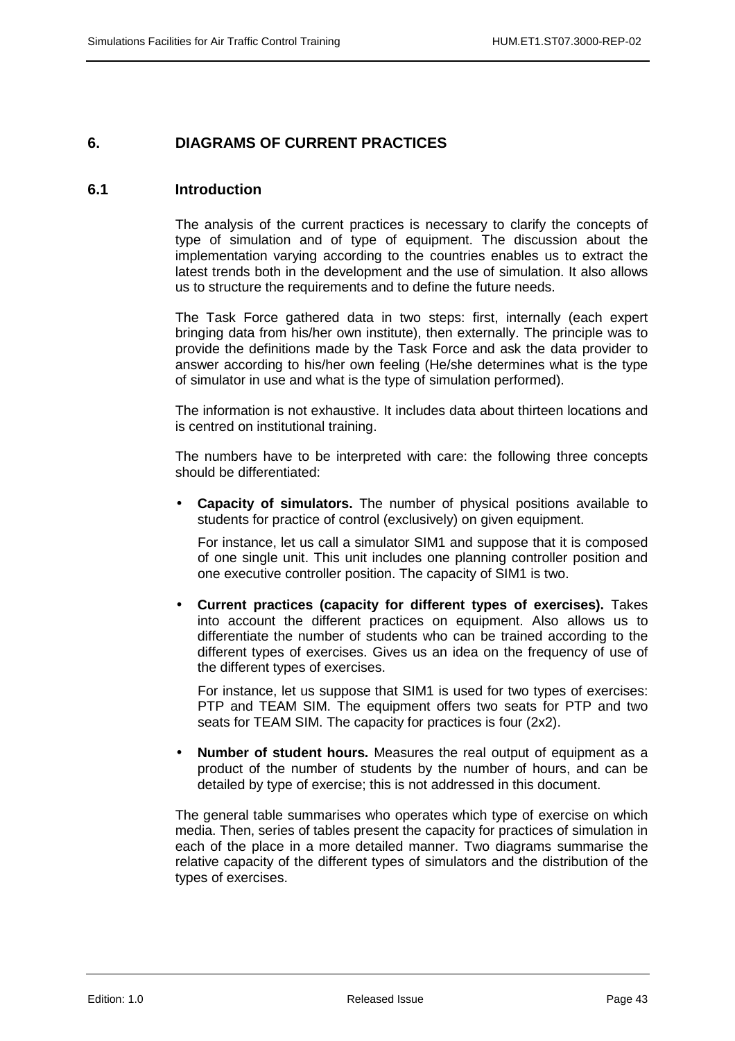# 6. DIAGRAMS OF CURRENT PRACTICES

## 6.1 Introduction

The analysis of the current practices is necessary to clarify the concepts of type of simulation and of type of equipment. The discussion about the implementation varying according to the countries enables us to extract the latest trends both in the development and the use of simulation. It also allows us to structure the requirements and to define the future needs.

The Task Force gathered data in two steps: first, internally (each expert bringing data from his/her own institute), then externally. The principle was to provide the definitions made by the Task Force and ask the data provider to answer according to his/her own feeling (He/she determines what is the type of simulator in use and what is the type of simulation performed).

The information is not exhaustive. It includes data about thirteen locations and is centred on institutional training.

The numbers have to be interpreted with care: the following three concepts should be differentiated:

- **Capacity of simulators.** The number of physical positions available to students for practice of control (exclusively) on given equipment.

  For instance, let us call a simulator SIM1 and suppose that it is composed of one single unit. This unit includes one planning controller position and one executive controller position. The capacity of SIM1 is two.

- **Current practices (capacity for different types of exercises).** Takes into account the different practices on equipment. Also allows us to differentiate the number of students who can be trained according to the different types of exercises. Gives us an idea on the frequency of use of the different types of exercises.

  For instance, let us suppose that SIM1 is used for two types of exercises: PTP and TEAM SIM. The equipment offers two seats for PTP and two seats for TEAM SIM. The capacity for practices is four (2x2).

- **Number of student hours.** Measures the real output of equipment as a product of the number of students by the number of hours, and can be detailed by type of exercise; this is not addressed in this document.

The general table summarises who operates which type of exercise on which media. Then, series of tables present the capacity for practices of simulation in each of the place in a more detailed manner. Two diagrams summarise the relative capacity of the different types of simulators and the distribution of the types of exercises.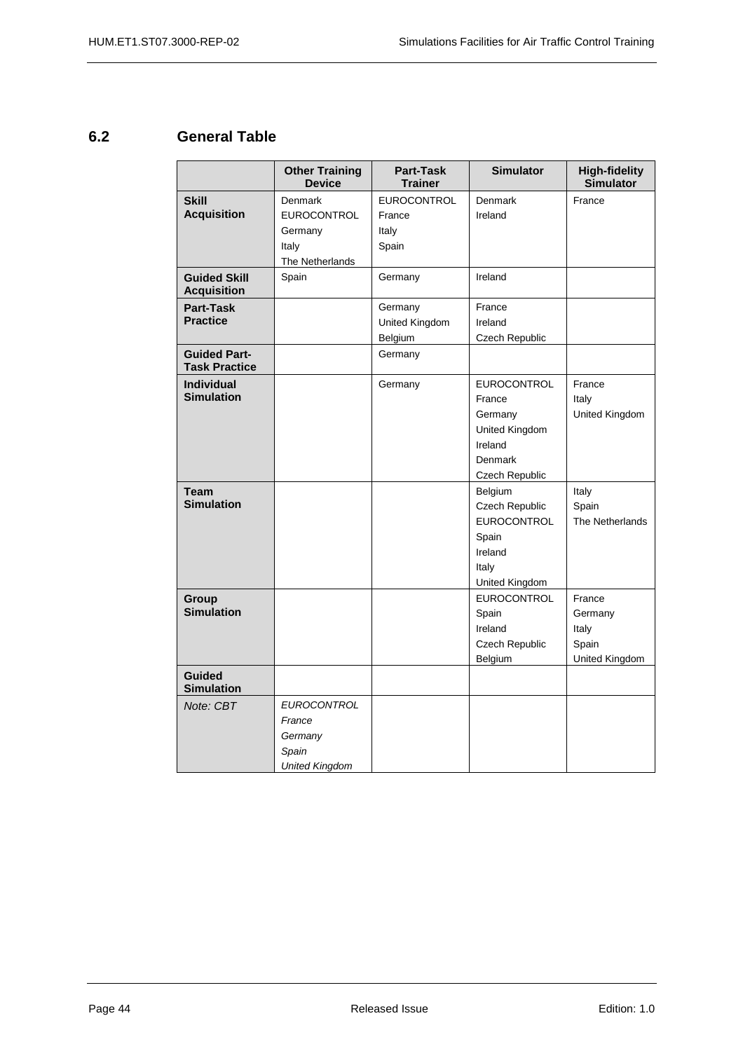## 6.2 General Table

| | Other Training Device | Part-Task Trainer | Simulator | High-fidelity Simulator |
|---|---|---|---|---|
| **Skill Acquisition** | Denmark<br>EUROCONTROL<br>Germany<br>Italy<br>The Netherlands | EUROCONTROL<br>France<br>Italy<br>Spain | Denmark<br>Ireland | France |
| **Guided Skill Acquisition** | Spain | Germany | Ireland | |
| **Part-Task Practice** | | Germany<br>United Kingdom<br>Belgium | France<br>Ireland<br>Czech Republic | |
| **Guided Part-Task Practice** | | Germany | | |
| **Individual Simulation** | | Germany | EUROCONTROL<br>France<br>Germany<br>United Kingdom<br>Ireland<br>Denmark<br>Czech Republic | France<br>Italy<br>United Kingdom |
| **Team Simulation** | | | Belgium<br>Czech Republic<br>EUROCONTROL<br>Spain<br>Ireland<br>Italy<br>United Kingdom | Italy<br>Spain<br>The Netherlands |
| **Group Simulation** | | | EUROCONTROL<br>Spain<br>Ireland<br>Czech Republic<br>Belgium | France<br>Germany<br>Italy<br>Spain<br>United Kingdom |
| **Guided Simulation** | | | | |
| *Note: CBT* | *EUROCONTROL*<br>*France*<br>*Germany*<br>*Spain*<br>*United Kingdom* | | | |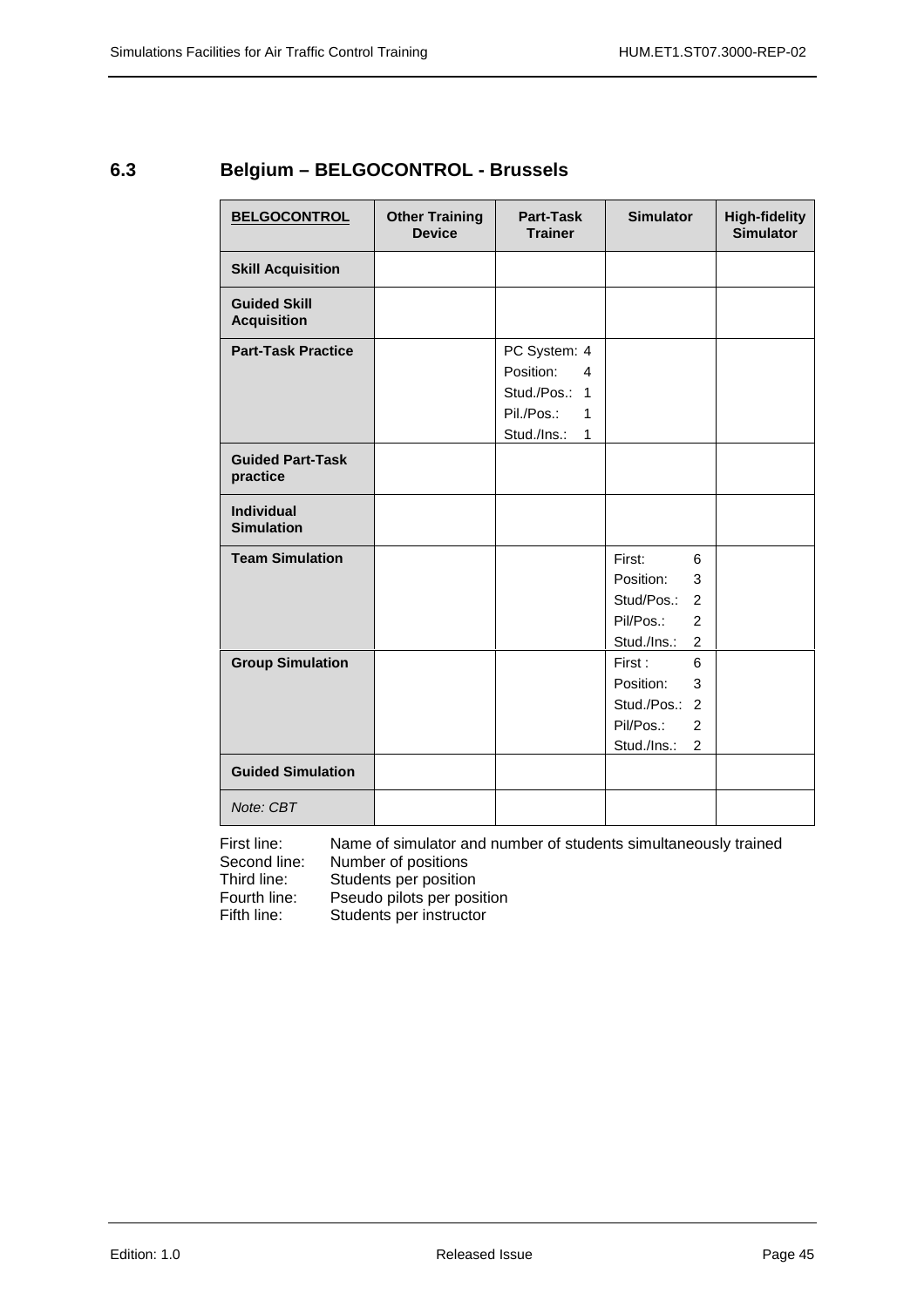## 6.3 Belgium – BELGOCONTROL - Brussels

| **BELGOCONTROL** | **Other Training Device** | **Part-Task Trainer** | **Simulator** | **High-fidelity Simulator** |
|---|---|---|---|---|
| **Skill Acquisition** | | | | |
| **Guided Skill Acquisition** | | | | |
| **Part-Task Practice** | | PC System: 4<br>Position: 4<br>Stud./Pos.: 1<br>Pil./Pos.: 1<br>Stud./Ins.: 1 | | |
| **Guided Part-Task practice** | | | | |
| **Individual Simulation** | | | | |
| **Team Simulation** | | | First: 6<br>Position: 3<br>Stud/Pos.: 2<br>Pil/Pos.: 2<br>Stud./Ins.: 2 | |
| **Group Simulation** | | | First : 6<br>Position: 3<br>Stud./Pos.: 2<br>Pil/Pos.: 2<br>Stud./Ins.: 2 | |
| **Guided Simulation** | | | | |
| *Note: CBT* | | | | |

First line: Name of simulator and number of students simultaneously trained
Second line: Number of positions
Third line: Students per position
Fourth line: Pseudo pilots per position
Fifth line: Students per instructor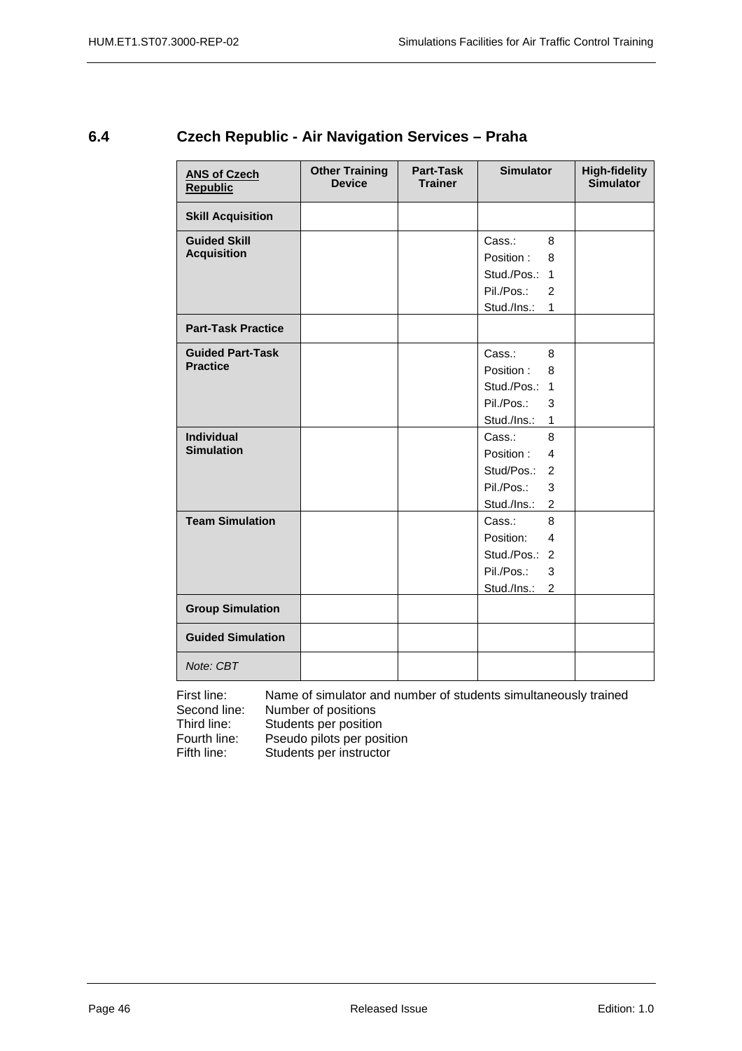## 6.4 Czech Republic - Air Navigation Services – Praha

| **ANS of Czech Republic** | **Other Training Device** | **Part-Task Trainer** | **Simulator** | **High-fidelity Simulator** |
|---|---|---|---|---|
| **Skill Acquisition** | | | | |
| **Guided Skill Acquisition** | | | Cass.: 8<br>Position : 8<br>Stud./Pos.: 1<br>Pil./Pos.: 2<br>Stud./Ins.: 1 | |
| **Part-Task Practice** | | | | |
| **Guided Part-Task Practice** | | | Cass.: 8<br>Position : 8<br>Stud./Pos.: 1<br>Pil./Pos.: 3<br>Stud./Ins.: 1 | |
| **Individual Simulation** | | | Cass.: 8<br>Position : 4<br>Stud/Pos.: 2<br>Pil./Pos.: 3<br>Stud./Ins.: 2 | |
| **Team Simulation** | | | Cass.: 8<br>Position: 4<br>Stud./Pos.: 2<br>Pil./Pos.: 3<br>Stud./Ins.: 2 | |
| **Group Simulation** | | | | |
| **Guided Simulation** | | | | |
| *Note: CBT* | | | | |

First line: Name of simulator and number of students simultaneously trained
Second line: Number of positions
Third line: Students per position
Fourth line: Pseudo pilots per position
Fifth line: Students per instructor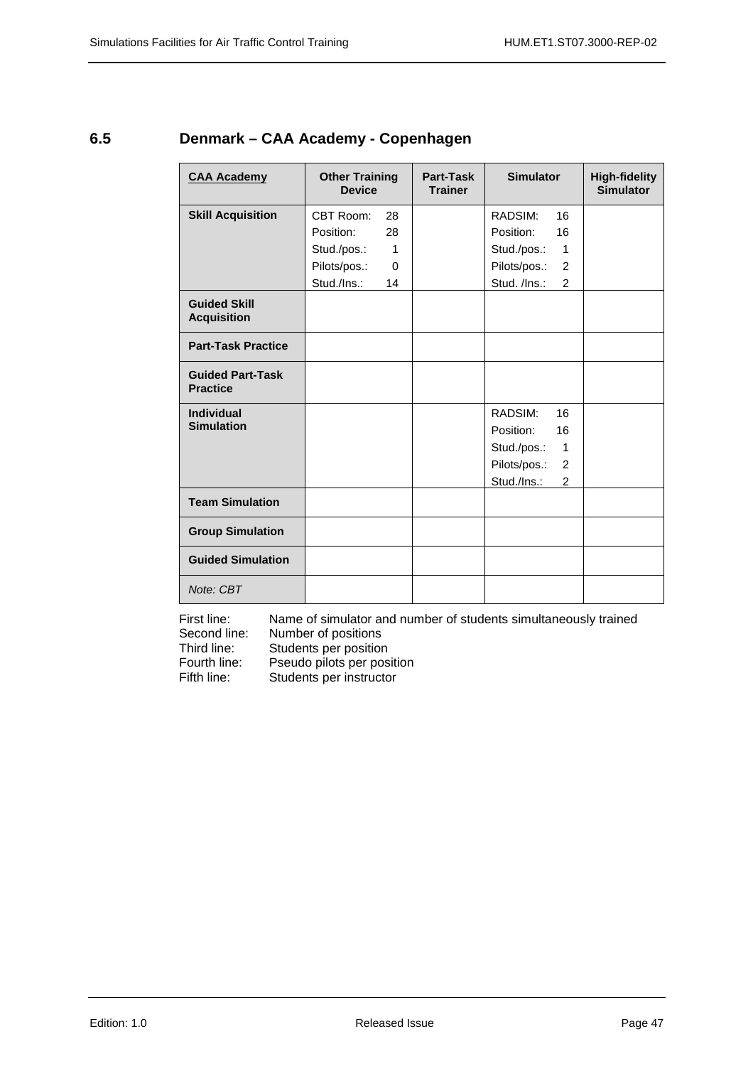## 6.5 Denmark – CAA Academy - Copenhagen

| CAA Academy | Other Training Device | Part-Task Trainer | Simulator | High-fidelity Simulator |
|---|---|---|---|---|
| **Skill Acquisition** | CBT Room: 28<br>Position: 28<br>Stud./pos.: 1<br>Pilots/pos.: 0<br>Stud./Ins.: 14 | | RADSIM: 16<br>Position: 16<br>Stud./pos.: 1<br>Pilots/pos.: 2<br>Stud. /Ins.: 2 | |
| **Guided Skill Acquisition** | | | | |
| **Part-Task Practice** | | | | |
| **Guided Part-Task Practice** | | | | |
| **Individual Simulation** | | | RADSIM: 16<br>Position: 16<br>Stud./pos.: 1<br>Pilots/pos.: 2<br>Stud./Ins.: 2 | |
| **Team Simulation** | | | | |
| **Group Simulation** | | | | |
| **Guided Simulation** | | | | |
| *Note: CBT* | | | | |

First line: Name of simulator and number of students simultaneously trained
Second line: Number of positions
Third line: Students per position
Fourth line: Pseudo pilots per position
Fifth line: Students per instructor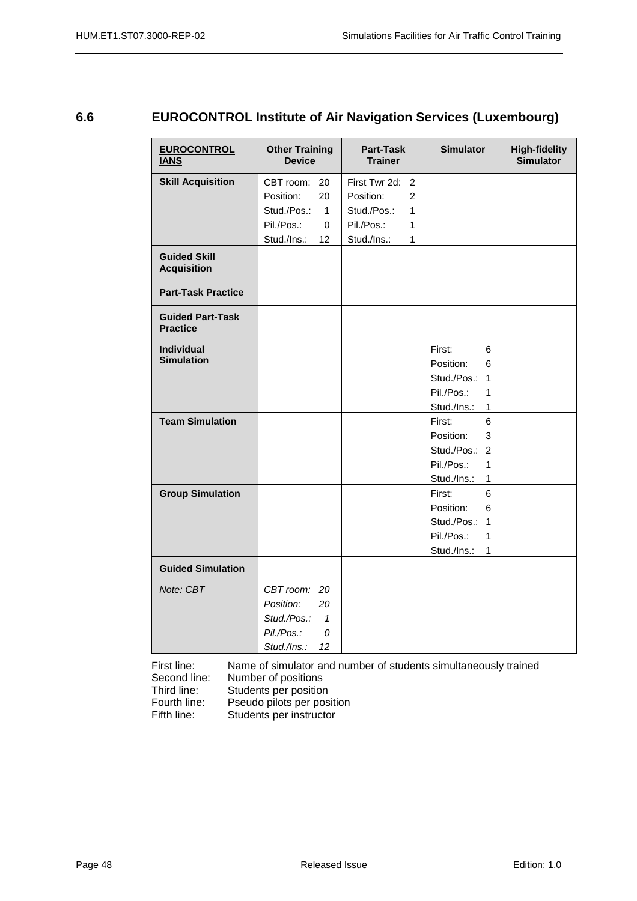## 6.6 EUROCONTROL Institute of Air Navigation Services (Luxembourg)

| **EUROCONTROL IANS** | **Other Training Device** | **Part-Task Trainer** | **Simulator** | **High-fidelity Simulator** |
|---|---|---|---|---|
| **Skill Acquisition** | CBT room: 20<br>Position: 20<br>Stud./Pos.: 1<br>Pil./Pos.: 0<br>Stud./Ins.: 12 | First Twr 2d: 2<br>Position: 2<br>Stud./Pos.: 1<br>Pil./Pos.: 1<br>Stud./Ins.: 1 | | |
| **Guided Skill Acquisition** | | | | |
| **Part-Task Practice** | | | | |
| **Guided Part-Task Practice** | | | | |
| **Individual Simulation** | | | First: 6<br>Position: 6<br>Stud./Pos.: 1<br>Pil./Pos.: 1<br>Stud./Ins.: 1 | |
| **Team Simulation** | | | First: 6<br>Position: 3<br>Stud./Pos.: 2<br>Pil./Pos.: 1<br>Stud./Ins.: 1 | |
| **Group Simulation** | | | First: 6<br>Position: 6<br>Stud./Pos.: 1<br>Pil./Pos.: 1<br>Stud./Ins.: 1 | |
| **Guided Simulation** | | | | |
| *Note: CBT* | *CBT room: 20*<br>*Position: 20*<br>*Stud./Pos.: 1*<br>*Pil./Pos.: 0*<br>*Stud./Ins.: 12* | | | |

First line: Name of simulator and number of students simultaneously trained
Second line: Number of positions
Third line: Students per position
Fourth line: Pseudo pilots per position
Fifth line: Students per instructor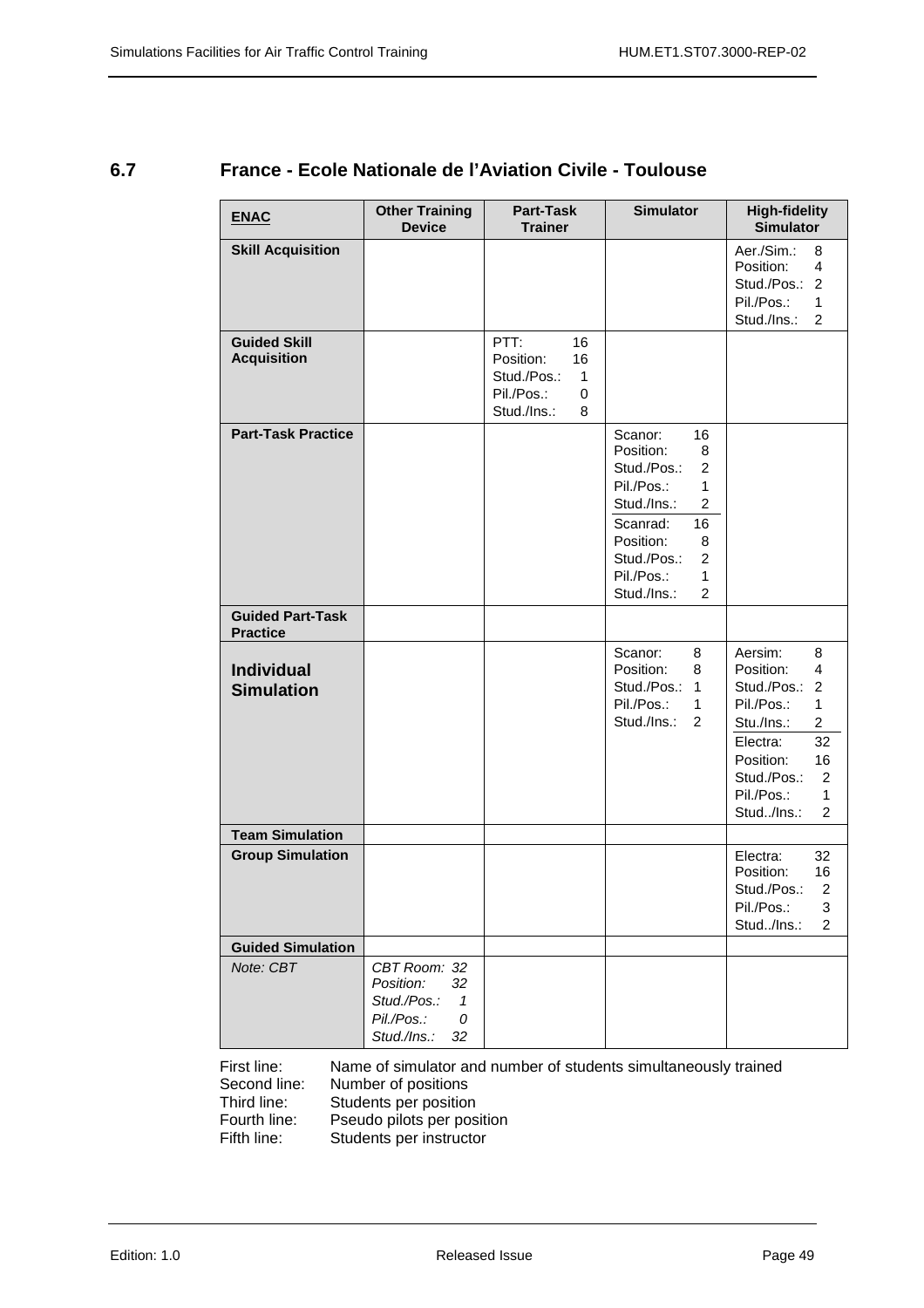## 6.7 France - Ecole Nationale de l'Aviation Civile - Toulouse

| **ENAC** | **Other Training Device** | **Part-Task Trainer** | **Simulator** | **High-fidelity Simulator** |
|---|---|---|---|---|
| **Skill Acquisition** | | | | Aer./Sim.: 8<br>Position: 4<br>Stud./Pos.: 2<br>Pil./Pos.: 1<br>Stud./Ins.: 2 |
| **Guided Skill Acquisition** | | PTT: 16<br>Position: 16<br>Stud./Pos.: 1<br>Pil./Pos.: 0<br>Stud./Ins.: 8 | | |
| **Part-Task Practice** | | | Scanor: 16<br>Position: 8<br>Stud./Pos.: 2<br>Pil./Pos.: 1<br>Stud./Ins.: 2<br>Scanrad: 16<br>Position: 8<br>Stud./Pos.: 2<br>Pil./Pos.: 1<br>Stud./Ins.: 2 | |
| **Guided Part-Task Practice** | | | | |
| **Individual Simulation** | | | Scanor: 8<br>Position: 8<br>Stud./Pos.: 1<br>Pil./Pos.: 1<br>Stud./Ins.: 2 | Aersim: 8<br>Position: 4<br>Stud./Pos.: 2<br>Pil./Pos.: 1<br>Stu./Ins.: 2<br>Electra: 32<br>Position: 16<br>Stud./Pos.: 2<br>Pil./Pos.: 1<br>Stud../Ins.: 2 |
| **Team Simulation** | | | | |
| **Group Simulation** | | | | Electra: 32<br>Position: 16<br>Stud./Pos.: 2<br>Pil./Pos.: 3<br>Stud../Ins.: 2 |
| **Guided Simulation** | | | | |
| *Note: CBT* | *CBT Room: 32*<br>*Position: 32*<br>*Stud./Pos.: 1*<br>*Pil./Pos.: 0*<br>*Stud./Ins.: 32* | | | |

First line: Name of simulator and number of students simultaneously trained
Second line: Number of positions
Third line: Students per position
Fourth line: Pseudo pilots per position
Fifth line: Students per instructor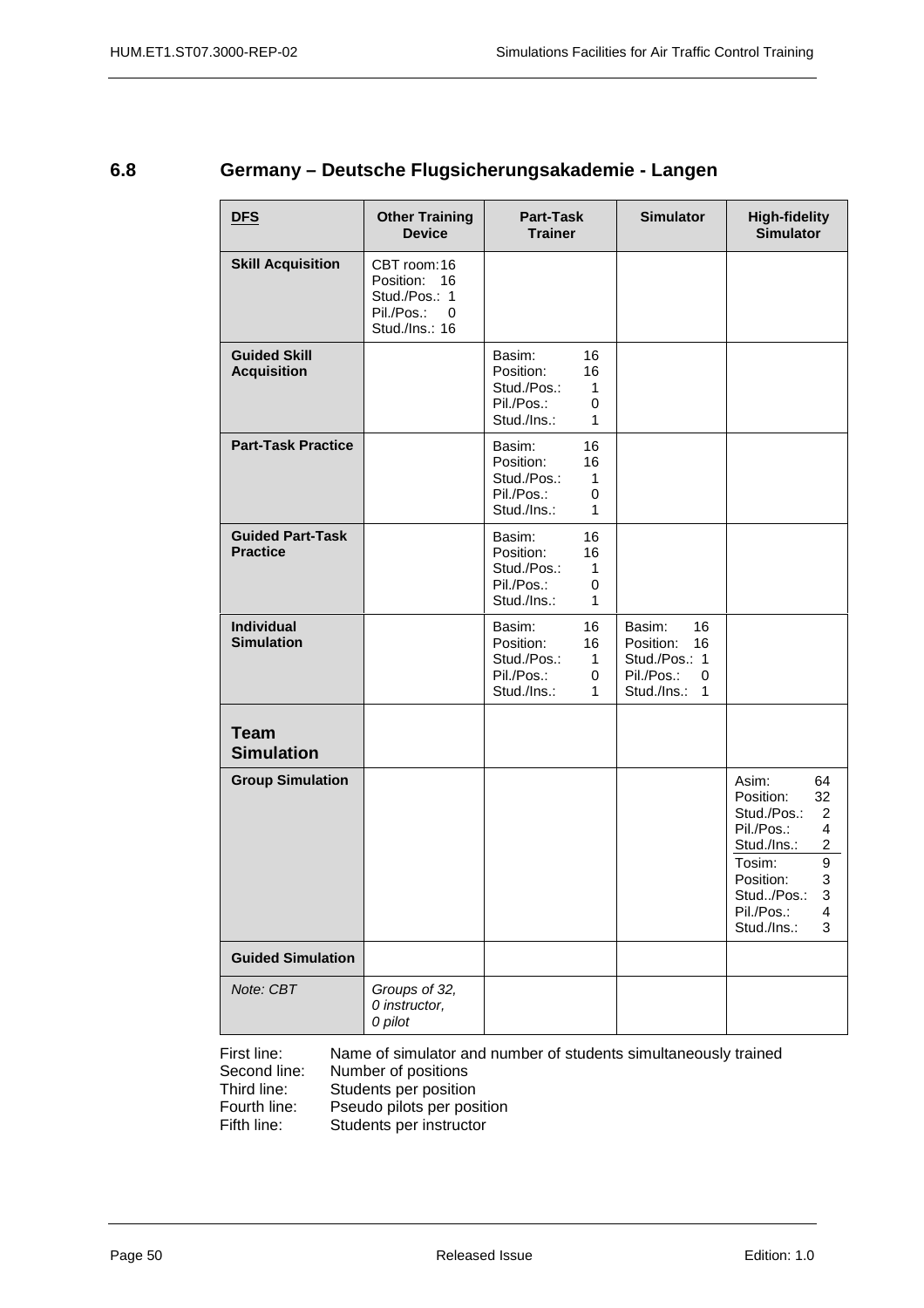## 6.8 Germany – Deutsche Flugsicherungsakademie - Langen

| **DFS** | **Other Training Device** | **Part-Task Trainer** | **Simulator** | **High-fidelity Simulator** |
|---|---|---|---|---|
| **Skill Acquisition** | CBT room: 16<br>Position: 16<br>Stud./Pos.: 1<br>Pil./Pos.: 0<br>Stud./Ins.: 16 | | | |
| **Guided Skill Acquisition** | | Basim: 16<br>Position: 16<br>Stud./Pos.: 1<br>Pil./Pos.: 0<br>Stud./Ins.: 1 | | |
| **Part-Task Practice** | | Basim: 16<br>Position: 16<br>Stud./Pos.: 1<br>Pil./Pos.: 0<br>Stud./Ins.: 1 | | |
| **Guided Part-Task Practice** | | Basim: 16<br>Position: 16<br>Stud./Pos.: 1<br>Pil./Pos.: 0<br>Stud./Ins.: 1 | | |
| **Individual Simulation** | | Basim: 16<br>Position: 16<br>Stud./Pos.: 1<br>Pil./Pos.: 0<br>Stud./Ins.: 1 | Basim: 16<br>Position: 16<br>Stud./Pos.: 1<br>Pil./Pos.: 0<br>Stud./Ins.: 1 | |
| **Team Simulation** | | | | |
| **Group Simulation** | | | | Asim: 64<br>Position: 32<br>Stud./Pos.: 2<br>Pil./Pos.: 4<br>Stud./Ins.: 2<br>Tosim: 9<br>Position: 3<br>Stud../Pos.: 3<br>Pil./Pos.: 4<br>Stud./Ins.: 3 |
| **Guided Simulation** | | | | |
| *Note: CBT* | *Groups of 32, 0 instructor, 0 pilot* | | | |

First line: Name of simulator and number of students simultaneously trained
Second line: Number of positions
Third line: Students per position
Fourth line: Pseudo pilots per position
Fifth line: Students per instructor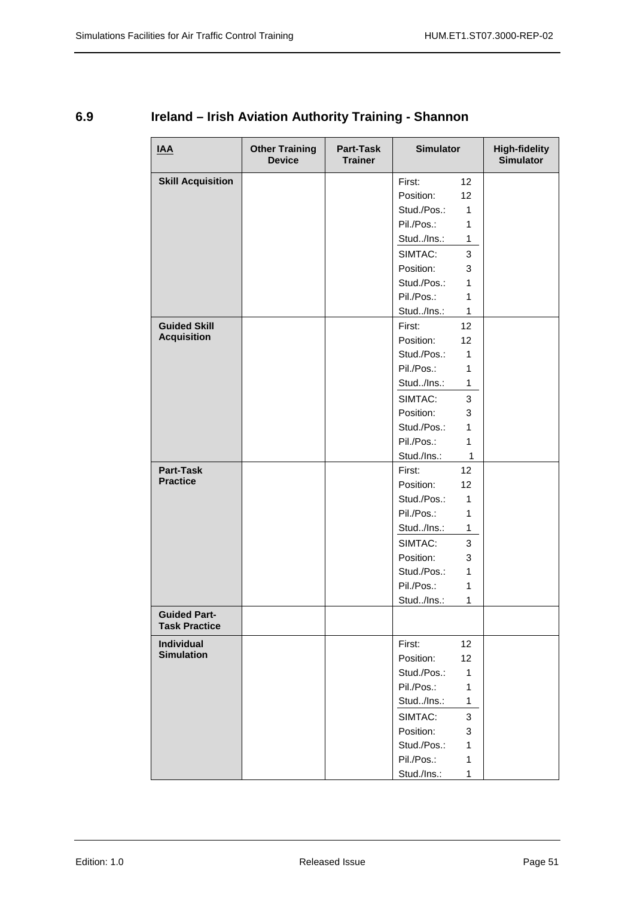## 6.9 Ireland – Irish Aviation Authority Training - Shannon

| **IAA** | **Other Training Device** | **Part-Task Trainer** | **Simulator** | **High-fidelity Simulator** |
|---|---|---|---|---|
| **Skill Acquisition** | | | First: 12<br>Position: 12<br>Stud./Pos.: 1<br>Pil./Pos.: 1<br>Stud../Ins.: 1<br>SIMTAC: 3<br>Position: 3<br>Stud./Pos.: 1<br>Pil./Pos.: 1<br>Stud../Ins.: 1 | |
| **Guided Skill Acquisition** | | | First: 12<br>Position: 12<br>Stud./Pos.: 1<br>Pil./Pos.: 1<br>Stud../Ins.: 1<br>SIMTAC: 3<br>Position: 3<br>Stud./Pos.: 1<br>Pil./Pos.: 1<br>Stud./Ins.: 1 | |
| **Part-Task Practice** | | | First: 12<br>Position: 12<br>Stud./Pos.: 1<br>Pil./Pos.: 1<br>Stud../Ins.: 1<br>SIMTAC: 3<br>Position: 3<br>Stud./Pos.: 1<br>Pil./Pos.: 1<br>Stud../Ins.: 1 | |
| **Guided Part-Task Practice** | | | | |
| **Individual Simulation** | | | First: 12<br>Position: 12<br>Stud./Pos.: 1<br>Pil./Pos.: 1<br>Stud../Ins.: 1<br>SIMTAC: 3<br>Position: 3<br>Stud./Pos.: 1<br>Pil./Pos.: 1<br>Stud./Ins.: 1 | |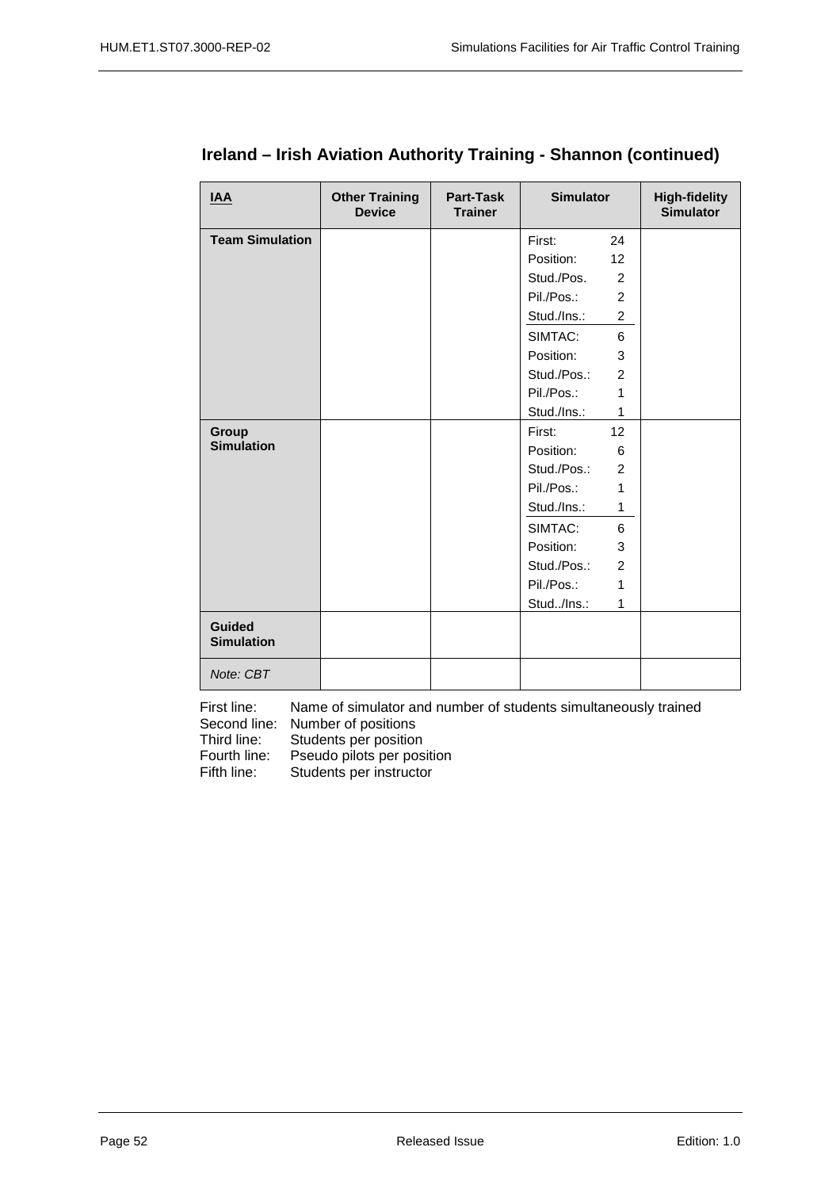## Ireland – Irish Aviation Authority Training - Shannon (continued)

| IAA | Other Training Device | Part-Task Trainer | Simulator | High-fidelity Simulator |
|---|---|---|---|---|
| **Team Simulation** | | | First: 24<br>Position: 12<br>Stud./Pos. 2<br>Pil./Pos.: 2<br>Stud./Ins.: 2<br>SIMTAC: 6<br>Position: 3<br>Stud./Pos.: 2<br>Pil./Pos.: 1<br>Stud./Ins.: 1 | |
| **Group Simulation** | | | First: 12<br>Position: 6<br>Stud./Pos.: 2<br>Pil./Pos.: 1<br>Stud./Ins.: 1<br>SIMTAC: 6<br>Position: 3<br>Stud./Pos.: 2<br>Pil./Pos.: 1<br>Stud../Ins.: 1 | |
| **Guided Simulation** | | | | |
| *Note: CBT* | | | | |

First line: Name of simulator and number of students simultaneously trained
Second line: Number of positions
Third line: Students per position
Fourth line: Pseudo pilots per position
Fifth line: Students per instructor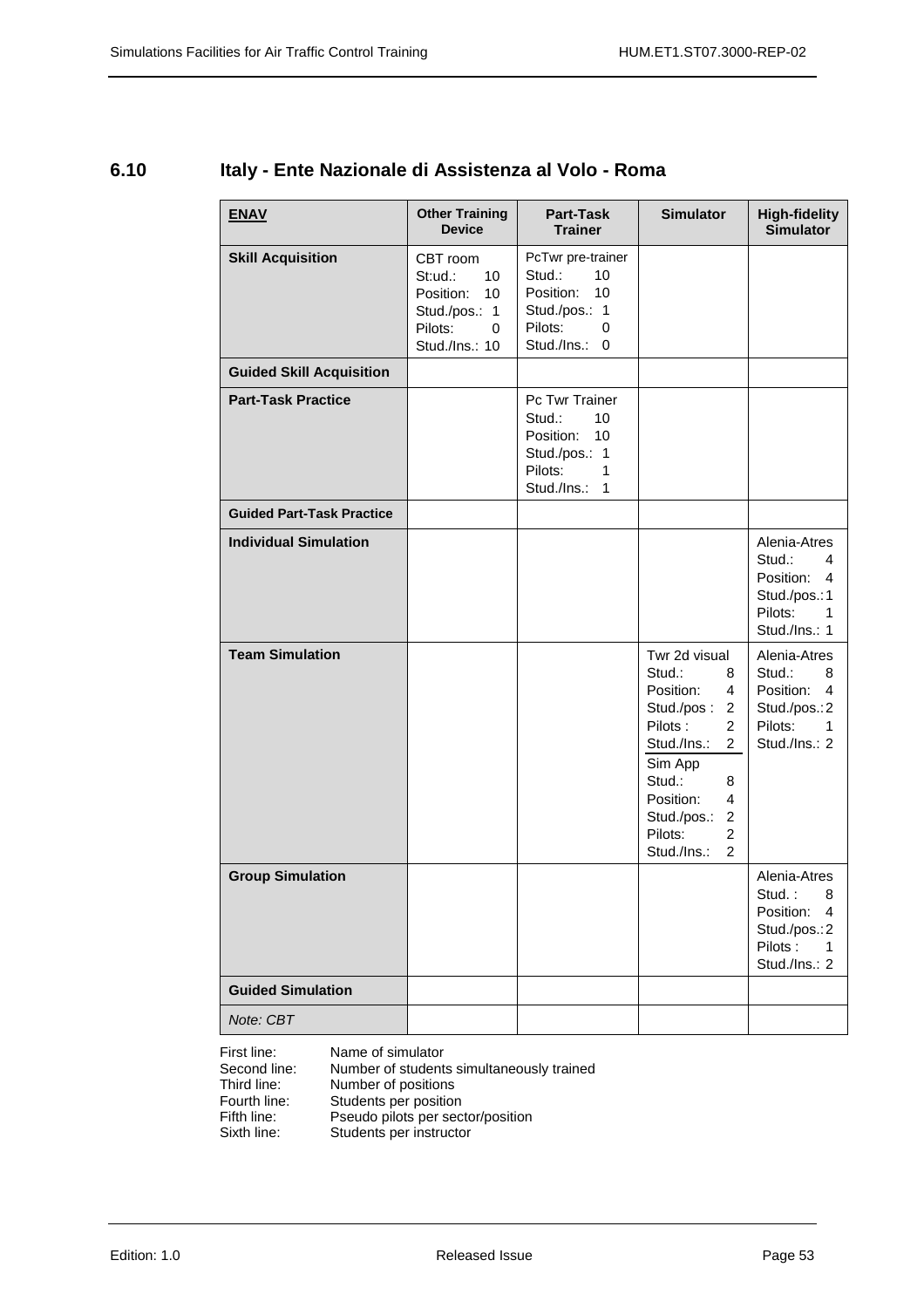## 6.10 Italy - Ente Nazionale di Assistenza al Volo - Roma

| **ENAV** | Other Training Device | Part-Task Trainer | Simulator | High-fidelity Simulator |
|---|---|---|---|---|
| **Skill Acquisition** | CBT room<br>St:ud.: 10<br>Position: 10<br>Stud./pos.: 1<br>Pilots: 0<br>Stud./Ins.: 10 | PcTwr pre-trainer<br>Stud.: 10<br>Position: 10<br>Stud./pos.: 1<br>Pilots: 0<br>Stud./Ins.: 0 | | |
| **Guided Skill Acquisition** | | | | |
| **Part-Task Practice** | | Pc Twr Trainer<br>Stud.: 10<br>Position: 10<br>Stud./pos.: 1<br>Pilots: 1<br>Stud./Ins.: 1 | | |
| **Guided Part-Task Practice** | | | | |
| **Individual Simulation** | | | | Alenia-Atres<br>Stud.: 4<br>Position: 4<br>Stud./pos.: 1<br>Pilots: 1<br>Stud./Ins.: 1 |
| **Team Simulation** | | | Twr 2d visual<br>Stud.: 8<br>Position: 4<br>Stud./pos : 2<br>Pilots : 2<br>Stud./Ins.: 2<br>Sim App<br>Stud.: 8<br>Position: 4<br>Stud./pos.: 2<br>Pilots: 2<br>Stud./Ins.: 2 | Alenia-Atres<br>Stud.: 8<br>Position: 4<br>Stud./pos.: 2<br>Pilots: 1<br>Stud./Ins.: 2 |
| **Group Simulation** | | | | Alenia-Atres<br>Stud. : 8<br>Position: 4<br>Stud./pos.: 2<br>Pilots : 1<br>Stud./Ins.: 2 |
| **Guided Simulation** | | | | |
| *Note: CBT* | | | | |

First line: Name of simulator
Second line: Number of students simultaneously trained
Third line: Number of positions
Fourth line: Students per position
Fifth line: Pseudo pilots per sector/position
Sixth line: Students per instructor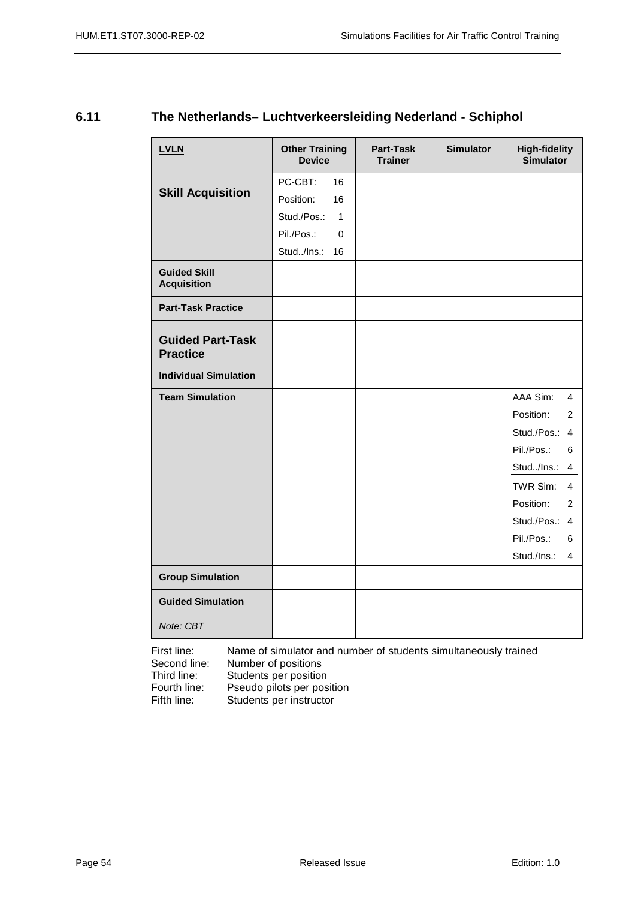## 6.11 The Netherlands– Luchtverkeersleiding Nederland - Schiphol

| LVLN | Other Training Device | Part-Task Trainer | Simulator | High-fidelity Simulator |
|---|---|---|---|---|
| **Skill Acquisition** | PC-CBT: 16<br>Position: 16<br>Stud./Pos.: 1<br>Pil./Pos.: 0<br>Stud../Ins.: 16 | | | |
| **Guided Skill Acquisition** | | | | |
| **Part-Task Practice** | | | | |
| **Guided Part-Task Practice** | | | | |
| **Individual Simulation** | | | | |
| **Team Simulation** | | | | AAA Sim: 4<br>Position: 2<br>Stud./Pos.: 4<br>Pil./Pos.: 6<br>Stud../Ins.: 4<br>TWR Sim: 4<br>Position: 2<br>Stud./Pos.: 4<br>Pil./Pos.: 6<br>Stud./Ins.: 4 |
| **Group Simulation** | | | | |
| **Guided Simulation** | | | | |
| *Note: CBT* | | | | |

First line: Name of simulator and number of students simultaneously trained
Second line: Number of positions
Third line: Students per position
Fourth line: Pseudo pilots per position
Fifth line: Students per instructor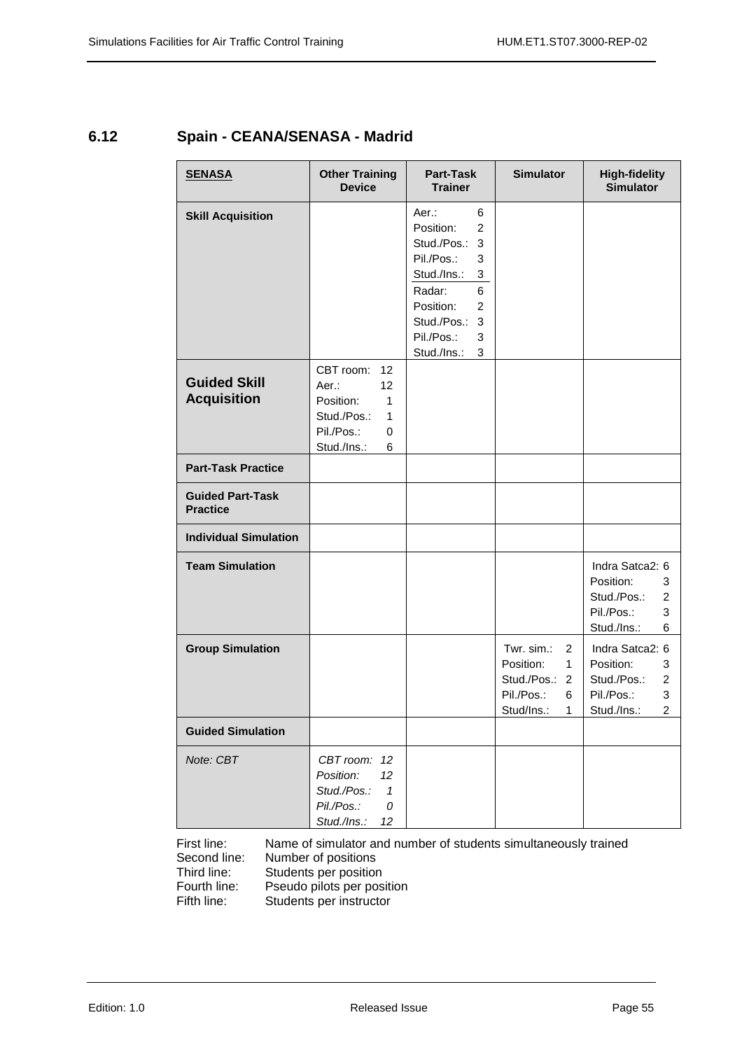## 6.12 Spain - CEANA/SENASA - Madrid

| **SENASA** | **Other Training Device** | **Part-Task Trainer** | **Simulator** | **High-fidelity Simulator** |
|---|---|---|---|---|
| **Skill Acquisition** | | Aer.: 6<br>Position: 2<br>Stud./Pos.: 3<br>Pil./Pos.: 3<br>Stud./Ins.: 3<br>Radar: 6<br>Position: 2<br>Stud./Pos.: 3<br>Pil./Pos.: 3<br>Stud./Ins.: 3 | | |
| **Guided Skill Acquisition** | CBT room: 12<br>Aer.: 12<br>Position: 1<br>Stud./Pos.: 1<br>Pil./Pos.: 0<br>Stud./Ins.: 6 | | | |
| **Part-Task Practice** | | | | |
| **Guided Part-Task Practice** | | | | |
| **Individual Simulation** | | | | |
| **Team Simulation** | | | | Indra Satca2: 6<br>Position: 3<br>Stud./Pos.: 2<br>Pil./Pos.: 3<br>Stud./Ins.: 6 |
| **Group Simulation** | | | Twr. sim.: 2<br>Position: 1<br>Stud./Pos.: 2<br>Pil./Pos.: 6<br>Stud/Ins.: 1 | Indra Satca2: 6<br>Position: 3<br>Stud./Pos.: 2<br>Pil./Pos.: 3<br>Stud./Ins.: 2 |
| **Guided Simulation** | | | | |
| *Note: CBT* | *CBT room: 12*<br>*Position: 12*<br>*Stud./Pos.: 1*<br>*Pil./Pos.: 0*<br>*Stud./Ins.: 12* | | | |

First line: Name of simulator and number of students simultaneously trained
Second line: Number of positions
Third line: Students per position
Fourth line: Pseudo pilots per position
Fifth line: Students per instructor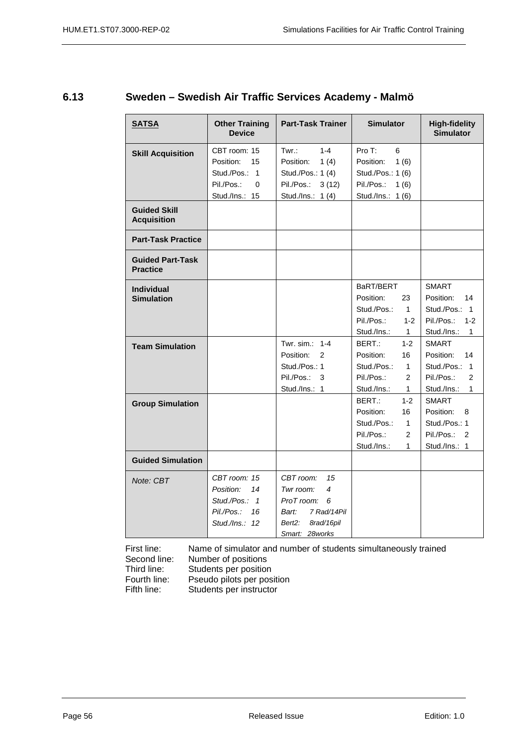## 6.13 Sweden – Swedish Air Traffic Services Academy - Malmö

| **SATSA** | **Other Training Device** | **Part-Task Trainer** | **Simulator** | **High-fidelity Simulator** |
|---|---|---|---|---|
| **Skill Acquisition** | CBT room: 15<br>Position: 15<br>Stud./Pos.: 1<br>Pil./Pos.: 0<br>Stud./Ins.: 15 | Twr.: 1-4<br>Position: 1 (4)<br>Stud./Pos.: 1 (4)<br>Pil./Pos.: 3 (12)<br>Stud./Ins.: 1 (4) | Pro T: 6<br>Position: 1 (6)<br>Stud./Pos.: 1 (6)<br>Pil./Pos.: 1 (6)<br>Stud./Ins.: 1 (6) | |
| **Guided Skill Acquisition** | | | | |
| **Part-Task Practice** | | | | |
| **Guided Part-Task Practice** | | | | |
| **Individual Simulation** | | | BaRT/BERT<br>Position: 23<br>Stud./Pos.: 1<br>Pil./Pos.: 1-2<br>Stud./Ins.: 1 | SMART<br>Position: 14<br>Stud./Pos.: 1<br>Pil./Pos.: 1-2<br>Stud./Ins.: 1 |
| **Team Simulation** | | Twr. sim.: 1-4<br>Position: 2<br>Stud./Pos.: 1<br>Pil./Pos.: 3<br>Stud./Ins.: 1 | BERT.: 1-2<br>Position: 16<br>Stud./Pos.: 1<br>Pil./Pos.: 2<br>Stud./Ins.: 1 | SMART<br>Position: 14<br>Stud./Pos.: 1<br>Pil./Pos.: 2<br>Stud./Ins.: 1 |
| **Group Simulation** | | | BERT.: 1-2<br>Position: 16<br>Stud./Pos.: 1<br>Pil./Pos.: 2<br>Stud./Ins.: 1 | SMART<br>Position: 8<br>Stud./Pos.: 1<br>Pil./Pos.: 2<br>Stud./Ins.: 1 |
| **Guided Simulation** | | | | |
| *Note: CBT* | *CBT room: 15*<br>*Position: 14*<br>*Stud./Pos.: 1*<br>*Pil./Pos.: 16*<br>*Stud./Ins.: 12* | *CBT room: 15*<br>*Twr room: 4*<br>*ProT room: 6*<br>*Bart: 7 Rad/14Pil*<br>*Bert2: 8rad/16pil*<br>*Smart: 28works* | | |

First line: Name of simulator and number of students simultaneously trained
Second line: Number of positions
Third line: Students per position
Fourth line: Pseudo pilots per position
Fifth line: Students per instructor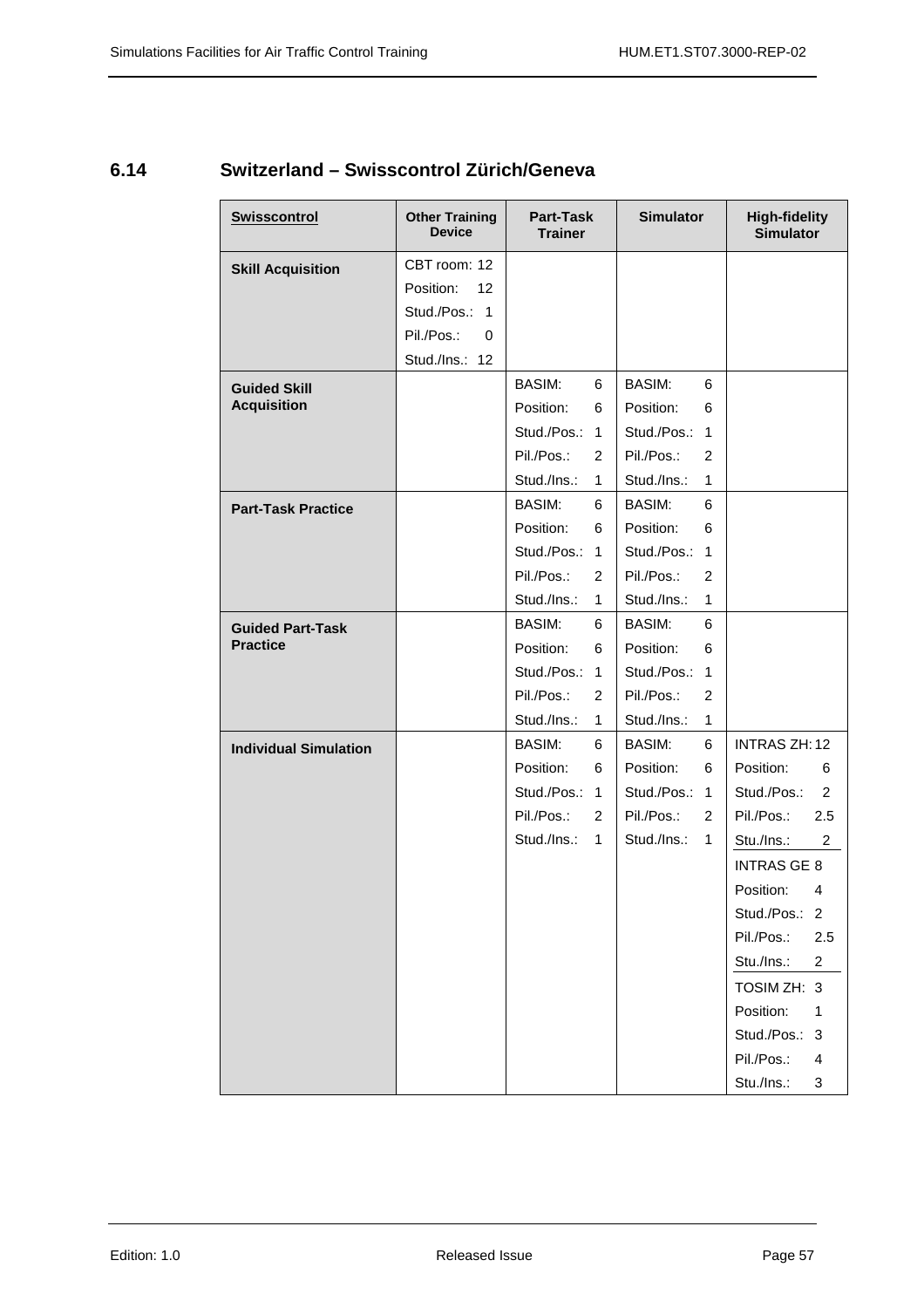## 6.14 Switzerland – Swisscontrol Zürich/Geneva

| Swisscontrol | Other Training Device | Part-Task Trainer | Simulator | High-fidelity Simulator |
|---|---|---|---|---|
| **Skill Acquisition** | CBT room: 12<br>Position: 12<br>Stud./Pos.: 1<br>Pil./Pos.: 0<br>Stud./Ins.: 12 | | | |
| **Guided Skill Acquisition** | | BASIM: 6<br>Position: 6<br>Stud./Pos.: 1<br>Pil./Pos.: 2<br>Stud./Ins.: 1 | BASIM: 6<br>Position: 6<br>Stud./Pos.: 1<br>Pil./Pos.: 2<br>Stud./Ins.: 1 | |
| **Part-Task Practice** | | BASIM: 6<br>Position: 6<br>Stud./Pos.: 1<br>Pil./Pos.: 2<br>Stud./Ins.: 1 | BASIM: 6<br>Position: 6<br>Stud./Pos.: 1<br>Pil./Pos.: 2<br>Stud./Ins.: 1 | |
| **Guided Part-Task Practice** | | BASIM: 6<br>Position: 6<br>Stud./Pos.: 1<br>Pil./Pos.: 2<br>Stud./Ins.: 1 | BASIM: 6<br>Position: 6<br>Stud./Pos.: 1<br>Pil./Pos.: 2<br>Stud./Ins.: 1 | |
| **Individual Simulation** | | BASIM: 6<br>Position: 6<br>Stud./Pos.: 1<br>Pil./Pos.: 2<br>Stud./Ins.: 1 | BASIM: 6<br>Position: 6<br>Stud./Pos.: 1<br>Pil./Pos.: 2<br>Stud./Ins.: 1 | INTRAS ZH: 12<br>Position: 6<br>Stud./Pos.: 2<br>Pil./Pos.: 2.5<br>Stu./Ins.: 2<br><br>INTRAS GE 8<br>Position: 4<br>Stud./Pos.: 2<br>Pil./Pos.: 2.5<br>Stu./Ins.: 2<br><br>TOSIM ZH: 3<br>Position: 1<br>Stud./Pos.: 3<br>Pil./Pos.: 4<br>Stu./Ins.: 3 |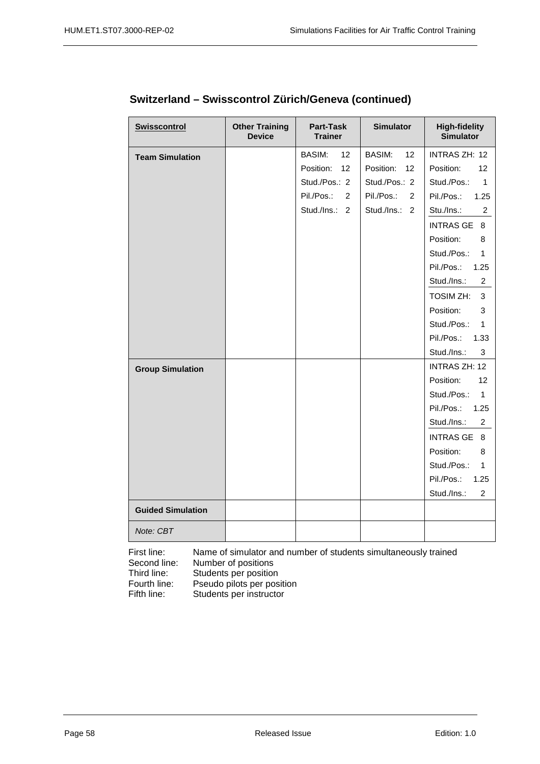## Switzerland – Swisscontrol Zürich/Geneva (continued)

| Swisscontrol | Other Training Device | Part-Task Trainer | Simulator | High-fidelity Simulator |
|---|---|---|---|---|
| **Team Simulation** | | BASIM: 12<br>Position: 12<br>Stud./Pos.: 2<br>Pil./Pos.: 2<br>Stud./Ins.: 2 | BASIM: 12<br>Position: 12<br>Stud./Pos.: 2<br>Pil./Pos.: 2<br>Stud./Ins.: 2 | INTRAS ZH: 12<br>Position: 12<br>Stud./Pos.: 1<br>Pil./Pos.: 1.25<br>Stu./Ins.: 2<br>INTRAS GE 8<br>Position: 8<br>Stud./Pos.: 1<br>Pil./Pos.: 1.25<br>Stud./Ins.: 2<br>TOSIM ZH: 3<br>Position: 3<br>Stud./Pos.: 1<br>Pil./Pos.: 1.33<br>Stud./Ins.: 3 |
| **Group Simulation** | | | | INTRAS ZH: 12<br>Position: 12<br>Stud./Pos.: 1<br>Pil./Pos.: 1.25<br>Stud./Ins.: 2<br>INTRAS GE 8<br>Position: 8<br>Stud./Pos.: 1<br>Pil./Pos.: 1.25<br>Stud./Ins.: 2 |
| **Guided Simulation** | | | | |
| *Note: CBT* | | | | |

First line: Name of simulator and number of students simultaneously trained
Second line: Number of positions
Third line: Students per position
Fourth line: Pseudo pilots per position
Fifth line: Students per instructor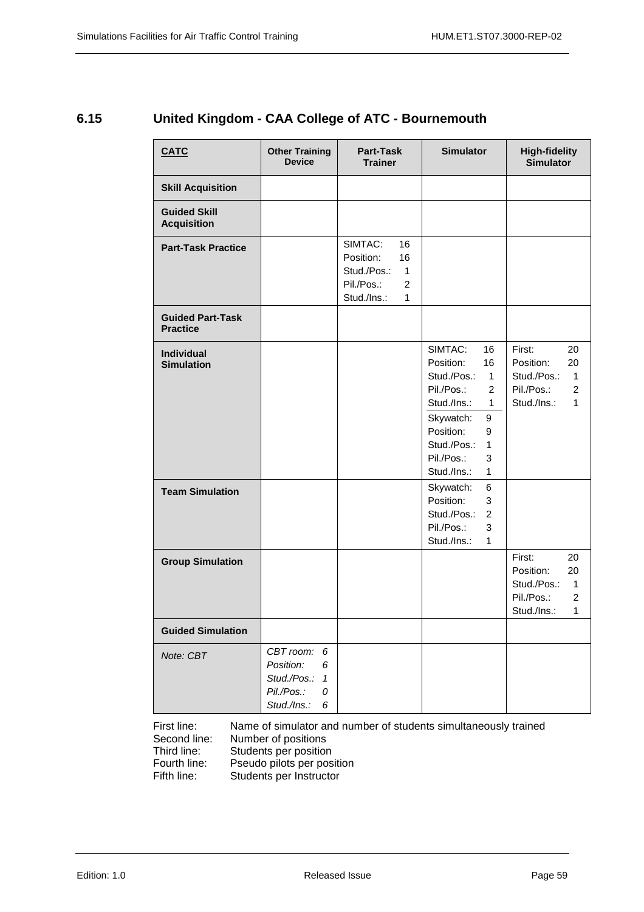## 6.15 United Kingdom - CAA College of ATC - Bournemouth

| CATC | Other Training Device | Part-Task Trainer | Simulator | High-fidelity Simulator |
|---|---|---|---|---|
| **Skill Acquisition** | | | | |
| **Guided Skill Acquisition** | | | | |
| **Part-Task Practice** | | SIMTAC: 16<br>Position: 16<br>Stud./Pos.: 1<br>Pil./Pos.: 2<br>Stud./Ins.: 1 | | |
| **Guided Part-Task Practice** | | | | |
| **Individual Simulation** | | | SIMTAC: 16<br>Position: 16<br>Stud./Pos.: 1<br>Pil./Pos.: 2<br>Stud./Ins.: 1<br>Skywatch: 9<br>Position: 9<br>Stud./Pos.: 1<br>Pil./Pos.: 3<br>Stud./Ins.: 1 | First: 20<br>Position: 20<br>Stud./Pos.: 1<br>Pil./Pos.: 2<br>Stud./Ins.: 1 |
| **Team Simulation** | | | Skywatch: 6<br>Position: 3<br>Stud./Pos.: 2<br>Pil./Pos.: 3<br>Stud./Ins.: 1 | |
| **Group Simulation** | | | | First: 20<br>Position: 20<br>Stud./Pos.: 1<br>Pil./Pos.: 2<br>Stud./Ins.: 1 |
| **Guided Simulation** | | | | |
| *Note: CBT* | *CBT room: 6*<br>*Position: 6*<br>*Stud./Pos.: 1*<br>*Pil./Pos.: 0*<br>*Stud./Ins.: 6* | | | |

First line: Name of simulator and number of students simultaneously trained
Second line: Number of positions
Third line: Students per position
Fourth line: Pseudo pilots per position
Fifth line: Students per Instructor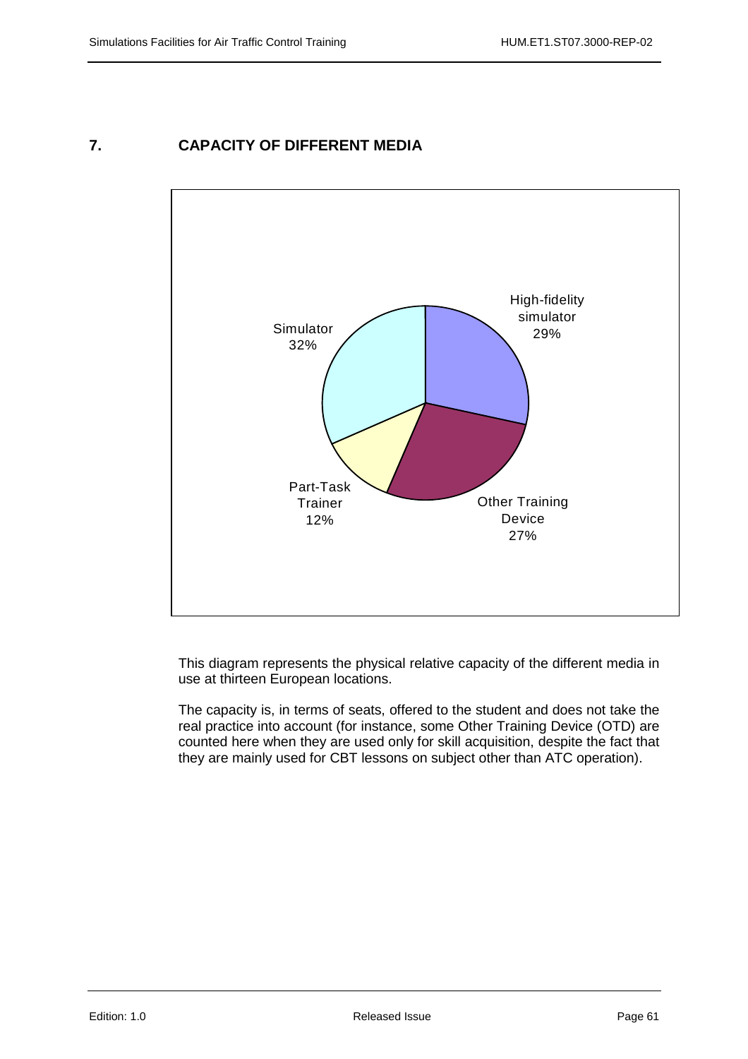# 7. CAPACITY OF DIFFERENT MEDIA

| Media | Capacity |
|---|---|
| High-fidelity simulator | 29% |
| Other Training Device | 27% |
| Part-Task Trainer | 12% |
| Simulator | 32% |

This diagram represents the physical relative capacity of the different media in use at thirteen European locations.

The capacity is, in terms of seats, offered to the student and does not take the real practice into account (for instance, some Other Training Device (OTD) are counted here when they are used only for skill acquisition, despite the fact that they are mainly used for CBT lessons on subject other than ATC operation).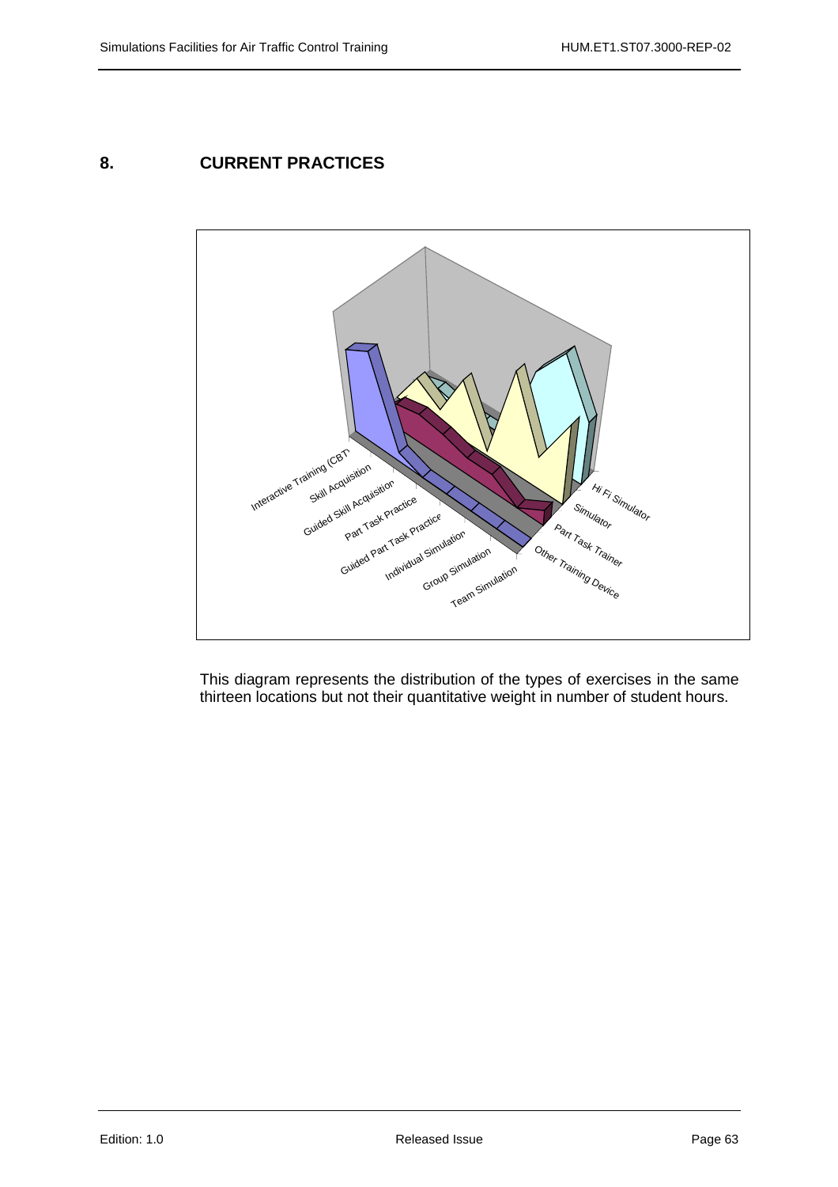# 8. CURRENT PRACTICES

Interactive Training (CBT)
Skill Acquisition
Guided Skill Acquisition
Part Task Practice
Guided Part Task Practice
Individual Simulation
Group Simulation
Team Simulation

Hi Fi Simulator
Simulator
Part Task Trainer
Other Training Device

This diagram represents the distribution of the types of exercises in the same thirteen locations but not their quantitative weight in number of student hours.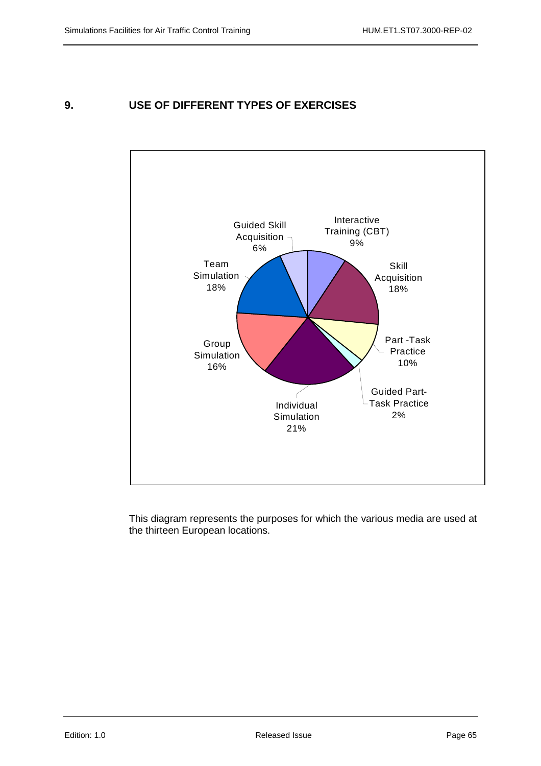# 9. USE OF DIFFERENT TYPES OF EXERCISES

| Exercise type | Percentage |
|---|---|
| Interactive Training (CBT) | 9% |
| Skill Acquisition | 18% |
| Part -Task Practice | 10% |
| Guided Part-Task Practice | 2% |
| Individual Simulation | 21% |
| Group Simulation | 16% |
| Team Simulation | 18% |
| Guided Skill Acquisition | 6% |

This diagram represents the purposes for which the various media are used at the thirteen European locations.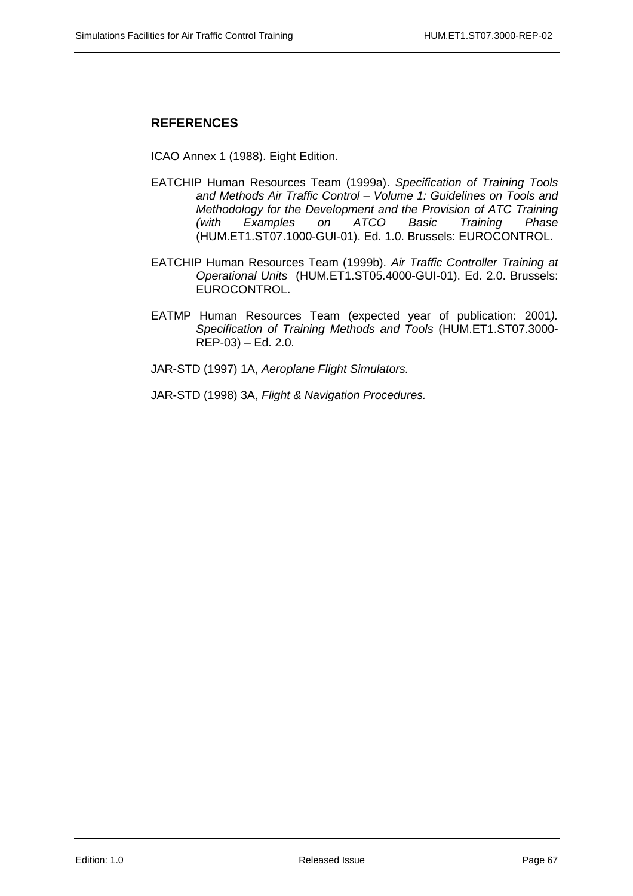## REFERENCES

ICAO Annex 1 (1988). Eight Edition.

EATCHIP Human Resources Team (1999a). *Specification of Training Tools and Methods Air Traffic Control – Volume 1: Guidelines on Tools and Methodology for the Development and the Provision of ATC Training (with Examples on ATCO Basic Training Phase* (HUM.ET1.ST07.1000-GUI-01). Ed. 1.0. Brussels: EUROCONTROL.

EATCHIP Human Resources Team (1999b). *Air Traffic Controller Training at Operational Units* (HUM.ET1.ST05.4000-GUI-01). Ed. 2.0. Brussels: EUROCONTROL.

EATMP Human Resources Team (expected year of publication: 2001*). Specification of Training Methods and Tools* (HUM.ET1.ST07.3000-REP-03) – Ed. 2.0.

JAR-STD (1997) 1A, *Aeroplane Flight Simulators.*

JAR-STD (1998) 3A, *Flight & Navigation Procedures.*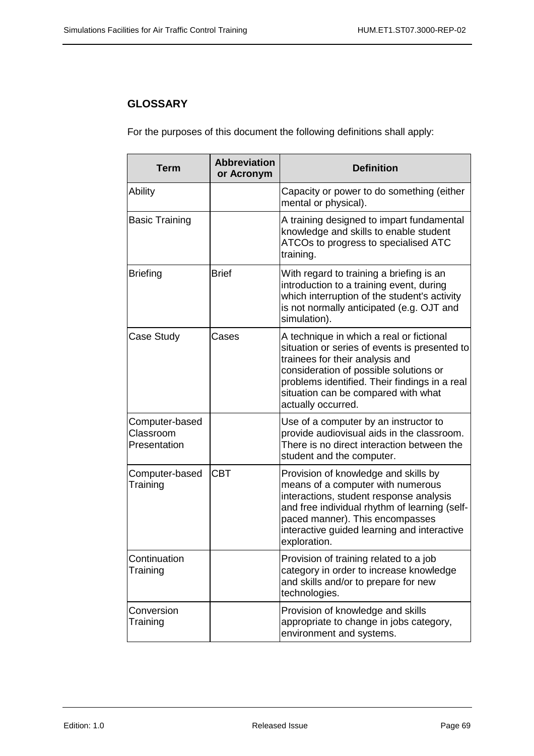## GLOSSARY

For the purposes of this document the following definitions shall apply:

| Term | Abbreviation or Acronym | Definition |
|---|---|---|
| Ability | | Capacity or power to do something (either mental or physical). |
| Basic Training | | A training designed to impart fundamental knowledge and skills to enable student ATCOs to progress to specialised ATC training. |
| Briefing | Brief | With regard to training a briefing is an introduction to a training event, during which interruption of the student's activity is not normally anticipated (e.g. OJT and simulation). |
| Case Study | Cases | A technique in which a real or fictional situation or series of events is presented to trainees for their analysis and consideration of possible solutions or problems identified. Their findings in a real situation can be compared with what actually occurred. |
| Computer-based Classroom Presentation | | Use of a computer by an instructor to provide audiovisual aids in the classroom. There is no direct interaction between the student and the computer. |
| Computer-based Training | CBT | Provision of knowledge and skills by means of a computer with numerous interactions, student response analysis and free individual rhythm of learning (self-paced manner). This encompasses interactive guided learning and interactive exploration. |
| Continuation Training | | Provision of training related to a job category in order to increase knowledge and skills and/or to prepare for new technologies. |
| Conversion Training | | Provision of knowledge and skills appropriate to change in jobs category, environment and systems. |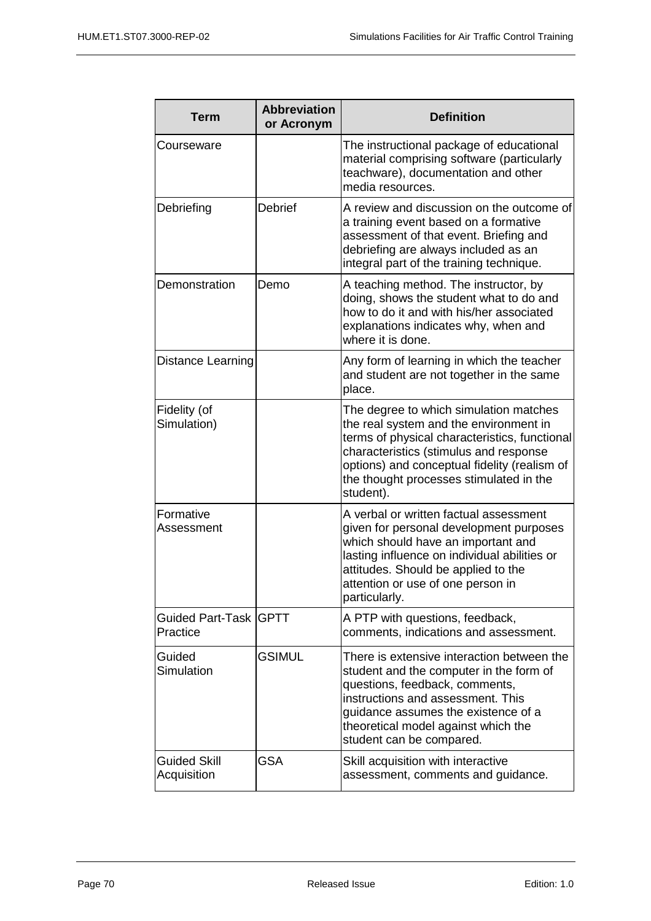| Term | Abbreviation or Acronym | Definition |
|---|---|---|
| Courseware | | The instructional package of educational material comprising software (particularly teachware), documentation and other media resources. |
| Debriefing | Debrief | A review and discussion on the outcome of a training event based on a formative assessment of that event. Briefing and debriefing are always included as an integral part of the training technique. |
| Demonstration | Demo | A teaching method. The instructor, by doing, shows the student what to do and how to do it and with his/her associated explanations indicates why, when and where it is done. |
| Distance Learning | | Any form of learning in which the teacher and student are not together in the same place. |
| Fidelity (of Simulation) | | The degree to which simulation matches the real system and the environment in terms of physical characteristics, functional characteristics (stimulus and response options) and conceptual fidelity (realism of the thought processes stimulated in the student). |
| Formative Assessment | | A verbal or written factual assessment given for personal development purposes which should have an important and lasting influence on individual abilities or attitudes. Should be applied to the attention or use of one person in particularly. |
| Guided Part-Task Practice | GPTT | A PTP with questions, feedback, comments, indications and assessment. |
| Guided Simulation | GSIMUL | There is extensive interaction between the student and the computer in the form of questions, feedback, comments, instructions and assessment. This guidance assumes the existence of a theoretical model against which the student can be compared. |
| Guided Skill Acquisition | GSA | Skill acquisition with interactive assessment, comments and guidance. |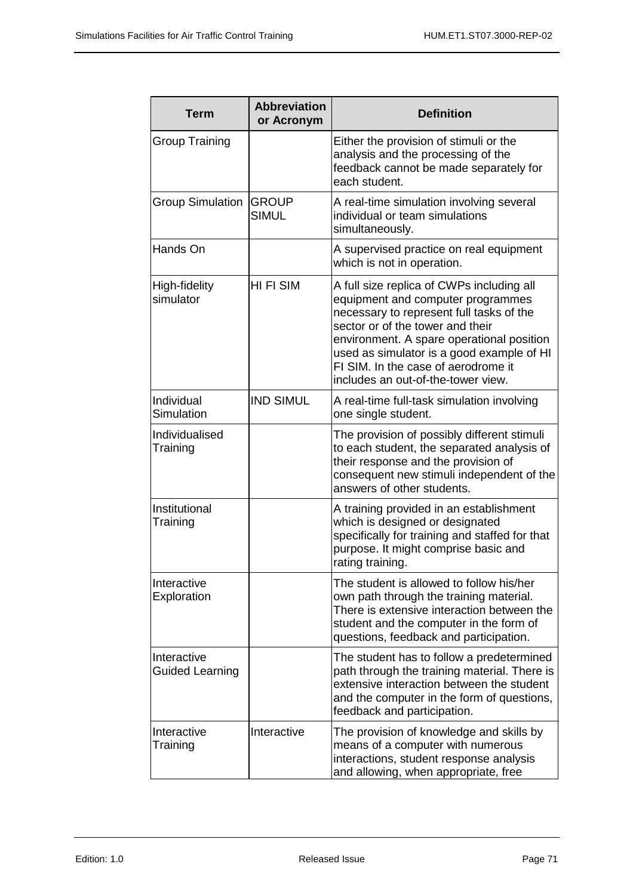| Term | Abbreviation or Acronym | Definition |
|---|---|---|
| Group Training | | Either the provision of stimuli or the analysis and the processing of the feedback cannot be made separately for each student. |
| Group Simulation | GROUP SIMUL | A real-time simulation involving several individual or team simulations simultaneously. |
| Hands On | | A supervised practice on real equipment which is not in operation. |
| High-fidelity simulator | HI FI SIM | A full size replica of CWPs including all equipment and computer programmes necessary to represent full tasks of the sector or of the tower and their environment. A spare operational position used as simulator is a good example of HI FI SIM. In the case of aerodrome it includes an out-of-the-tower view. |
| Individual Simulation | IND SIMUL | A real-time full-task simulation involving one single student. |
| Individualised Training | | The provision of possibly different stimuli to each student, the separated analysis of their response and the provision of consequent new stimuli independent of the answers of other students. |
| Institutional Training | | A training provided in an establishment which is designed or designated specifically for training and staffed for that purpose. It might comprise basic and rating training. |
| Interactive Exploration | | The student is allowed to follow his/her own path through the training material. There is extensive interaction between the student and the computer in the form of questions, feedback and participation. |
| Interactive Guided Learning | | The student has to follow a predetermined path through the training material. There is extensive interaction between the student and the computer in the form of questions, feedback and participation. |
| Interactive Training | Interactive | The provision of knowledge and skills by means of a computer with numerous interactions, student response analysis and allowing, when appropriate, free |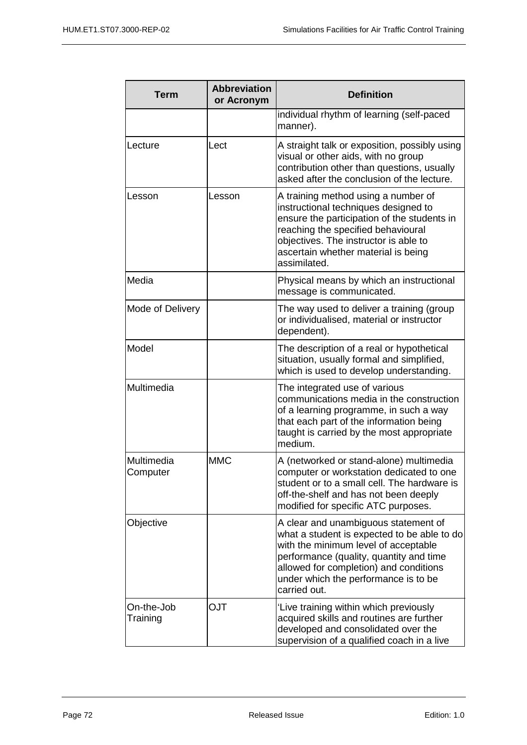| Term | Abbreviation or Acronym | Definition |
|---|---|---|
| | | individual rhythm of learning (self-paced manner). |
| Lecture | Lect | A straight talk or exposition, possibly using visual or other aids, with no group contribution other than questions, usually asked after the conclusion of the lecture. |
| Lesson | Lesson | A training method using a number of instructional techniques designed to ensure the participation of the students in reaching the specified behavioural objectives. The instructor is able to ascertain whether material is being assimilated. |
| Media | | Physical means by which an instructional message is communicated. |
| Mode of Delivery | | The way used to deliver a training (group or individualised, material or instructor dependent). |
| Model | | The description of a real or hypothetical situation, usually formal and simplified, which is used to develop understanding. |
| Multimedia | | The integrated use of various communications media in the construction of a learning programme, in such a way that each part of the information being taught is carried by the most appropriate medium. |
| Multimedia Computer | MMC | A (networked or stand-alone) multimedia computer or workstation dedicated to one student or to a small cell. The hardware is off-the-shelf and has not been deeply modified for specific ATC purposes. |
| Objective | | A clear and unambiguous statement of what a student is expected to be able to do with the minimum level of acceptable performance (quality, quantity and time allowed for completion) and conditions under which the performance is to be carried out. |
| On-the-Job Training | OJT | 'Live training within which previously acquired skills and routines are further developed and consolidated over the supervision of a qualified coach in a live |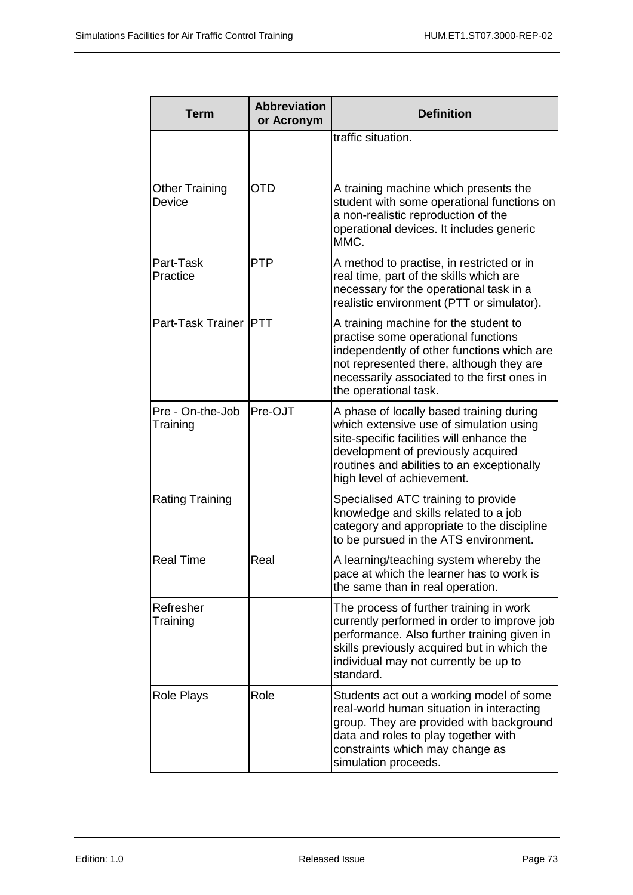| Term | Abbreviation or Acronym | Definition |
|---|---|---|
| | | traffic situation. |
| Other Training Device | OTD | A training machine which presents the student with some operational functions on a non-realistic reproduction of the operational devices. It includes generic MMC. |
| Part-Task Practice | PTP | A method to practise, in restricted or in real time, part of the skills which are necessary for the operational task in a realistic environment (PTT or simulator). |
| Part-Task Trainer | PTT | A training machine for the student to practise some operational functions independently of other functions which are not represented there, although they are necessarily associated to the first ones in the operational task. |
| Pre - On-the-Job Training | Pre-OJT | A phase of locally based training during which extensive use of simulation using site-specific facilities will enhance the development of previously acquired routines and abilities to an exceptionally high level of achievement. |
| Rating Training | | Specialised ATC training to provide knowledge and skills related to a job category and appropriate to the discipline to be pursued in the ATS environment. |
| Real Time | Real | A learning/teaching system whereby the pace at which the learner has to work is the same than in real operation. |
| Refresher Training | | The process of further training in work currently performed in order to improve job performance. Also further training given in skills previously acquired but in which the individual may not currently be up to standard. |
| Role Plays | Role | Students act out a working model of some real-world human situation in interacting group. They are provided with background data and roles to play together with constraints which may change as simulation proceeds. |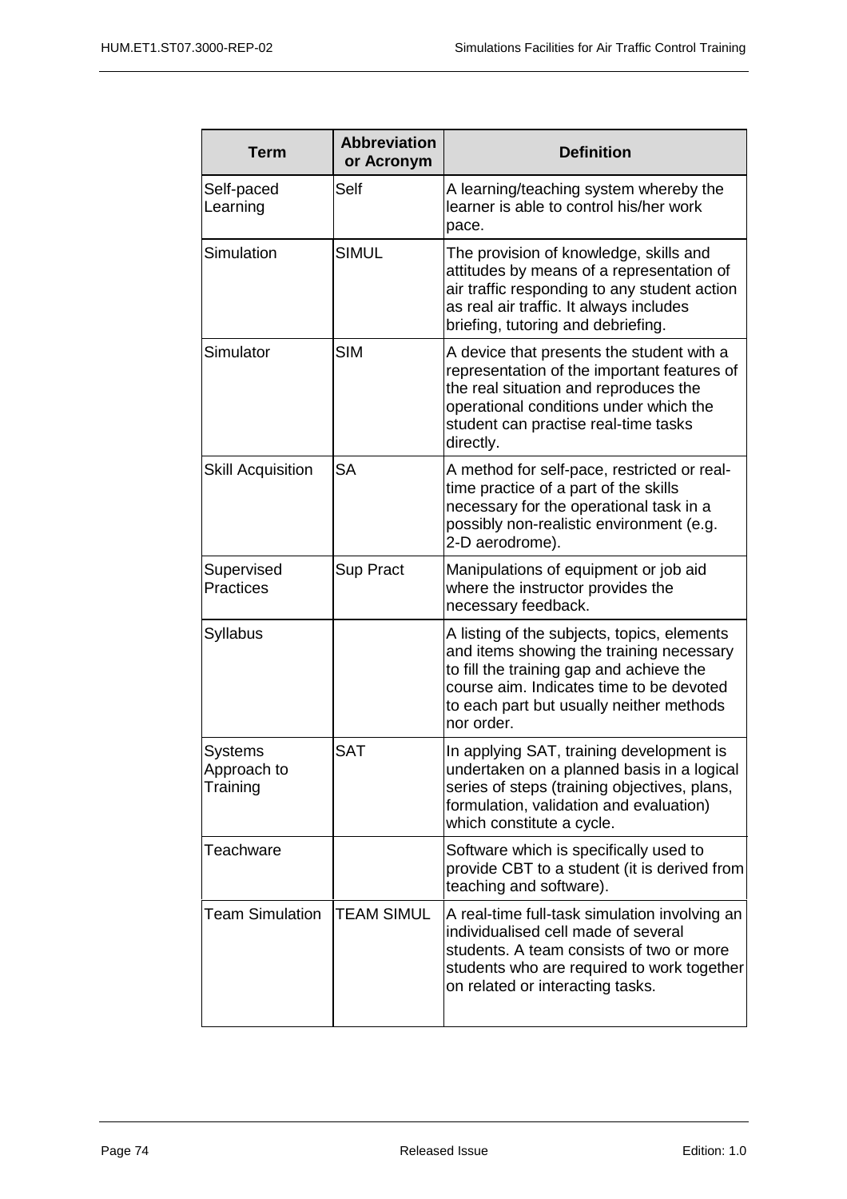| Term | Abbreviation or Acronym | Definition |
|---|---|---|
| Self-paced Learning | Self | A learning/teaching system whereby the learner is able to control his/her work pace. |
| Simulation | SIMUL | The provision of knowledge, skills and attitudes by means of a representation of air traffic responding to any student action as real air traffic. It always includes briefing, tutoring and debriefing. |
| Simulator | SIM | A device that presents the student with a representation of the important features of the real situation and reproduces the operational conditions under which the student can practise real-time tasks directly. |
| Skill Acquisition | SA | A method for self-pace, restricted or real-time practice of a part of the skills necessary for the operational task in a possibly non-realistic environment (e.g. 2-D aerodrome). |
| Supervised Practices | Sup Pract | Manipulations of equipment or job aid where the instructor provides the necessary feedback. |
| Syllabus | | A listing of the subjects, topics, elements and items showing the training necessary to fill the training gap and achieve the course aim. Indicates time to be devoted to each part but usually neither methods nor order. |
| Systems Approach to Training | SAT | In applying SAT, training development is undertaken on a planned basis in a logical series of steps (training objectives, plans, formulation, validation and evaluation) which constitute a cycle. |
| Teachware | | Software which is specifically used to provide CBT to a student (it is derived from teaching and software). |
| Team Simulation | TEAM SIMUL | A real-time full-task simulation involving an individualised cell made of several students. A team consists of two or more students who are required to work together on related or interacting tasks. |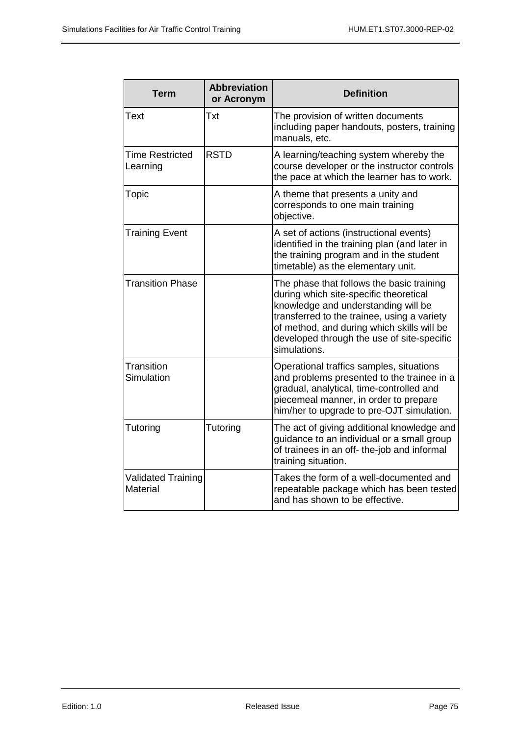| Term | Abbreviation or Acronym | Definition |
|---|---|---|
| Text | Txt | The provision of written documents including paper handouts, posters, training manuals, etc. |
| Time Restricted Learning | RSTD | A learning/teaching system whereby the course developer or the instructor controls the pace at which the learner has to work. |
| Topic | | A theme that presents a unity and corresponds to one main training objective. |
| Training Event | | A set of actions (instructional events) identified in the training plan (and later in the training program and in the student timetable) as the elementary unit. |
| Transition Phase | | The phase that follows the basic training during which site-specific theoretical knowledge and understanding will be transferred to the trainee, using a variety of method, and during which skills will be developed through the use of site-specific simulations. |
| Transition Simulation | | Operational traffics samples, situations and problems presented to the trainee in a gradual, analytical, time-controlled and piecemeal manner, in order to prepare him/her to upgrade to pre-OJT simulation. |
| Tutoring | Tutoring | The act of giving additional knowledge and guidance to an individual or a small group of trainees in an off- the-job and informal training situation. |
| Validated Training Material | | Takes the form of a well-documented and repeatable package which has been tested and has shown to be effective. |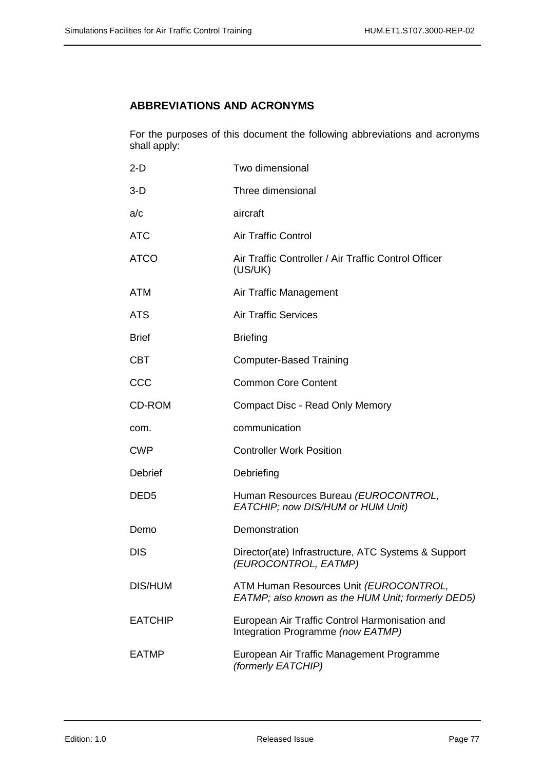## ABBREVIATIONS AND ACRONYMS

For the purposes of this document the following abbreviations and acronyms shall apply:

| | |
|---|---|
| 2-D | Two dimensional |
| 3-D | Three dimensional |
| a/c | aircraft |
| ATC | Air Traffic Control |
| ATCO | Air Traffic Controller / Air Traffic Control Officer (US/UK) |
| ATM | Air Traffic Management |
| ATS | Air Traffic Services |
| Brief | Briefing |
| CBT | Computer-Based Training |
| CCC | Common Core Content |
| CD-ROM | Compact Disc - Read Only Memory |
| com. | communication |
| CWP | Controller Work Position |
| Debrief | Debriefing |
| DED5 | Human Resources Bureau *(EUROCONTROL, EATCHIP; now DIS/HUM or HUM Unit)* |
| Demo | Demonstration |
| DIS | Director(ate) Infrastructure, ATC Systems & Support *(EUROCONTROL, EATMP)* |
| DIS/HUM | ATM Human Resources Unit *(EUROCONTROL, EATMP; also known as the HUM Unit; formerly DED5)* |
| EATCHIP | European Air Traffic Control Harmonisation and Integration Programme *(now EATMP)* |
| EATMP | European Air Traffic Management Programme *(formerly EATCHIP)* |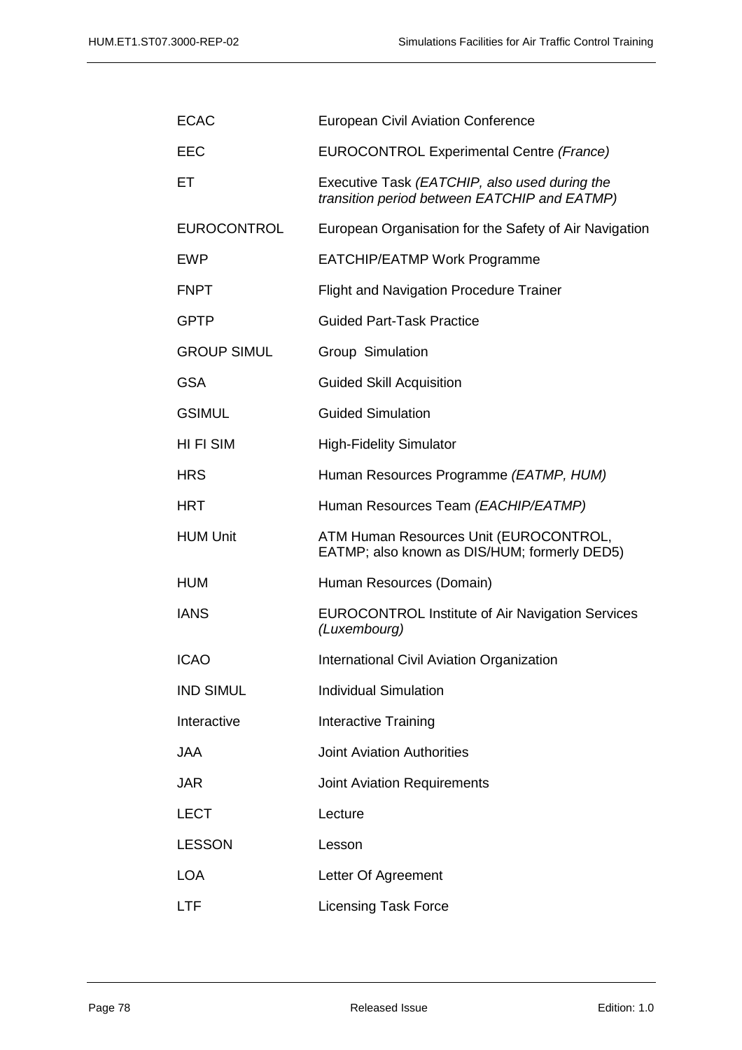| | |
|---|---|
| ECAC | European Civil Aviation Conference |
| EEC | EUROCONTROL Experimental Centre *(France)* |
| ET | Executive Task *(EATCHIP, also used during the transition period between EATCHIP and EATMP)* |
| EUROCONTROL | European Organisation for the Safety of Air Navigation |
| EWP | EATCHIP/EATMP Work Programme |
| FNPT | Flight and Navigation Procedure Trainer |
| GPTP | Guided Part-Task Practice |
| GROUP SIMUL | Group Simulation |
| GSA | Guided Skill Acquisition |
| GSIMUL | Guided Simulation |
| HI FI SIM | High-Fidelity Simulator |
| HRS | Human Resources Programme *(EATMP, HUM)* |
| HRT | Human Resources Team *(EACHIP/EATMP)* |
| HUM Unit | ATM Human Resources Unit (EUROCONTROL, EATMP; also known as DIS/HUM; formerly DED5) |
| HUM | Human Resources (Domain) |
| IANS | EUROCONTROL Institute of Air Navigation Services *(Luxembourg)* |
| ICAO | International Civil Aviation Organization |
| IND SIMUL | Individual Simulation |
| Interactive | Interactive Training |
| JAA | Joint Aviation Authorities |
| JAR | Joint Aviation Requirements |
| LECT | Lecture |
| LESSON | Lesson |
| LOA | Letter Of Agreement |
| LTF | Licensing Task Force |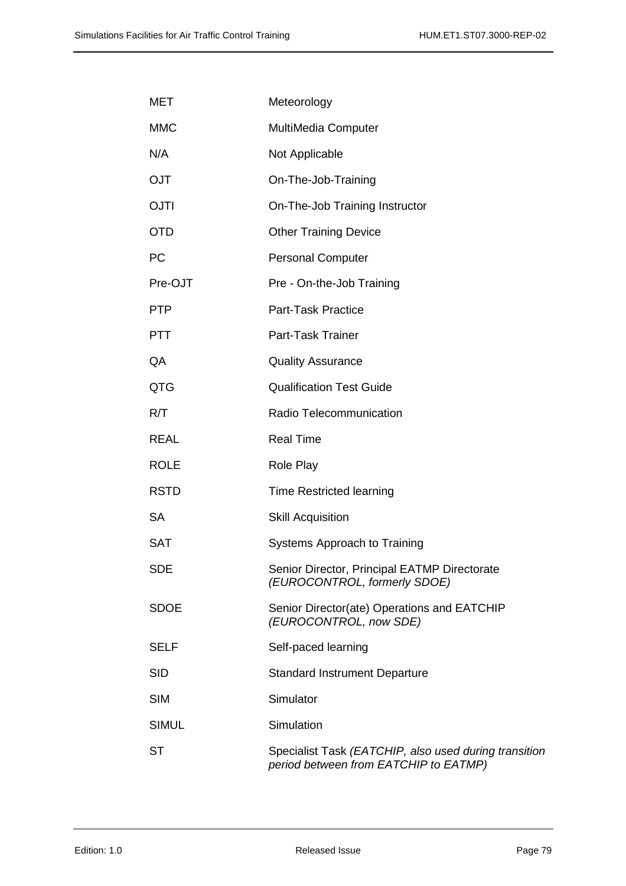| | |
|---|---|
| MET | Meteorology |
| MMC | MultiMedia Computer |
| N/A | Not Applicable |
| OJT | On-The-Job-Training |
| OJTI | On-The-Job Training Instructor |
| OTD | Other Training Device |
| PC | Personal Computer |
| Pre-OJT | Pre - On-the-Job Training |
| PTP | Part-Task Practice |
| PTT | Part-Task Trainer |
| QA | Quality Assurance |
| QTG | Qualification Test Guide |
| R/T | Radio Telecommunication |
| REAL | Real Time |
| ROLE | Role Play |
| RSTD | Time Restricted learning |
| SA | Skill Acquisition |
| SAT | Systems Approach to Training |
| SDE | Senior Director, Principal EATMP Directorate *(EUROCONTROL, formerly SDOE)* |
| SDOE | Senior Director(ate) Operations and EATCHIP *(EUROCONTROL, now SDE)* |
| SELF | Self-paced learning |
| SID | Standard Instrument Departure |
| SIM | Simulator |
| SIMUL | Simulation |
| ST | Specialist Task *(EATCHIP, also used during transition period between from EATCHIP to EATMP)* |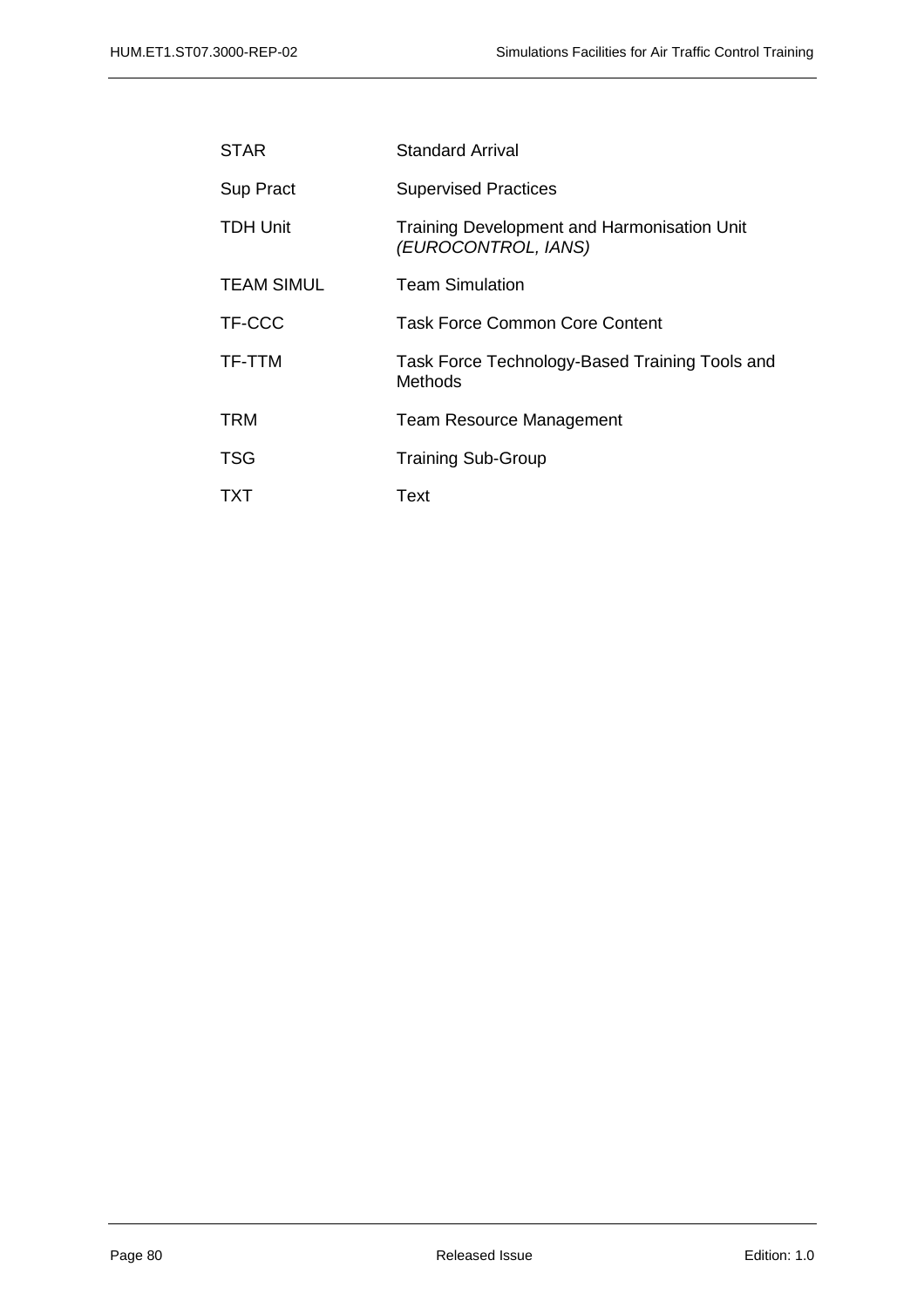| | |
|---|---|
| STAR | Standard Arrival |
| Sup Pract | Supervised Practices |
| TDH Unit | Training Development and Harmonisation Unit *(EUROCONTROL, IANS)* |
| TEAM SIMUL | Team Simulation |
| TF-CCC | Task Force Common Core Content |
| TF-TTM | Task Force Technology-Based Training Tools and Methods |
| TRM | Team Resource Management |
| TSG | Training Sub-Group |
| TXT | Text |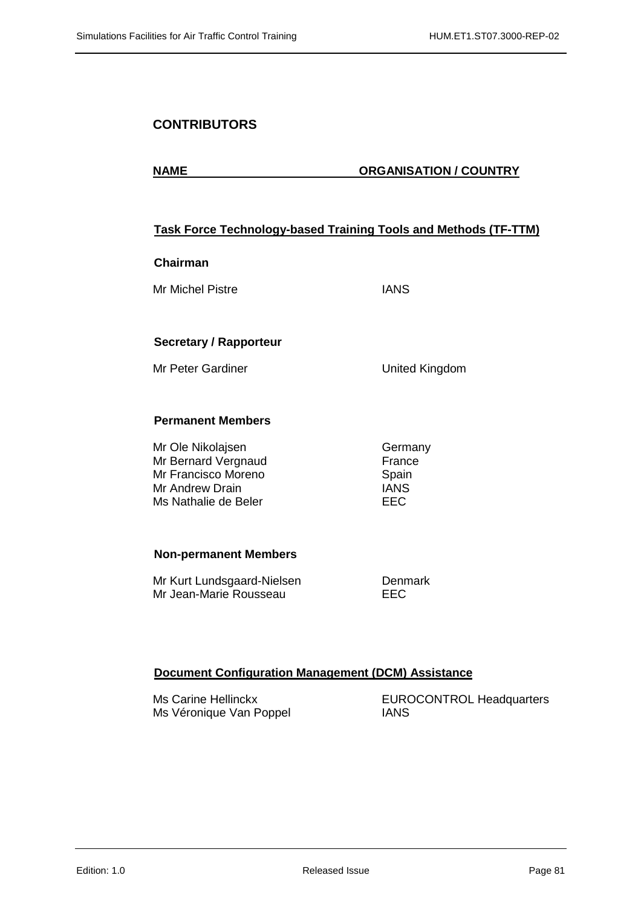## CONTRIBUTORS

| NAME | ORGANISATION / COUNTRY |
|---|---|

### Task Force Technology-based Training Tools and Methods (TF-TTM)

**Chairman**

| | |
|---|---|
| Mr Michel Pistre | IANS |

**Secretary / Rapporteur**

| | |
|---|---|
| Mr Peter Gardiner | United Kingdom |

**Permanent Members**

| | |
|---|---|
| Mr Ole Nikolajsen | Germany |
| Mr Bernard Vergnaud | France |
| Mr Francisco Moreno | Spain |
| Mr Andrew Drain | IANS |
| Ms Nathalie de Beler | EEC |

**Non-permanent Members**

| | |
|---|---|
| Mr Kurt Lundsgaard-Nielsen | Denmark |
| Mr Jean-Marie Rousseau | EEC |

### Document Configuration Management (DCM) Assistance

| | |
|---|---|
| Ms Carine Hellinckx | EUROCONTROL Headquarters |
| Ms Véronique Van Poppel | IANS |